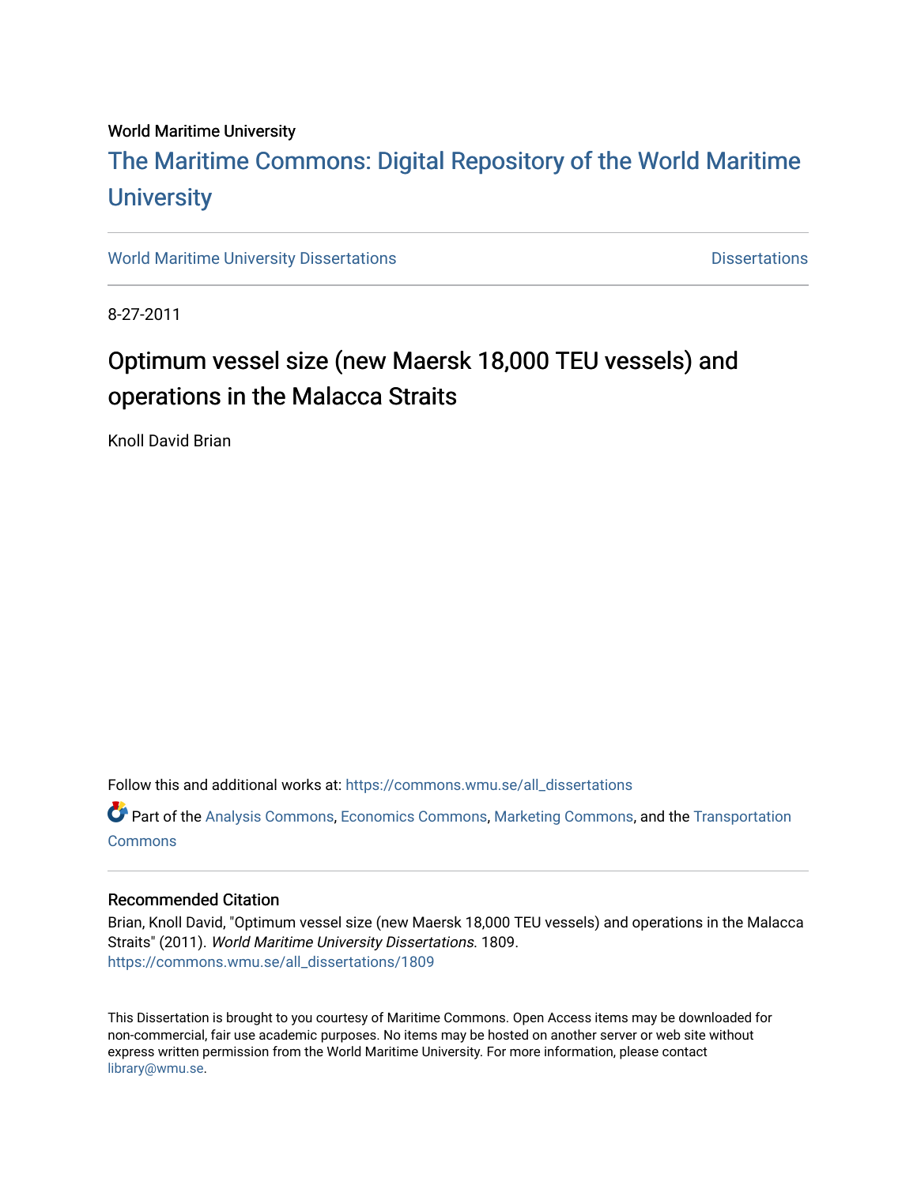World Maritime University

# The Maritime Commons: Digital Repository of the World Maritime University

World Maritime University Dissertations | Dissertations

8-27-2011

## Optimum vessel size (new Maersk 18,000 TEU vessels) and operations in the Malacca Straits

Knoll David Brian

Follow this and additional works at: https://commons.wmu.se/all_dissertations

Part of the Analysis Commons, Economics Commons, Marketing Commons, and the Transportation Commons

### Recommended Citation

Brian, Knoll David, "Optimum vessel size (new Maersk 18,000 TEU vessels) and operations in the Malacca Straits" (2011). *World Maritime University Dissertations*. 1809.
https://commons.wmu.se/all_dissertations/1809

This Dissertation is brought to you courtesy of Maritime Commons. Open Access items may be downloaded for non-commercial, fair use academic purposes. No items may be hosted on another server or web site without express written permission from the World Maritime University. For more information, please contact library@wmu.se.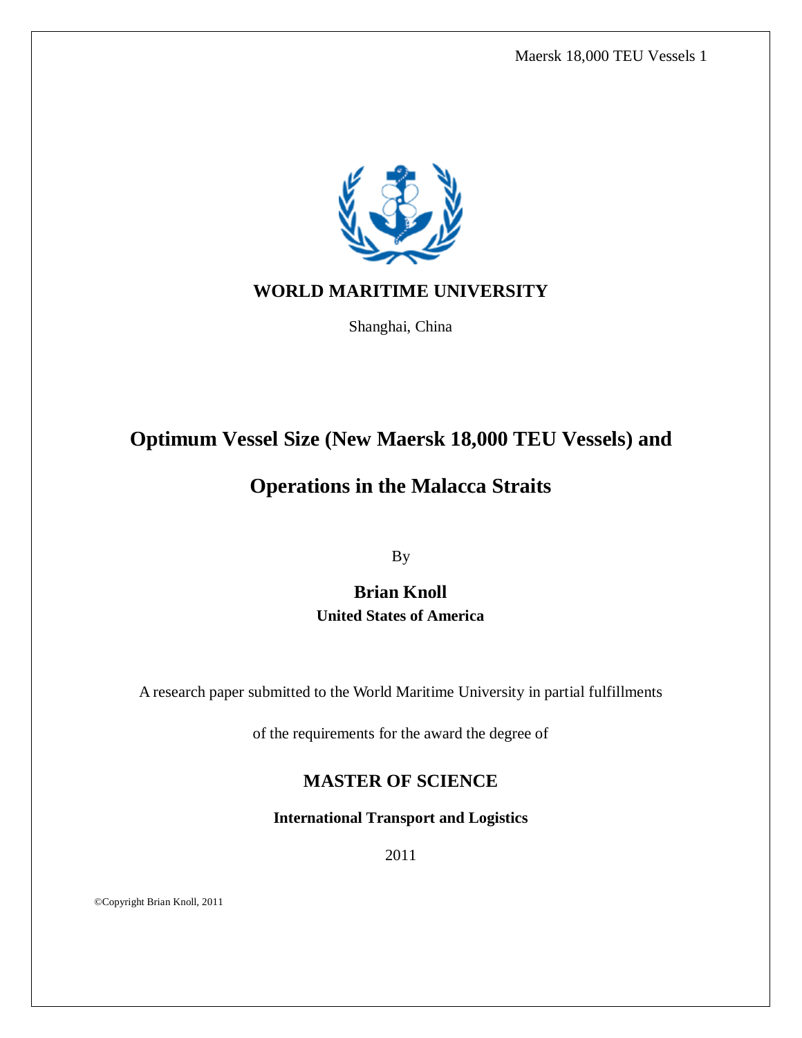**WORLD MARITIME UNIVERSITY**

Shanghai, China

# Optimum Vessel Size (New Maersk 18,000 TEU Vessels) and Operations in the Malacca Straits

By

**Brian Knoll**

**United States of America**

A research paper submitted to the World Maritime University in partial fulfillments of the requirements for the award the degree of

## MASTER OF SCIENCE

**International Transport and Logistics**

2011

©Copyright Brian Knoll, 2011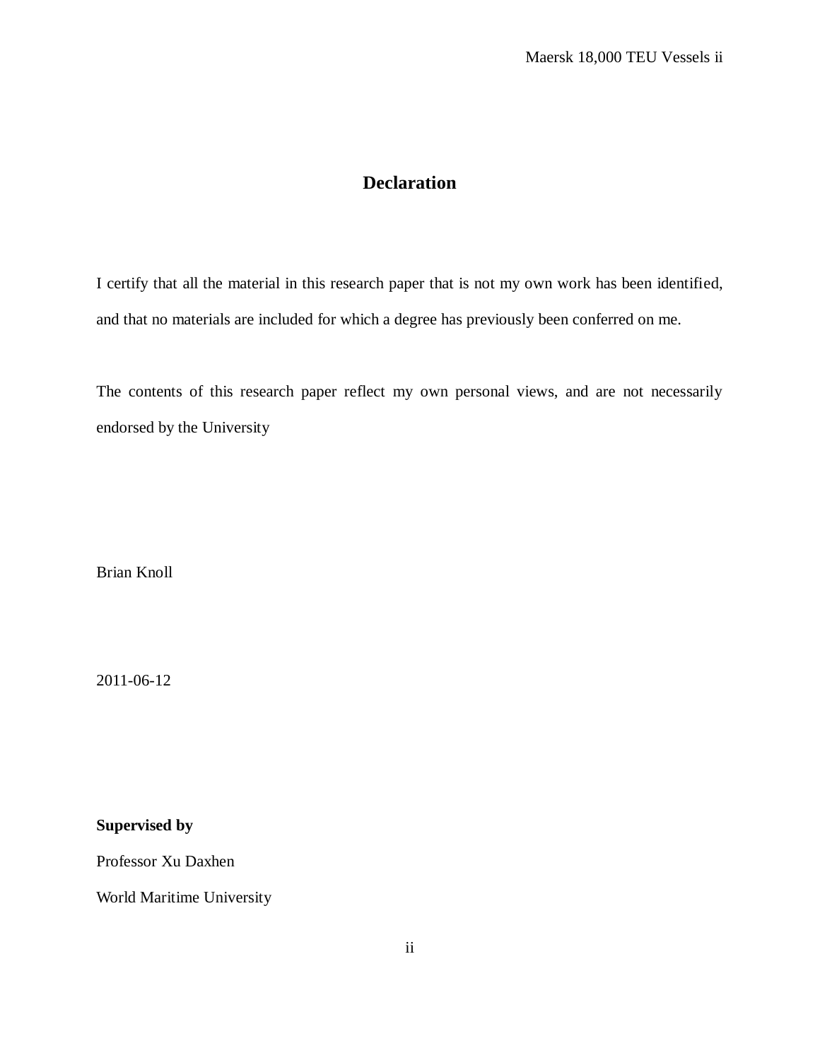# Declaration

I certify that all the material in this research paper that is not my own work has been identified, and that no materials are included for which a degree has previously been conferred on me.

The contents of this research paper reflect my own personal views, and are not necessarily endorsed by the University

Brian Knoll

2011-06-12

**Supervised by**

Professor Xu Daxhen

World Maritime University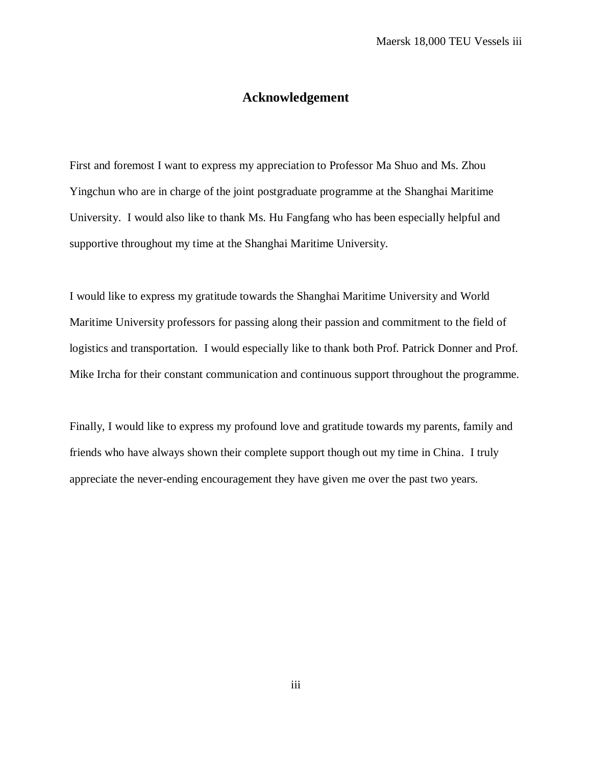# Acknowledgement

First and foremost I want to express my appreciation to Professor Ma Shuo and Ms. Zhou Yingchun who are in charge of the joint postgraduate programme at the Shanghai Maritime University. I would also like to thank Ms. Hu Fangfang who has been especially helpful and supportive throughout my time at the Shanghai Maritime University.

I would like to express my gratitude towards the Shanghai Maritime University and World Maritime University professors for passing along their passion and commitment to the field of logistics and transportation. I would especially like to thank both Prof. Patrick Donner and Prof. Mike Ircha for their constant communication and continuous support throughout the programme.

Finally, I would like to express my profound love and gratitude towards my parents, family and friends who have always shown their complete support though out my time in China. I truly appreciate the never-ending encouragement they have given me over the past two years.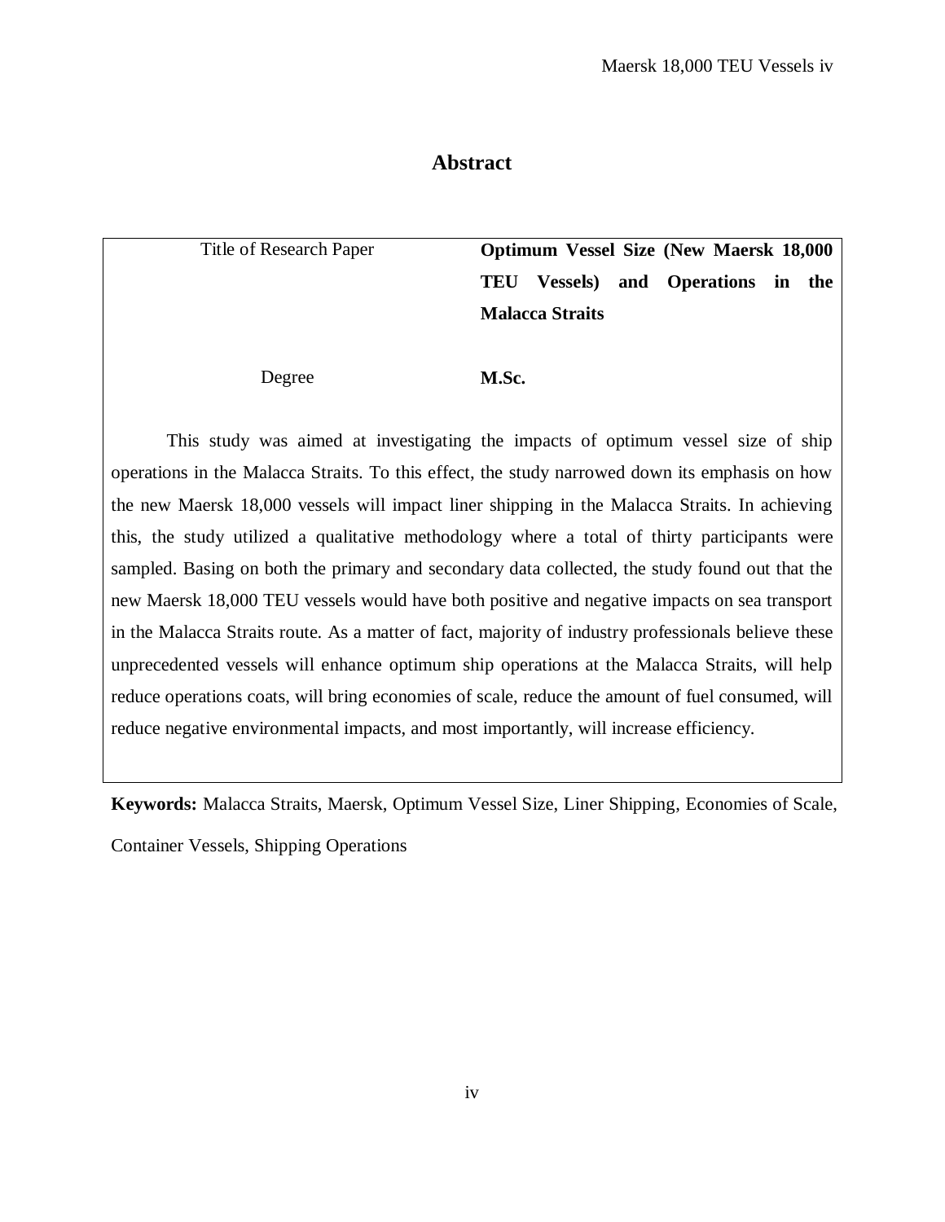# Abstract

| Title of Research Paper | **Optimum Vessel Size (New Maersk 18,000 TEU Vessels) and Operations in the Malacca Straits** |
|---|---|
| Degree | **M.Sc.** |

This study was aimed at investigating the impacts of optimum vessel size of ship operations in the Malacca Straits. To this effect, the study narrowed down its emphasis on how the new Maersk 18,000 vessels will impact liner shipping in the Malacca Straits. In achieving this, the study utilized a qualitative methodology where a total of thirty participants were sampled. Basing on both the primary and secondary data collected, the study found out that the new Maersk 18,000 TEU vessels would have both positive and negative impacts on sea transport in the Malacca Straits route. As a matter of fact, majority of industry professionals believe these unprecedented vessels will enhance optimum ship operations at the Malacca Straits, will help reduce operations coats, will bring economies of scale, reduce the amount of fuel consumed, will reduce negative environmental impacts, and most importantly, will increase efficiency.

**Keywords:** Malacca Straits, Maersk, Optimum Vessel Size, Liner Shipping, Economies of Scale, Container Vessels, Shipping Operations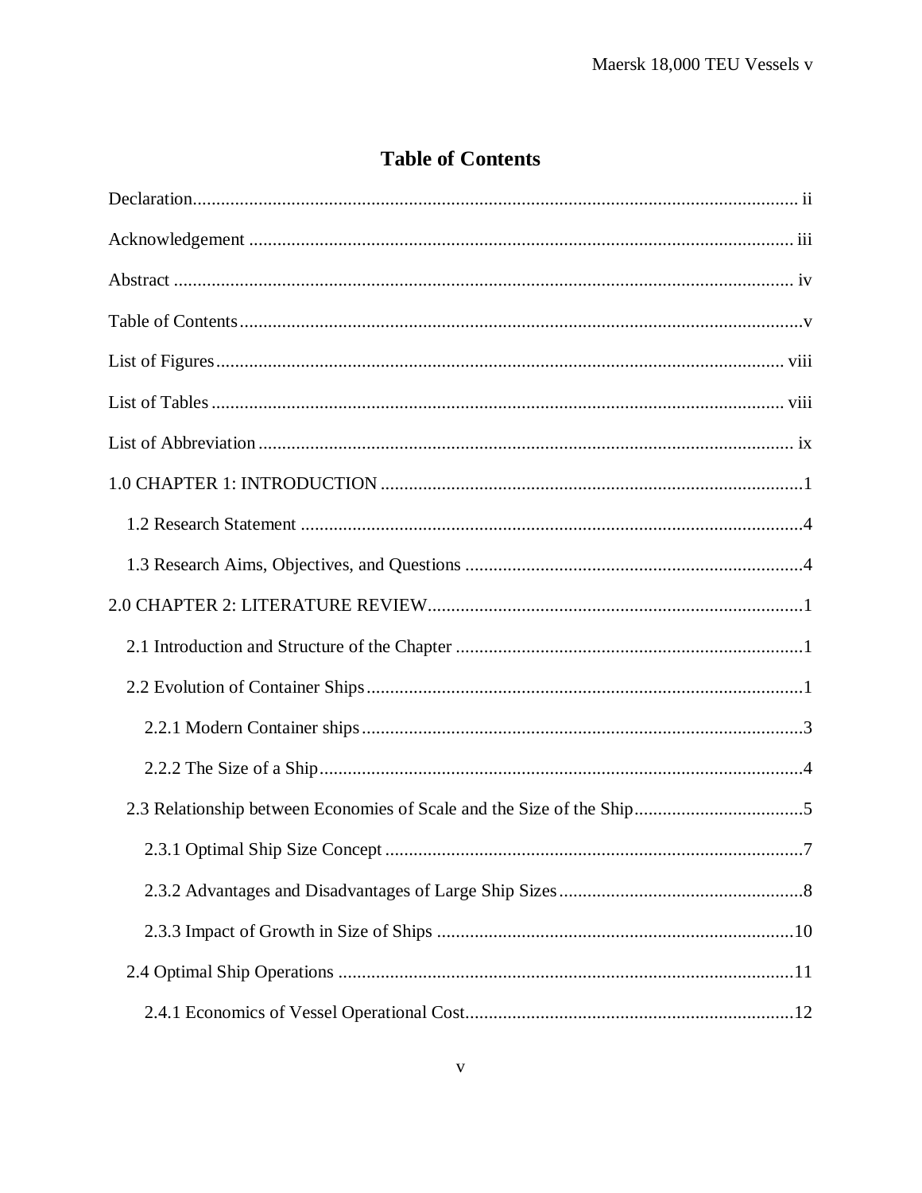# Table of Contents

Declaration............................................................................................................................ ii

Acknowledgement ................................................................................................................ iii

Abstract ................................................................................................................................ iv

Table of Contents ....................................................................................................................v

List of Figures ..................................................................................................................... viii

List of Tables ....................................................................................................................... viii

List of Abbreviation ............................................................................................................. ix

1.0 CHAPTER 1: INTRODUCTION ........................................................................................1

  1.2 Research Statement ........................................................................................................4

  1.3 Research Aims, Objectives, and Questions ......................................................................4

2.0 CHAPTER 2: LITERATURE REVIEW..............................................................................1

  2.1 Introduction and Structure of the Chapter ........................................................................1

  2.2 Evolution of Container Ships ............................................................................................1

    2.2.1 Modern Container ships .............................................................................................3

    2.2.2 The Size of a Ship ......................................................................................................4

  2.3 Relationship between Economies of Scale and the Size of the Ship ..................................5

    2.3.1 Optimal Ship Size Concept ........................................................................................7

    2.3.2 Advantages and Disadvantages of Large Ship Sizes ...................................................8

    2.3.3 Impact of Growth in Size of Ships ...........................................................................10

  2.4 Optimal Ship Operations ................................................................................................11

    2.4.1 Economics of Vessel Operational Cost......................................................................12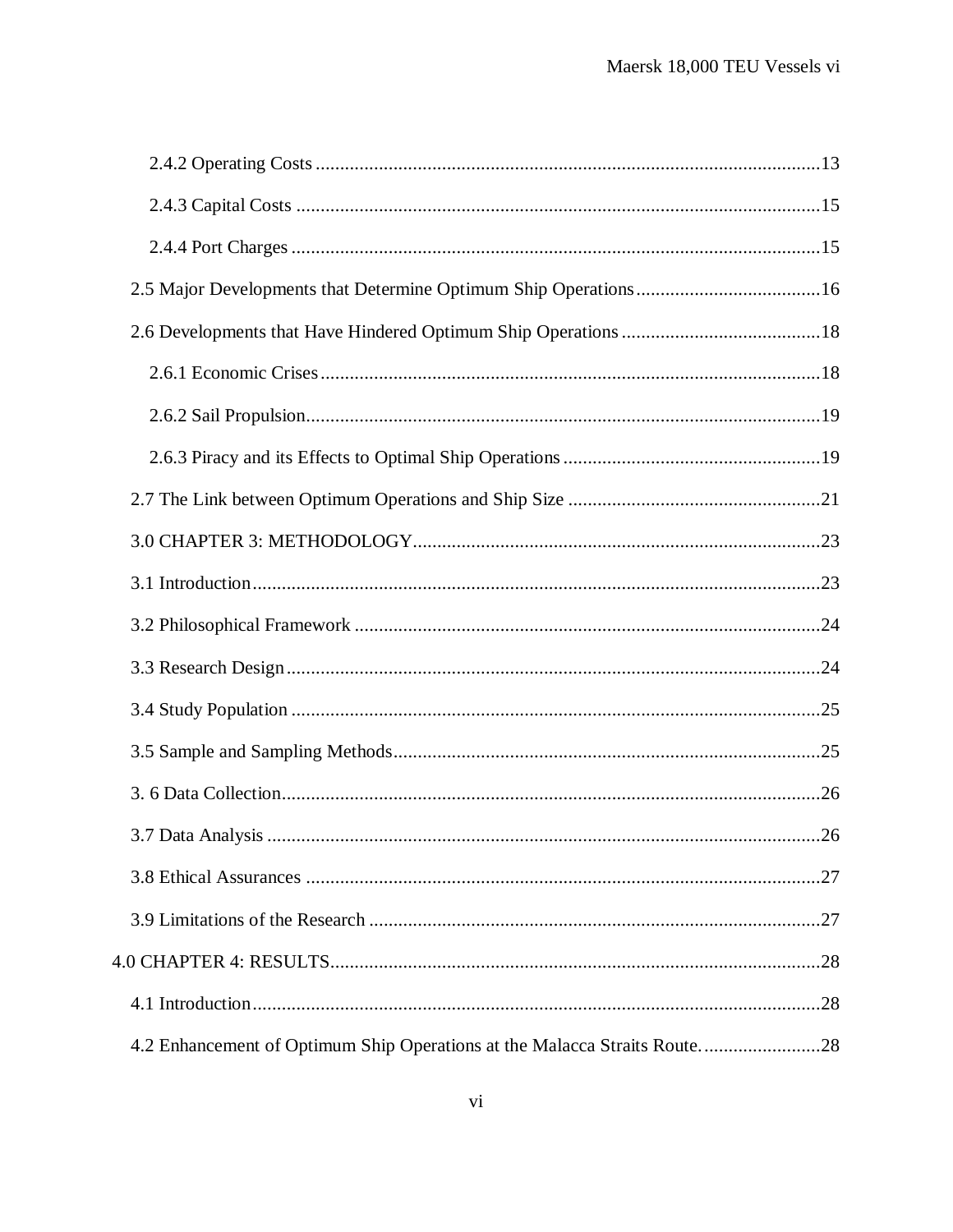2.4.2 Operating Costs .......................................................................................................13

2.4.3 Capital Costs ............................................................................................................15

2.4.4 Port Charges .............................................................................................................15

2.5 Major Developments that Determine Optimum Ship Operations......................................16

2.6 Developments that Have Hindered Optimum Ship Operations .........................................18

2.6.1 Economic Crises.......................................................................................................18

2.6.2 Sail Propulsion..........................................................................................................19

2.6.3 Piracy and its Effects to Optimal Ship Operations .....................................................19

2.7 The Link between Optimum Operations and Ship Size ....................................................21

3.0 CHAPTER 3: METHODOLOGY...................................................................................23

3.1 Introduction.....................................................................................................................23

3.2 Philosophical Framework ................................................................................................24

3.3 Research Design..............................................................................................................24

3.4 Study Population .............................................................................................................25

3.5 Sample and Sampling Methods........................................................................................25

3. 6 Data Collection...............................................................................................................26

3.7 Data Analysis ..................................................................................................................26

3.8 Ethical Assurances ..........................................................................................................27

3.9 Limitations of the Research .............................................................................................27

4.0 CHAPTER 4: RESULTS.....................................................................................................28

4.1 Introduction.....................................................................................................................28

4.2 Enhancement of Optimum Ship Operations at the Malacca Straits Route.........................28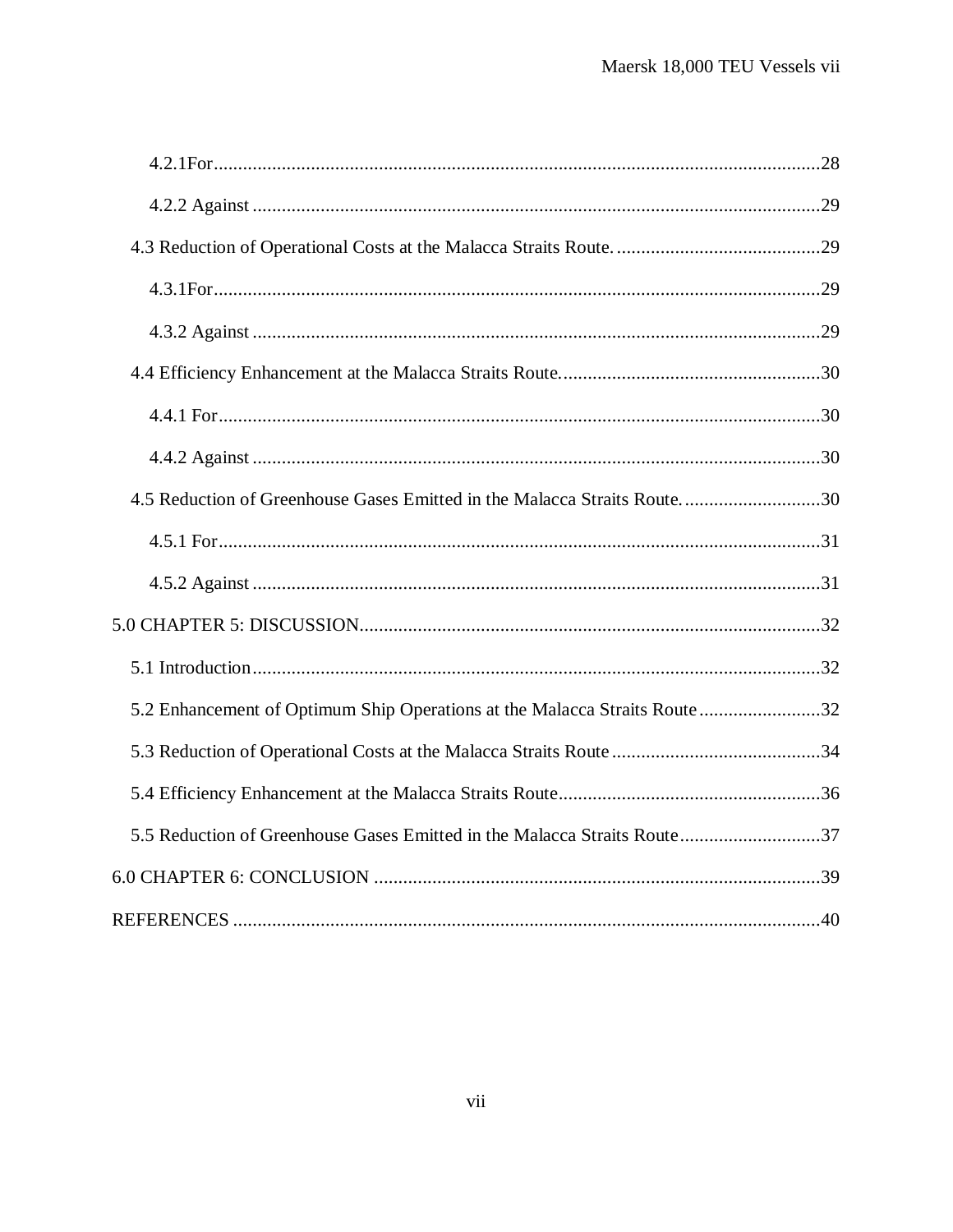4.2.1For ............................................................................................................................28

4.2.2 Against ....................................................................................................................29

4.3 Reduction of Operational Costs at the Malacca Straits Route. ..........................................29

4.3.1For ............................................................................................................................29

4.3.2 Against ....................................................................................................................29

4.4 Efficiency Enhancement at the Malacca Straits Route......................................................30

4.4.1 For ...........................................................................................................................30

4.4.2 Against ....................................................................................................................30

4.5 Reduction of Greenhouse Gases Emitted in the Malacca Straits Route. ............................30

4.5.1 For ...........................................................................................................................31

4.5.2 Against ....................................................................................................................31

5.0 CHAPTER 5: DISCUSSION ..............................................................................................32

5.1 Introduction ....................................................................................................................32

5.2 Enhancement of Optimum Ship Operations at the Malacca Straits Route .........................32

5.3 Reduction of Operational Costs at the Malacca Straits Route ...........................................34

5.4 Efficiency Enhancement at the Malacca Straits Route ......................................................36

5.5 Reduction of Greenhouse Gases Emitted in the Malacca Straits Route .............................37

6.0 CHAPTER 6: CONCLUSION ............................................................................................39

REFERENCES ........................................................................................................................40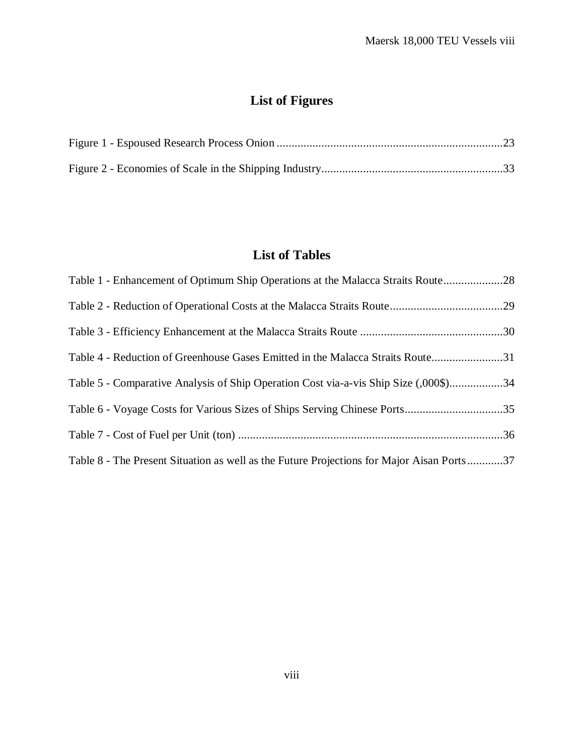## List of Figures

Figure 1 - Espoused Research Process Onion ............................................................................23

Figure 2 - Economies of Scale in the Shipping Industry.............................................................33

## List of Tables

Table 1 - Enhancement of Optimum Ship Operations at the Malacca Straits Route....................28

Table 2 - Reduction of Operational Costs at the Malacca Straits Route......................................29

Table 3 - Efficiency Enhancement at the Malacca Straits Route ................................................30

Table 4 - Reduction of Greenhouse Gases Emitted in the Malacca Straits Route........................31

Table 5 - Comparative Analysis of Ship Operation Cost via-a-vis Ship Size (,000$)..................34

Table 6 - Voyage Costs for Various Sizes of Ships Serving Chinese Ports.................................35

Table 7 - Cost of Fuel per Unit (ton) .........................................................................................36

Table 8 - The Present Situation as well as the Future Projections for Major Aisan Ports............37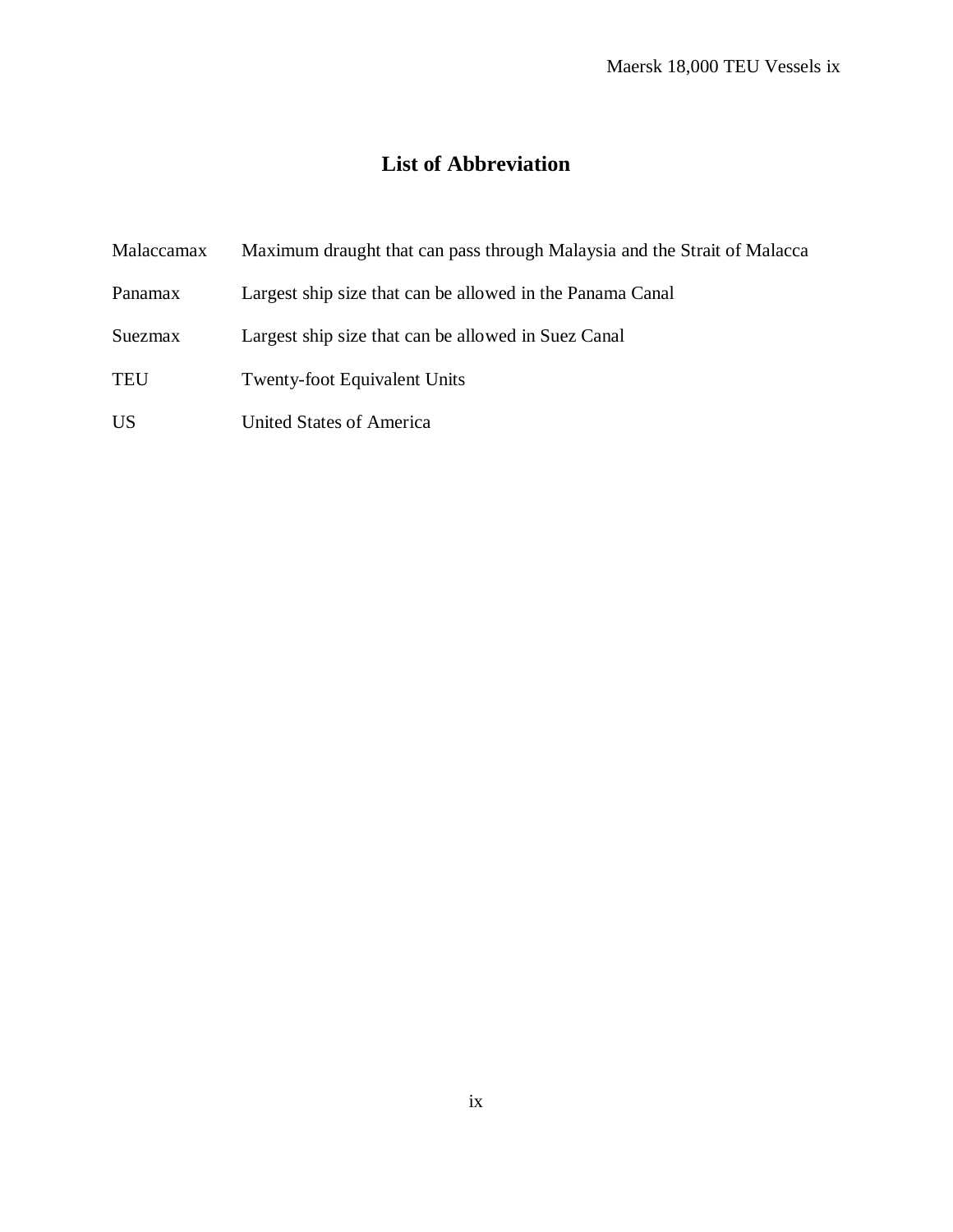# List of Abbreviation

| | |
|---|---|
| Malaccamax | Maximum draught that can pass through Malaysia and the Strait of Malacca |
| Panamax | Largest ship size that can be allowed in the Panama Canal |
| Suezmax | Largest ship size that can be allowed in Suez Canal |
| TEU | Twenty-foot Equivalent Units |
| US | United States of America |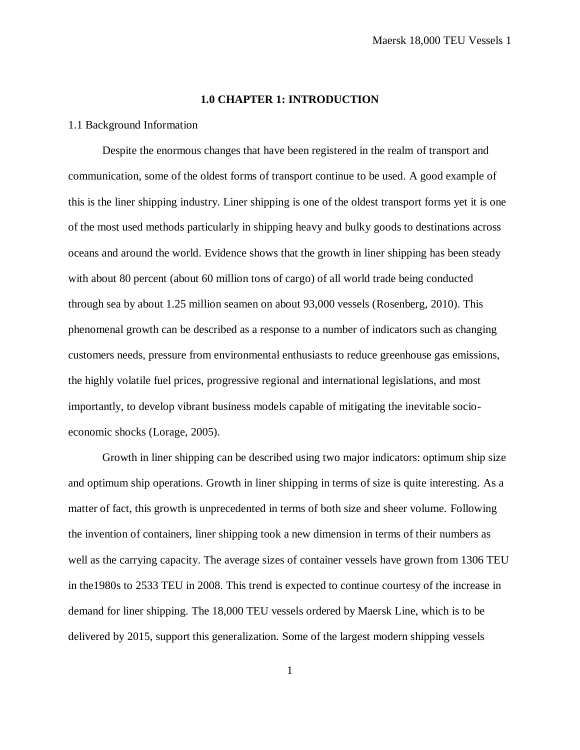# 1.0 CHAPTER 1: INTRODUCTION

## 1.1 Background Information

Despite the enormous changes that have been registered in the realm of transport and communication, some of the oldest forms of transport continue to be used. A good example of this is the liner shipping industry. Liner shipping is one of the oldest transport forms yet it is one of the most used methods particularly in shipping heavy and bulky goods to destinations across oceans and around the world. Evidence shows that the growth in liner shipping has been steady with about 80 percent (about 60 million tons of cargo) of all world trade being conducted through sea by about 1.25 million seamen on about 93,000 vessels (Rosenberg, 2010). This phenomenal growth can be described as a response to a number of indicators such as changing customers needs, pressure from environmental enthusiasts to reduce greenhouse gas emissions, the highly volatile fuel prices, progressive regional and international legislations, and most importantly, to develop vibrant business models capable of mitigating the inevitable socio-economic shocks (Lorage, 2005).

Growth in liner shipping can be described using two major indicators: optimum ship size and optimum ship operations. Growth in liner shipping in terms of size is quite interesting. As a matter of fact, this growth is unprecedented in terms of both size and sheer volume. Following the invention of containers, liner shipping took a new dimension in terms of their numbers as well as the carrying capacity. The average sizes of container vessels have grown from 1306 TEU in the1980s to 2533 TEU in 2008. This trend is expected to continue courtesy of the increase in demand for liner shipping. The 18,000 TEU vessels ordered by Maersk Line, which is to be delivered by 2015, support this generalization. Some of the largest modern shipping vessels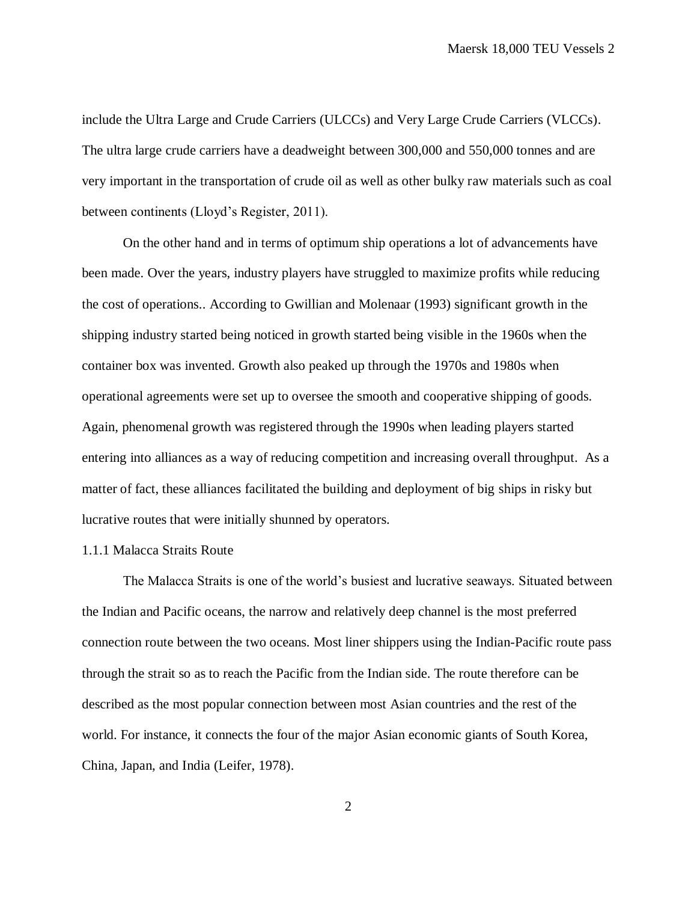include the Ultra Large and Crude Carriers (ULCCs) and Very Large Crude Carriers (VLCCs). The ultra large crude carriers have a deadweight between 300,000 and 550,000 tonnes and are very important in the transportation of crude oil as well as other bulky raw materials such as coal between continents (Lloyd's Register, 2011).

On the other hand and in terms of optimum ship operations a lot of advancements have been made. Over the years, industry players have struggled to maximize profits while reducing the cost of operations.. According to Gwillian and Molenaar (1993) significant growth in the shipping industry started being noticed in growth started being visible in the 1960s when the container box was invented. Growth also peaked up through the 1970s and 1980s when operational agreements were set up to oversee the smooth and cooperative shipping of goods. Again, phenomenal growth was registered through the 1990s when leading players started entering into alliances as a way of reducing competition and increasing overall throughput. As a matter of fact, these alliances facilitated the building and deployment of big ships in risky but lucrative routes that were initially shunned by operators.

### 1.1.1 Malacca Straits Route

The Malacca Straits is one of the world's busiest and lucrative seaways. Situated between the Indian and Pacific oceans, the narrow and relatively deep channel is the most preferred connection route between the two oceans. Most liner shippers using the Indian-Pacific route pass through the strait so as to reach the Pacific from the Indian side. The route therefore can be described as the most popular connection between most Asian countries and the rest of the world. For instance, it connects the four of the major Asian economic giants of South Korea, China, Japan, and India (Leifer, 1978).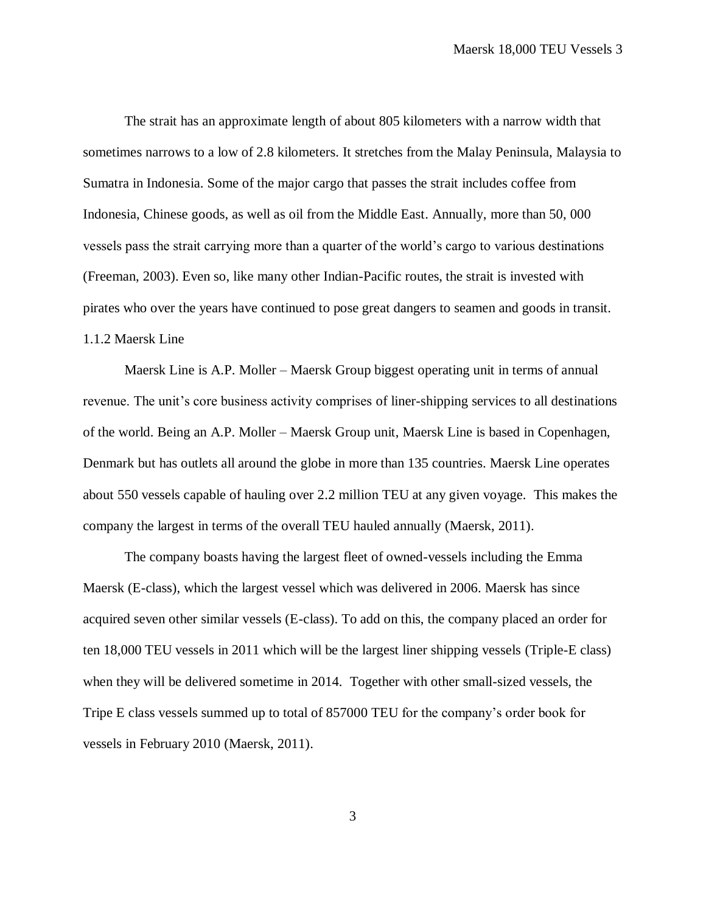The strait has an approximate length of about 805 kilometers with a narrow width that sometimes narrows to a low of 2.8 kilometers. It stretches from the Malay Peninsula, Malaysia to Sumatra in Indonesia. Some of the major cargo that passes the strait includes coffee from Indonesia, Chinese goods, as well as oil from the Middle East. Annually, more than 50, 000 vessels pass the strait carrying more than a quarter of the world's cargo to various destinations (Freeman, 2003). Even so, like many other Indian-Pacific routes, the strait is invested with pirates who over the years have continued to pose great dangers to seamen and goods in transit.

1.1.2 Maersk Line

Maersk Line is A.P. Moller – Maersk Group biggest operating unit in terms of annual revenue. The unit's core business activity comprises of liner-shipping services to all destinations of the world. Being an A.P. Moller – Maersk Group unit, Maersk Line is based in Copenhagen, Denmark but has outlets all around the globe in more than 135 countries. Maersk Line operates about 550 vessels capable of hauling over 2.2 million TEU at any given voyage. This makes the company the largest in terms of the overall TEU hauled annually (Maersk, 2011).

The company boasts having the largest fleet of owned-vessels including the Emma Maersk (E-class), which the largest vessel which was delivered in 2006. Maersk has since acquired seven other similar vessels (E-class). To add on this, the company placed an order for ten 18,000 TEU vessels in 2011 which will be the largest liner shipping vessels (Triple-E class) when they will be delivered sometime in 2014. Together with other small-sized vessels, the Tripe E class vessels summed up to total of 857000 TEU for the company's order book for vessels in February 2010 (Maersk, 2011).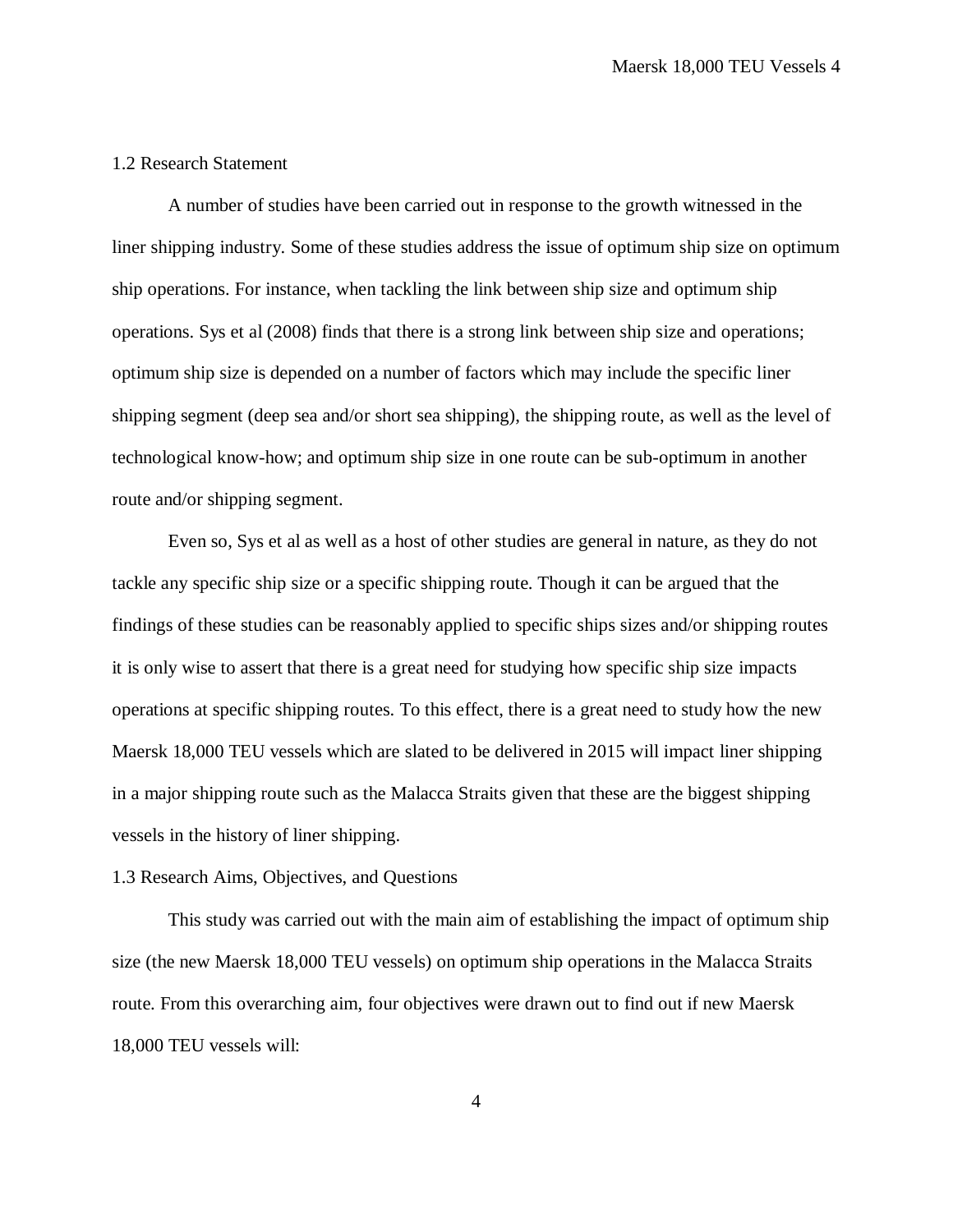## 1.2 Research Statement

A number of studies have been carried out in response to the growth witnessed in the liner shipping industry. Some of these studies address the issue of optimum ship size on optimum ship operations. For instance, when tackling the link between ship size and optimum ship operations. Sys et al (2008) finds that there is a strong link between ship size and operations; optimum ship size is depended on a number of factors which may include the specific liner shipping segment (deep sea and/or short sea shipping), the shipping route, as well as the level of technological know-how; and optimum ship size in one route can be sub-optimum in another route and/or shipping segment.

Even so, Sys et al as well as a host of other studies are general in nature, as they do not tackle any specific ship size or a specific shipping route. Though it can be argued that the findings of these studies can be reasonably applied to specific ships sizes and/or shipping routes it is only wise to assert that there is a great need for studying how specific ship size impacts operations at specific shipping routes. To this effect, there is a great need to study how the new Maersk 18,000 TEU vessels which are slated to be delivered in 2015 will impact liner shipping in a major shipping route such as the Malacca Straits given that these are the biggest shipping vessels in the history of liner shipping.

## 1.3 Research Aims, Objectives, and Questions

This study was carried out with the main aim of establishing the impact of optimum ship size (the new Maersk 18,000 TEU vessels) on optimum ship operations in the Malacca Straits route. From this overarching aim, four objectives were drawn out to find out if new Maersk 18,000 TEU vessels will: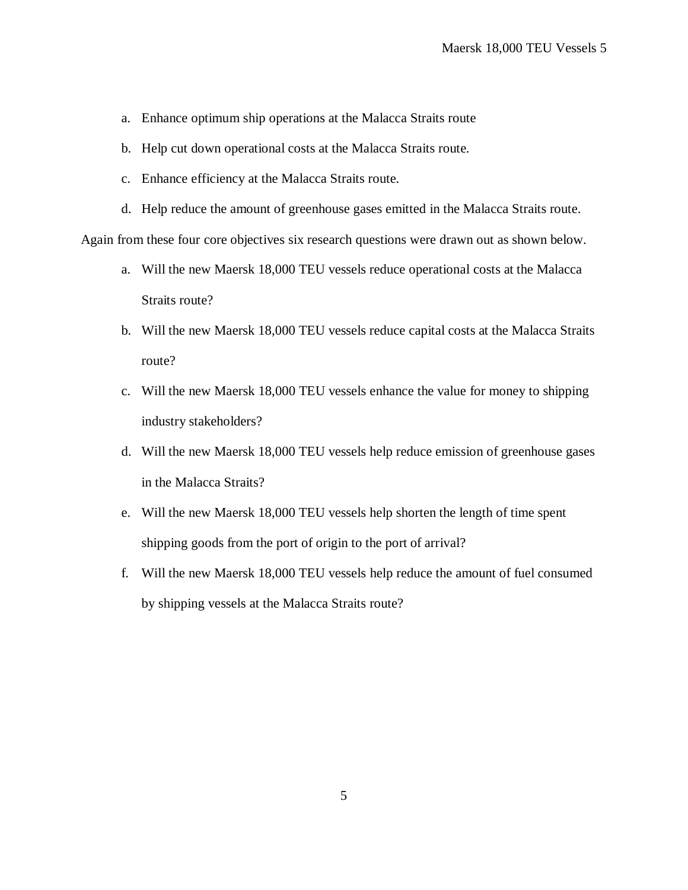a. Enhance optimum ship operations at the Malacca Straits route
b. Help cut down operational costs at the Malacca Straits route.
c. Enhance efficiency at the Malacca Straits route.
d. Help reduce the amount of greenhouse gases emitted in the Malacca Straits route.

Again from these four core objectives six research questions were drawn out as shown below.

a. Will the new Maersk 18,000 TEU vessels reduce operational costs at the Malacca Straits route?
b. Will the new Maersk 18,000 TEU vessels reduce capital costs at the Malacca Straits route?
c. Will the new Maersk 18,000 TEU vessels enhance the value for money to shipping industry stakeholders?
d. Will the new Maersk 18,000 TEU vessels help reduce emission of greenhouse gases in the Malacca Straits?
e. Will the new Maersk 18,000 TEU vessels help shorten the length of time spent shipping goods from the port of origin to the port of arrival?
f. Will the new Maersk 18,000 TEU vessels help reduce the amount of fuel consumed by shipping vessels at the Malacca Straits route?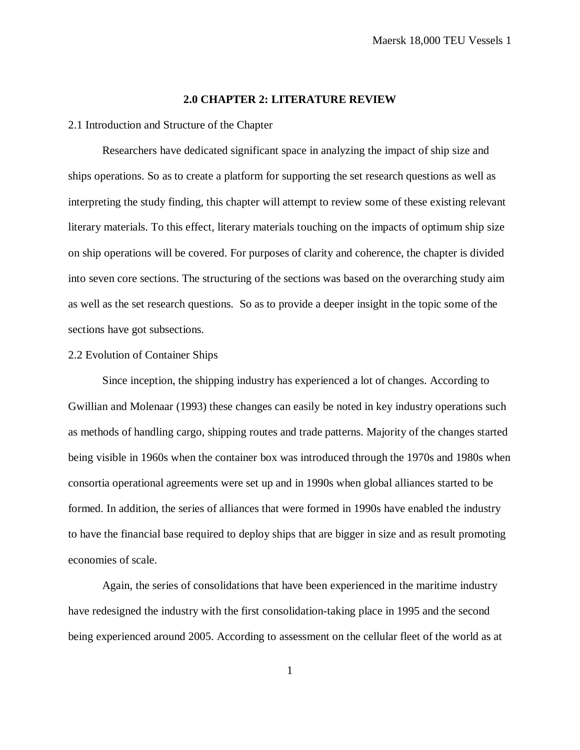## 2.0 CHAPTER 2: LITERATURE REVIEW

### 2.1 Introduction and Structure of the Chapter

Researchers have dedicated significant space in analyzing the impact of ship size and ships operations. So as to create a platform for supporting the set research questions as well as interpreting the study finding, this chapter will attempt to review some of these existing relevant literary materials. To this effect, literary materials touching on the impacts of optimum ship size on ship operations will be covered. For purposes of clarity and coherence, the chapter is divided into seven core sections. The structuring of the sections was based on the overarching study aim as well as the set research questions.  So as to provide a deeper insight in the topic some of the sections have got subsections.

### 2.2 Evolution of Container Ships

Since inception, the shipping industry has experienced a lot of changes. According to Gwillian and Molenaar (1993) these changes can easily be noted in key industry operations such as methods of handling cargo, shipping routes and trade patterns. Majority of the changes started being visible in 1960s when the container box was introduced through the 1970s and 1980s when consortia operational agreements were set up and in 1990s when global alliances started to be formed. In addition, the series of alliances that were formed in 1990s have enabled the industry to have the financial base required to deploy ships that are bigger in size and as result promoting economies of scale.

Again, the series of consolidations that have been experienced in the maritime industry have redesigned the industry with the first consolidation-taking place in 1995 and the second being experienced around 2005. According to assessment on the cellular fleet of the world as at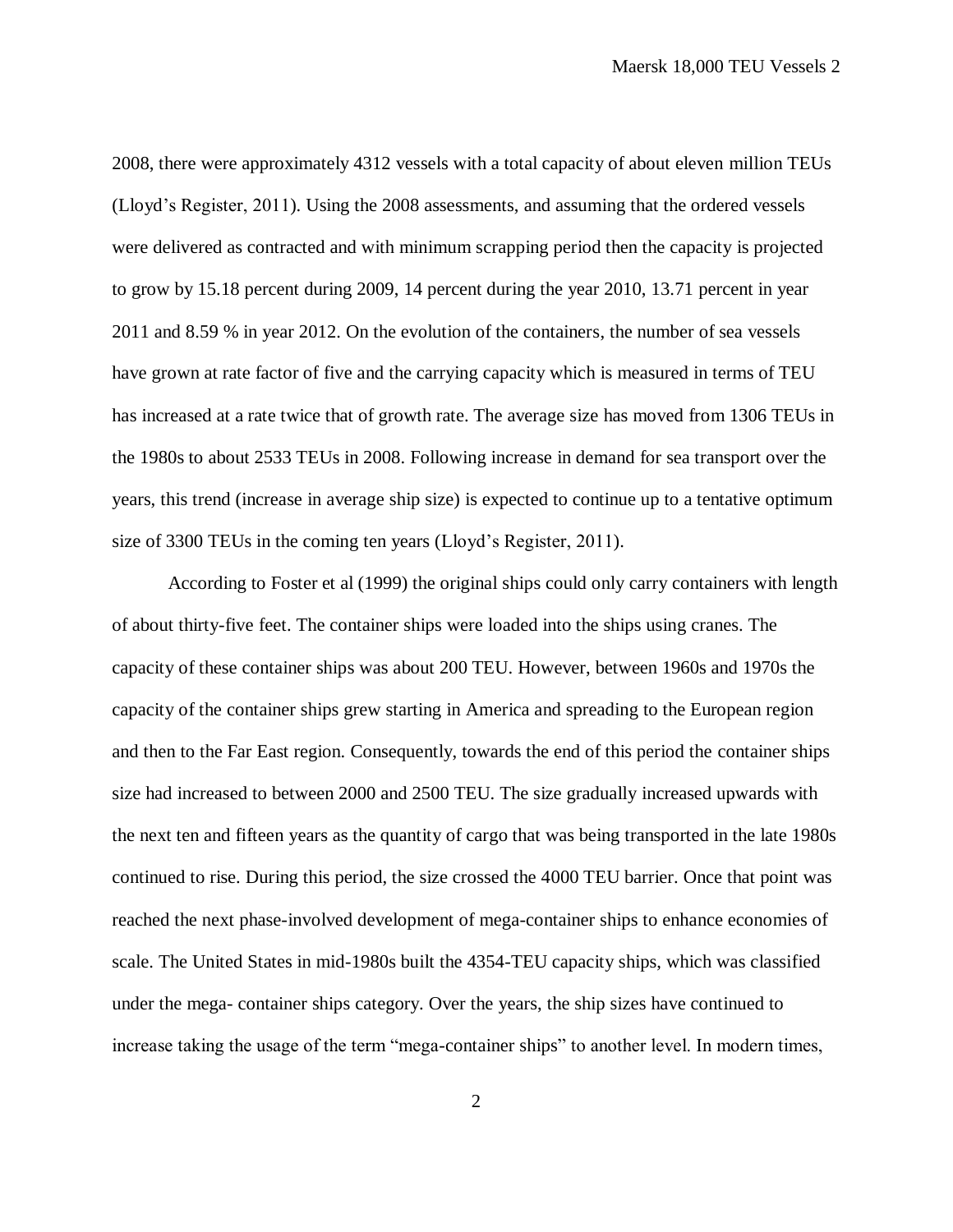2008, there were approximately 4312 vessels with a total capacity of about eleven million TEUs (Lloyd's Register, 2011). Using the 2008 assessments, and assuming that the ordered vessels were delivered as contracted and with minimum scrapping period then the capacity is projected to grow by 15.18 percent during 2009, 14 percent during the year 2010, 13.71 percent in year 2011 and 8.59 % in year 2012. On the evolution of the containers, the number of sea vessels have grown at rate factor of five and the carrying capacity which is measured in terms of TEU has increased at a rate twice that of growth rate. The average size has moved from 1306 TEUs in the 1980s to about 2533 TEUs in 2008. Following increase in demand for sea transport over the years, this trend (increase in average ship size) is expected to continue up to a tentative optimum size of 3300 TEUs in the coming ten years (Lloyd's Register, 2011).

According to Foster et al (1999) the original ships could only carry containers with length of about thirty-five feet. The container ships were loaded into the ships using cranes. The capacity of these container ships was about 200 TEU. However, between 1960s and 1970s the capacity of the container ships grew starting in America and spreading to the European region and then to the Far East region. Consequently, towards the end of this period the container ships size had increased to between 2000 and 2500 TEU. The size gradually increased upwards with the next ten and fifteen years as the quantity of cargo that was being transported in the late 1980s continued to rise. During this period, the size crossed the 4000 TEU barrier. Once that point was reached the next phase-involved development of mega-container ships to enhance economies of scale. The United States in mid-1980s built the 4354-TEU capacity ships, which was classified under the mega- container ships category. Over the years, the ship sizes have continued to increase taking the usage of the term "mega-container ships" to another level. In modern times,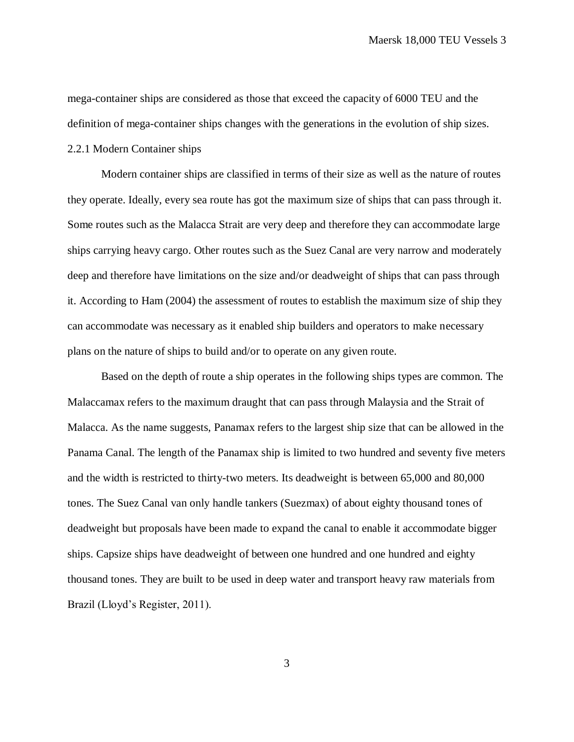mega-container ships are considered as those that exceed the capacity of 6000 TEU and the definition of mega-container ships changes with the generations in the evolution of ship sizes.

### 2.2.1 Modern Container ships

Modern container ships are classified in terms of their size as well as the nature of routes they operate. Ideally, every sea route has got the maximum size of ships that can pass through it. Some routes such as the Malacca Strait are very deep and therefore they can accommodate large ships carrying heavy cargo. Other routes such as the Suez Canal are very narrow and moderately deep and therefore have limitations on the size and/or deadweight of ships that can pass through it. According to Ham (2004) the assessment of routes to establish the maximum size of ship they can accommodate was necessary as it enabled ship builders and operators to make necessary plans on the nature of ships to build and/or to operate on any given route.

Based on the depth of route a ship operates in the following ships types are common. The Malaccamax refers to the maximum draught that can pass through Malaysia and the Strait of Malacca. As the name suggests, Panamax refers to the largest ship size that can be allowed in the Panama Canal. The length of the Panamax ship is limited to two hundred and seventy five meters and the width is restricted to thirty-two meters. Its deadweight is between 65,000 and 80,000 tones. The Suez Canal van only handle tankers (Suezmax) of about eighty thousand tones of deadweight but proposals have been made to expand the canal to enable it accommodate bigger ships. Capsize ships have deadweight of between one hundred and one hundred and eighty thousand tones. They are built to be used in deep water and transport heavy raw materials from Brazil (Lloyd's Register, 2011).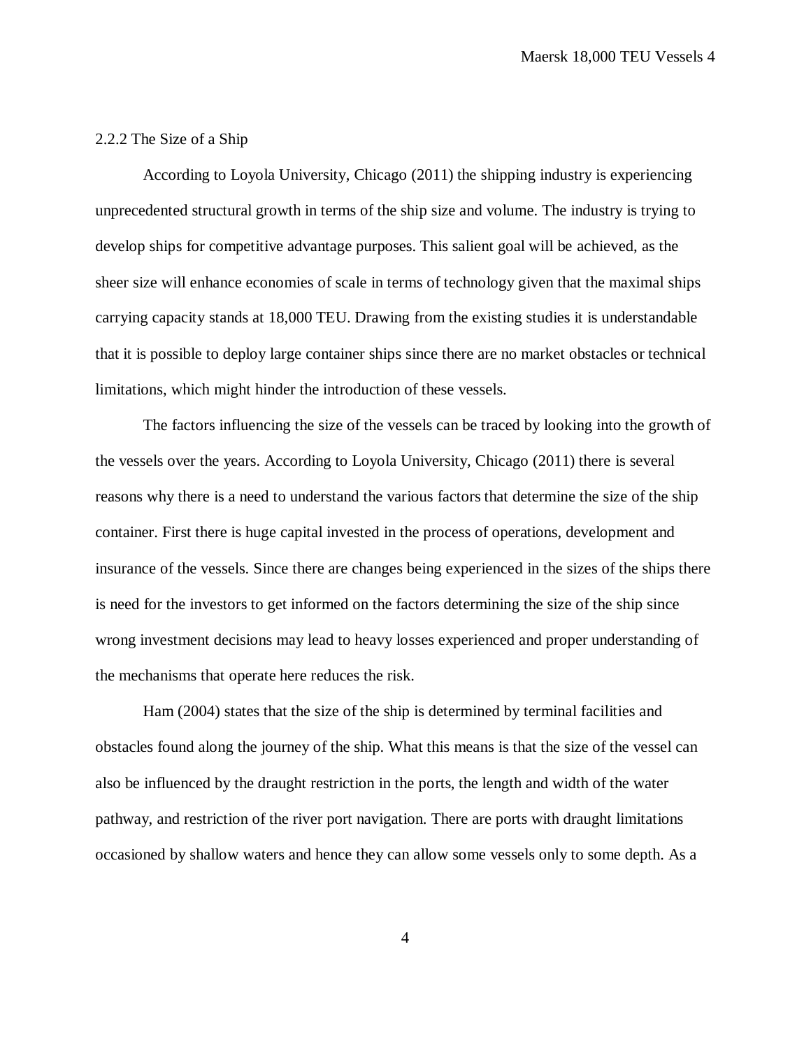### 2.2.2 The Size of a Ship

According to Loyola University, Chicago (2011) the shipping industry is experiencing unprecedented structural growth in terms of the ship size and volume. The industry is trying to develop ships for competitive advantage purposes. This salient goal will be achieved, as the sheer size will enhance economies of scale in terms of technology given that the maximal ships carrying capacity stands at 18,000 TEU. Drawing from the existing studies it is understandable that it is possible to deploy large container ships since there are no market obstacles or technical limitations, which might hinder the introduction of these vessels.

The factors influencing the size of the vessels can be traced by looking into the growth of the vessels over the years. According to Loyola University, Chicago (2011) there is several reasons why there is a need to understand the various factors that determine the size of the ship container. First there is huge capital invested in the process of operations, development and insurance of the vessels. Since there are changes being experienced in the sizes of the ships there is need for the investors to get informed on the factors determining the size of the ship since wrong investment decisions may lead to heavy losses experienced and proper understanding of the mechanisms that operate here reduces the risk.

Ham (2004) states that the size of the ship is determined by terminal facilities and obstacles found along the journey of the ship. What this means is that the size of the vessel can also be influenced by the draught restriction in the ports, the length and width of the water pathway, and restriction of the river port navigation. There are ports with draught limitations occasioned by shallow waters and hence they can allow some vessels only to some depth. As a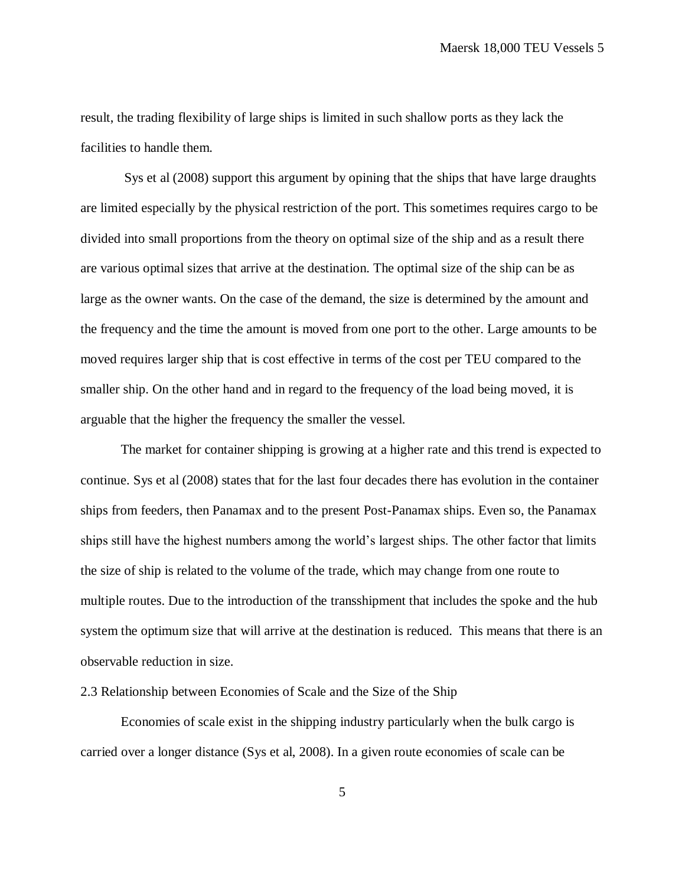result, the trading flexibility of large ships is limited in such shallow ports as they lack the facilities to handle them.

Sys et al (2008) support this argument by opining that the ships that have large draughts are limited especially by the physical restriction of the port. This sometimes requires cargo to be divided into small proportions from the theory on optimal size of the ship and as a result there are various optimal sizes that arrive at the destination. The optimal size of the ship can be as large as the owner wants. On the case of the demand, the size is determined by the amount and the frequency and the time the amount is moved from one port to the other. Large amounts to be moved requires larger ship that is cost effective in terms of the cost per TEU compared to the smaller ship. On the other hand and in regard to the frequency of the load being moved, it is arguable that the higher the frequency the smaller the vessel.

The market for container shipping is growing at a higher rate and this trend is expected to continue. Sys et al (2008) states that for the last four decades there has evolution in the container ships from feeders, then Panamax and to the present Post-Panamax ships. Even so, the Panamax ships still have the highest numbers among the world's largest ships. The other factor that limits the size of ship is related to the volume of the trade, which may change from one route to multiple routes. Due to the introduction of the transshipment that includes the spoke and the hub system the optimum size that will arrive at the destination is reduced. This means that there is an observable reduction in size.

## 2.3 Relationship between Economies of Scale and the Size of the Ship

Economies of scale exist in the shipping industry particularly when the bulk cargo is carried over a longer distance (Sys et al, 2008). In a given route economies of scale can be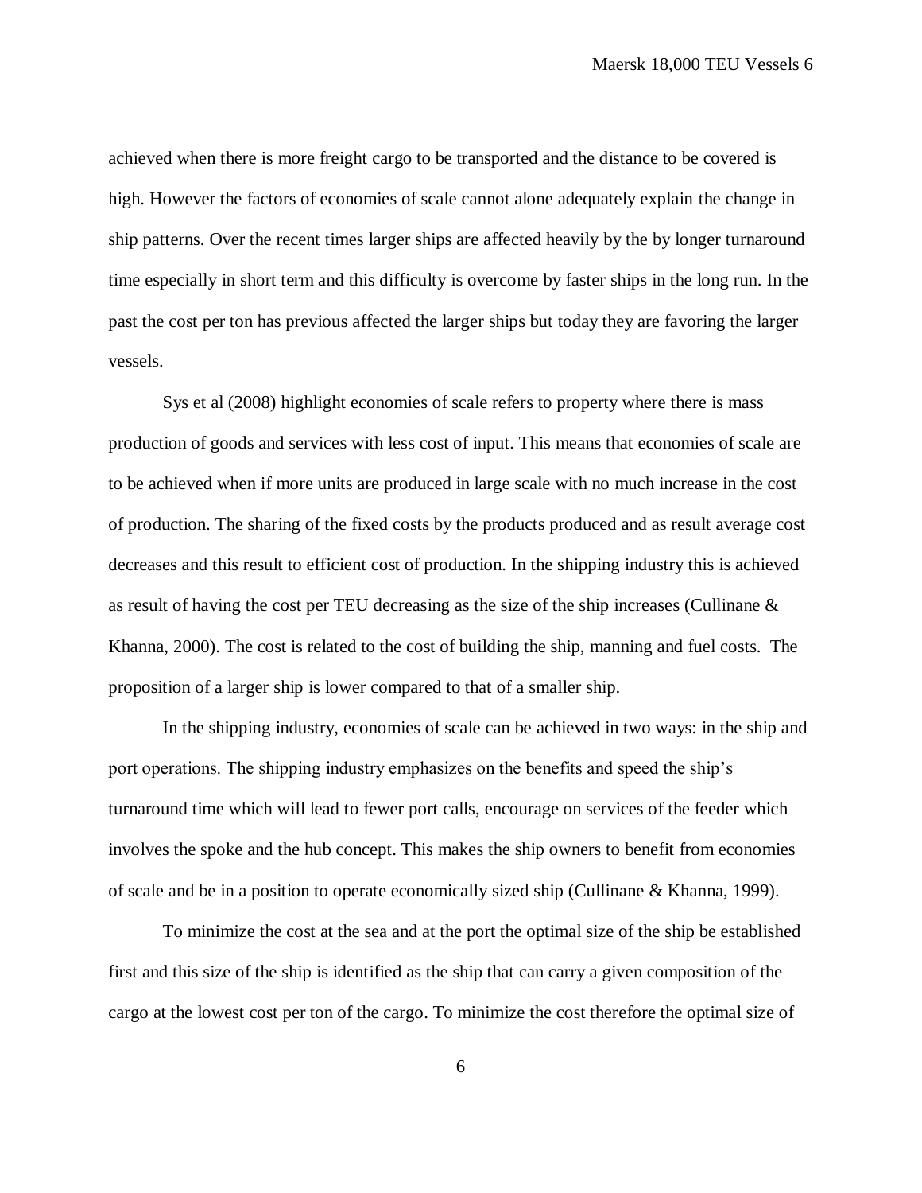achieved when there is more freight cargo to be transported and the distance to be covered is high. However the factors of economies of scale cannot alone adequately explain the change in ship patterns. Over the recent times larger ships are affected heavily by the by longer turnaround time especially in short term and this difficulty is overcome by faster ships in the long run. In the past the cost per ton has previous affected the larger ships but today they are favoring the larger vessels.

Sys et al (2008) highlight economies of scale refers to property where there is mass production of goods and services with less cost of input. This means that economies of scale are to be achieved when if more units are produced in large scale with no much increase in the cost of production. The sharing of the fixed costs by the products produced and as result average cost decreases and this result to efficient cost of production. In the shipping industry this is achieved as result of having the cost per TEU decreasing as the size of the ship increases (Cullinane & Khanna, 2000). The cost is related to the cost of building the ship, manning and fuel costs. The proposition of a larger ship is lower compared to that of a smaller ship.

In the shipping industry, economies of scale can be achieved in two ways: in the ship and port operations. The shipping industry emphasizes on the benefits and speed the ship's turnaround time which will lead to fewer port calls, encourage on services of the feeder which involves the spoke and the hub concept. This makes the ship owners to benefit from economies of scale and be in a position to operate economically sized ship (Cullinane & Khanna, 1999).

To minimize the cost at the sea and at the port the optimal size of the ship be established first and this size of the ship is identified as the ship that can carry a given composition of the cargo at the lowest cost per ton of the cargo. To minimize the cost therefore the optimal size of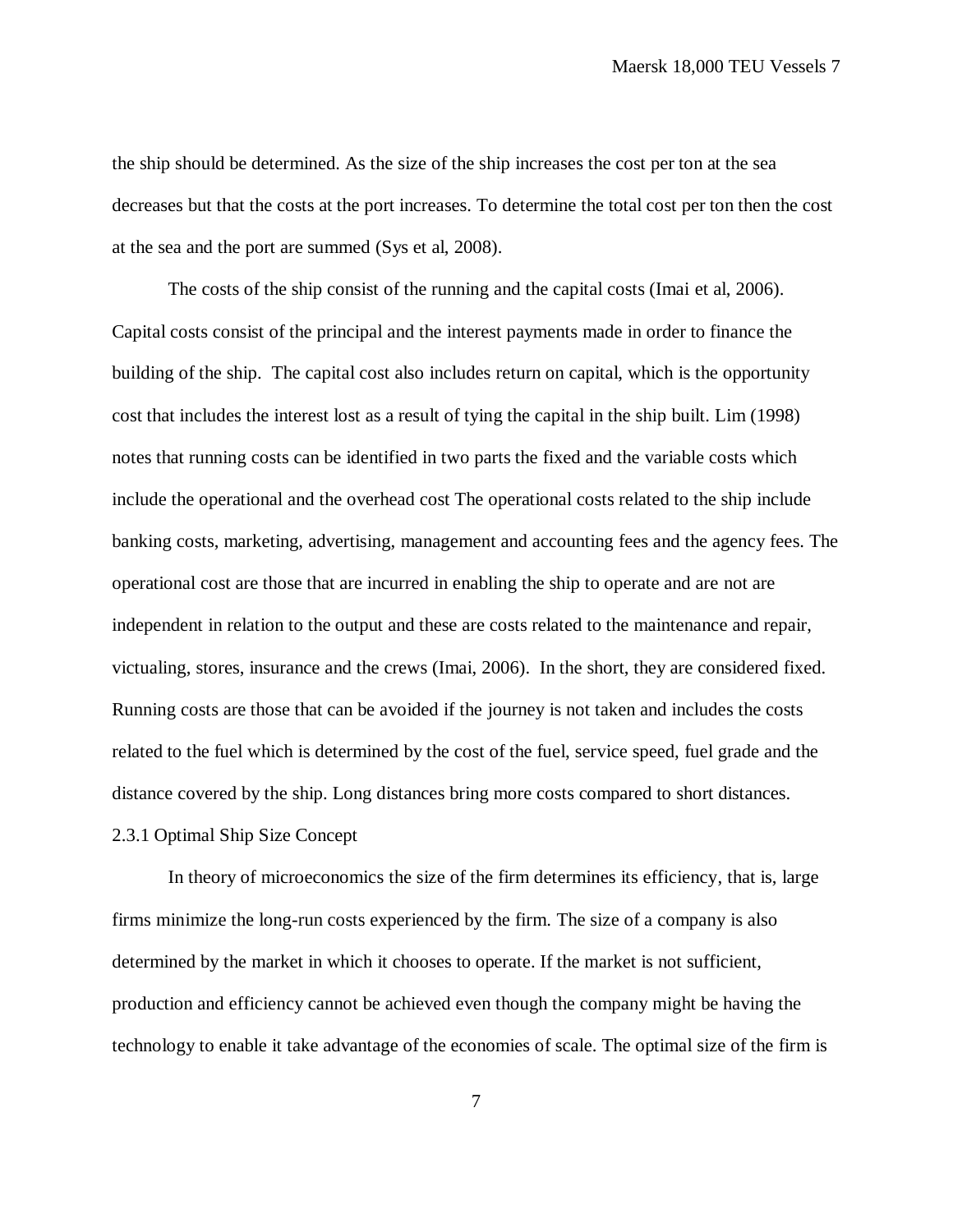the ship should be determined. As the size of the ship increases the cost per ton at the sea decreases but that the costs at the port increases. To determine the total cost per ton then the cost at the sea and the port are summed (Sys et al, 2008).

The costs of the ship consist of the running and the capital costs (Imai et al, 2006). Capital costs consist of the principal and the interest payments made in order to finance the building of the ship. The capital cost also includes return on capital, which is the opportunity cost that includes the interest lost as a result of tying the capital in the ship built. Lim (1998) notes that running costs can be identified in two parts the fixed and the variable costs which include the operational and the overhead cost The operational costs related to the ship include banking costs, marketing, advertising, management and accounting fees and the agency fees. The operational cost are those that are incurred in enabling the ship to operate and are not are independent in relation to the output and these are costs related to the maintenance and repair, victualing, stores, insurance and the crews (Imai, 2006). In the short, they are considered fixed. Running costs are those that can be avoided if the journey is not taken and includes the costs related to the fuel which is determined by the cost of the fuel, service speed, fuel grade and the distance covered by the ship. Long distances bring more costs compared to short distances.

### 2.3.1 Optimal Ship Size Concept

In theory of microeconomics the size of the firm determines its efficiency, that is, large firms minimize the long-run costs experienced by the firm. The size of a company is also determined by the market in which it chooses to operate. If the market is not sufficient, production and efficiency cannot be achieved even though the company might be having the technology to enable it take advantage of the economies of scale. The optimal size of the firm is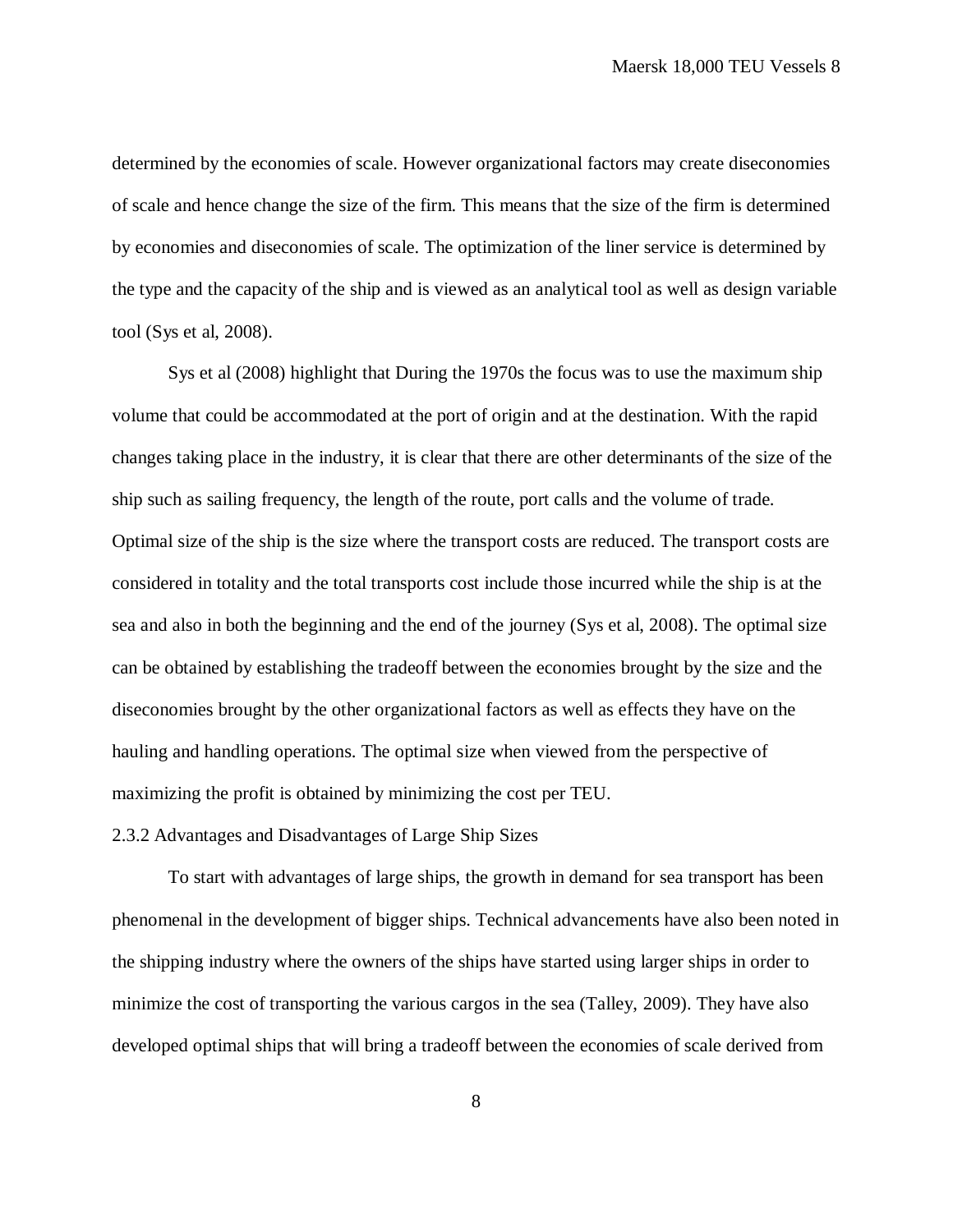determined by the economies of scale. However organizational factors may create diseconomies of scale and hence change the size of the firm. This means that the size of the firm is determined by economies and diseconomies of scale. The optimization of the liner service is determined by the type and the capacity of the ship and is viewed as an analytical tool as well as design variable tool (Sys et al, 2008).

Sys et al (2008) highlight that During the 1970s the focus was to use the maximum ship volume that could be accommodated at the port of origin and at the destination. With the rapid changes taking place in the industry, it is clear that there are other determinants of the size of the ship such as sailing frequency, the length of the route, port calls and the volume of trade. Optimal size of the ship is the size where the transport costs are reduced. The transport costs are considered in totality and the total transports cost include those incurred while the ship is at the sea and also in both the beginning and the end of the journey (Sys et al, 2008). The optimal size can be obtained by establishing the tradeoff between the economies brought by the size and the diseconomies brought by the other organizational factors as well as effects they have on the hauling and handling operations. The optimal size when viewed from the perspective of maximizing the profit is obtained by minimizing the cost per TEU.

### 2.3.2 Advantages and Disadvantages of Large Ship Sizes

To start with advantages of large ships, the growth in demand for sea transport has been phenomenal in the development of bigger ships. Technical advancements have also been noted in the shipping industry where the owners of the ships have started using larger ships in order to minimize the cost of transporting the various cargos in the sea (Talley, 2009). They have also developed optimal ships that will bring a tradeoff between the economies of scale derived from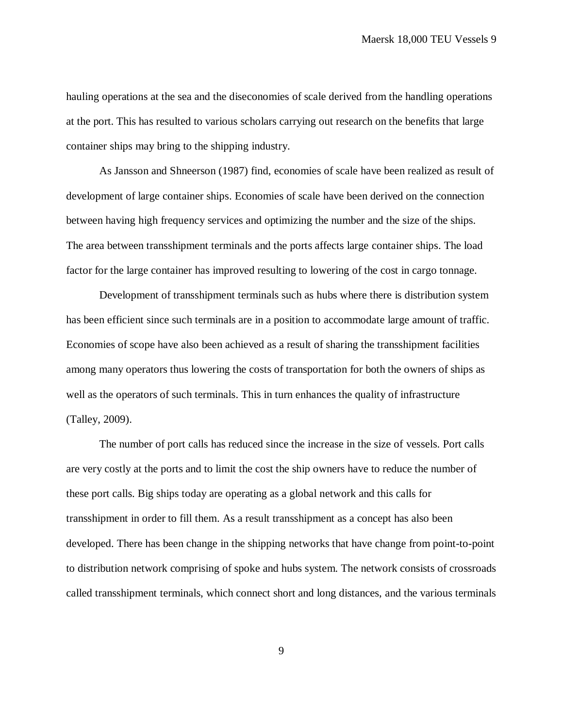hauling operations at the sea and the diseconomies of scale derived from the handling operations at the port. This has resulted to various scholars carrying out research on the benefits that large container ships may bring to the shipping industry.

As Jansson and Shneerson (1987) find, economies of scale have been realized as result of development of large container ships. Economies of scale have been derived on the connection between having high frequency services and optimizing the number and the size of the ships. The area between transshipment terminals and the ports affects large container ships. The load factor for the large container has improved resulting to lowering of the cost in cargo tonnage.

Development of transshipment terminals such as hubs where there is distribution system has been efficient since such terminals are in a position to accommodate large amount of traffic. Economies of scope have also been achieved as a result of sharing the transshipment facilities among many operators thus lowering the costs of transportation for both the owners of ships as well as the operators of such terminals. This in turn enhances the quality of infrastructure (Talley, 2009).

The number of port calls has reduced since the increase in the size of vessels. Port calls are very costly at the ports and to limit the cost the ship owners have to reduce the number of these port calls. Big ships today are operating as a global network and this calls for transshipment in order to fill them. As a result transshipment as a concept has also been developed. There has been change in the shipping networks that have change from point-to-point to distribution network comprising of spoke and hubs system. The network consists of crossroads called transshipment terminals, which connect short and long distances, and the various terminals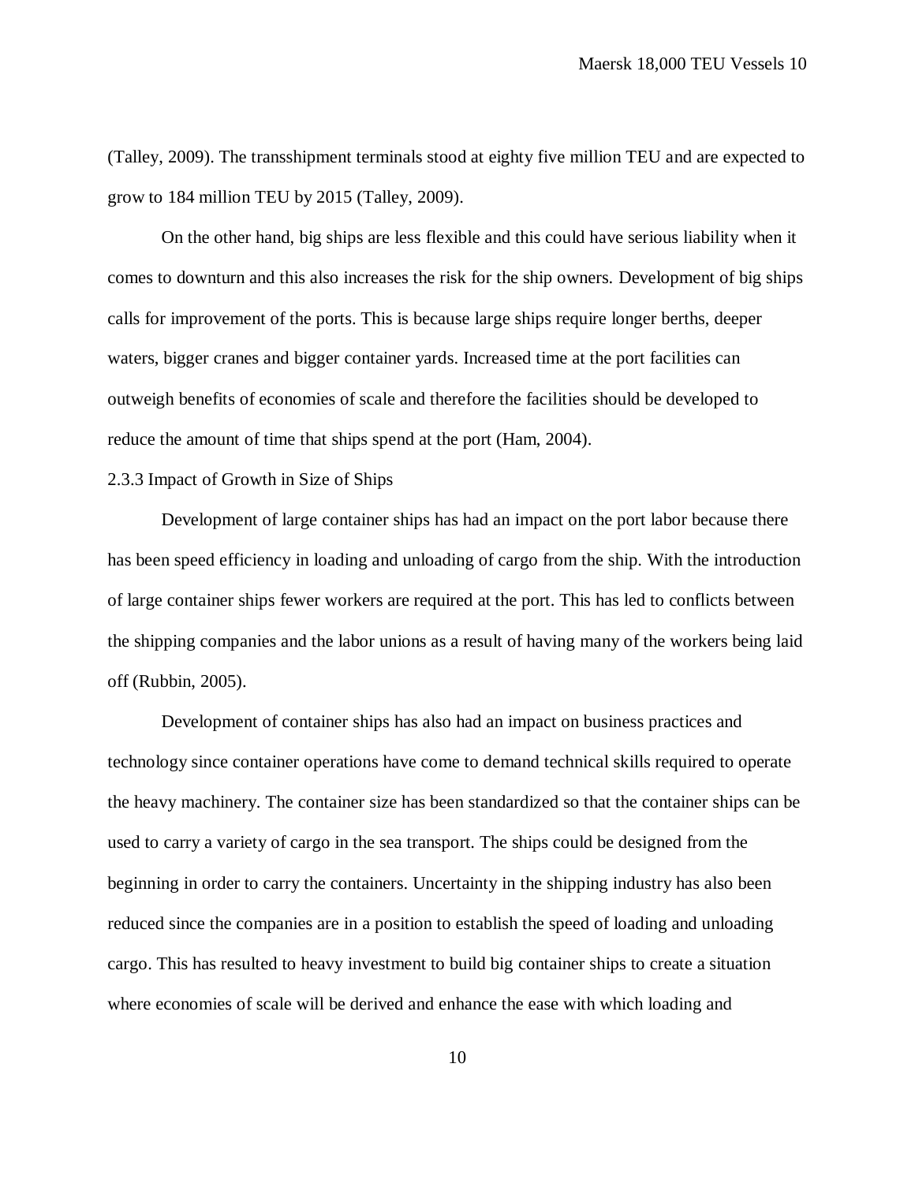(Talley, 2009). The transshipment terminals stood at eighty five million TEU and are expected to grow to 184 million TEU by 2015 (Talley, 2009).

On the other hand, big ships are less flexible and this could have serious liability when it comes to downturn and this also increases the risk for the ship owners. Development of big ships calls for improvement of the ports. This is because large ships require longer berths, deeper waters, bigger cranes and bigger container yards. Increased time at the port facilities can outweigh benefits of economies of scale and therefore the facilities should be developed to reduce the amount of time that ships spend at the port (Ham, 2004).

### 2.3.3 Impact of Growth in Size of Ships

Development of large container ships has had an impact on the port labor because there has been speed efficiency in loading and unloading of cargo from the ship. With the introduction of large container ships fewer workers are required at the port. This has led to conflicts between the shipping companies and the labor unions as a result of having many of the workers being laid off (Rubbin, 2005).

Development of container ships has also had an impact on business practices and technology since container operations have come to demand technical skills required to operate the heavy machinery. The container size has been standardized so that the container ships can be used to carry a variety of cargo in the sea transport. The ships could be designed from the beginning in order to carry the containers. Uncertainty in the shipping industry has also been reduced since the companies are in a position to establish the speed of loading and unloading cargo. This has resulted to heavy investment to build big container ships to create a situation where economies of scale will be derived and enhance the ease with which loading and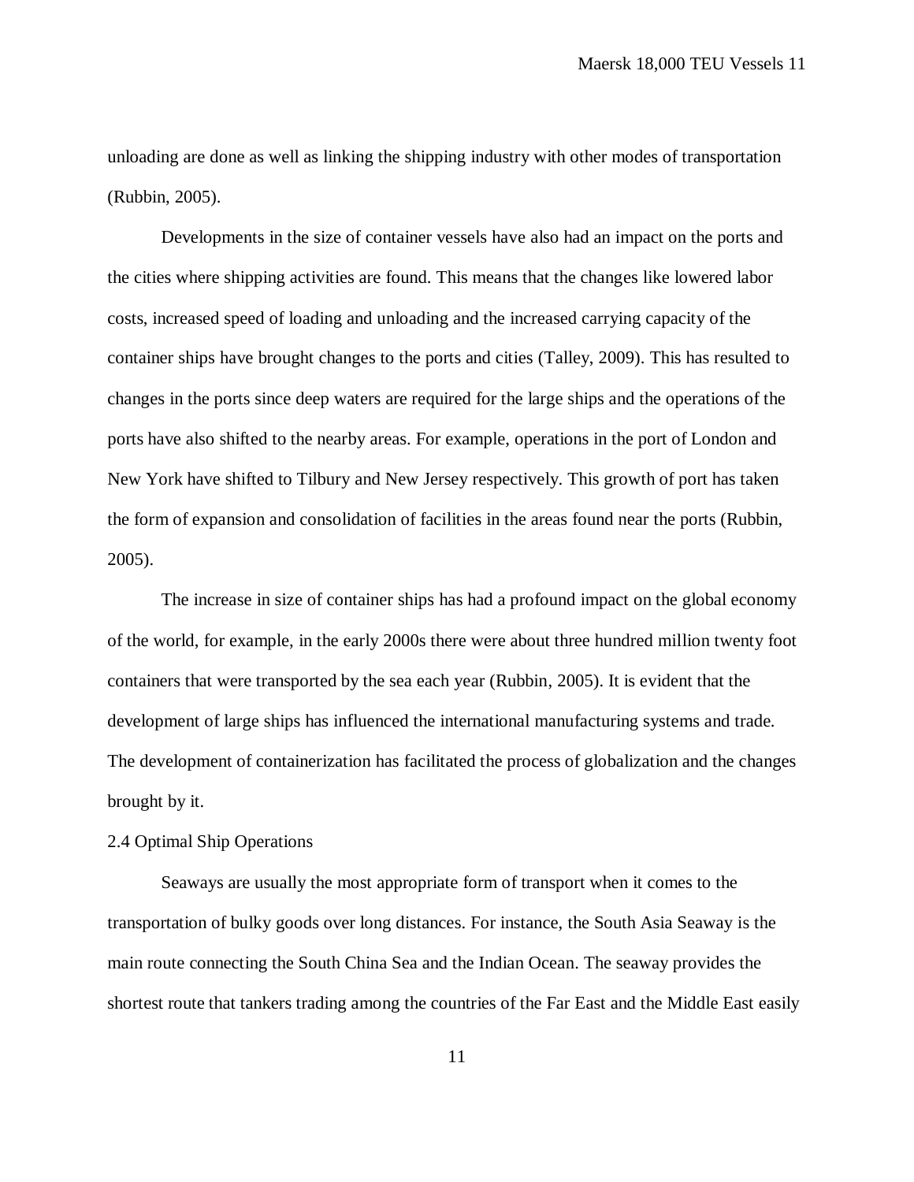unloading are done as well as linking the shipping industry with other modes of transportation (Rubbin, 2005).

Developments in the size of container vessels have also had an impact on the ports and the cities where shipping activities are found. This means that the changes like lowered labor costs, increased speed of loading and unloading and the increased carrying capacity of the container ships have brought changes to the ports and cities (Talley, 2009). This has resulted to changes in the ports since deep waters are required for the large ships and the operations of the ports have also shifted to the nearby areas. For example, operations in the port of London and New York have shifted to Tilbury and New Jersey respectively. This growth of port has taken the form of expansion and consolidation of facilities in the areas found near the ports (Rubbin, 2005).

The increase in size of container ships has had a profound impact on the global economy of the world, for example, in the early 2000s there were about three hundred million twenty foot containers that were transported by the sea each year (Rubbin, 2005). It is evident that the development of large ships has influenced the international manufacturing systems and trade. The development of containerization has facilitated the process of globalization and the changes brought by it.

### 2.4 Optimal Ship Operations

Seaways are usually the most appropriate form of transport when it comes to the transportation of bulky goods over long distances. For instance, the South Asia Seaway is the main route connecting the South China Sea and the Indian Ocean. The seaway provides the shortest route that tankers trading among the countries of the Far East and the Middle East easily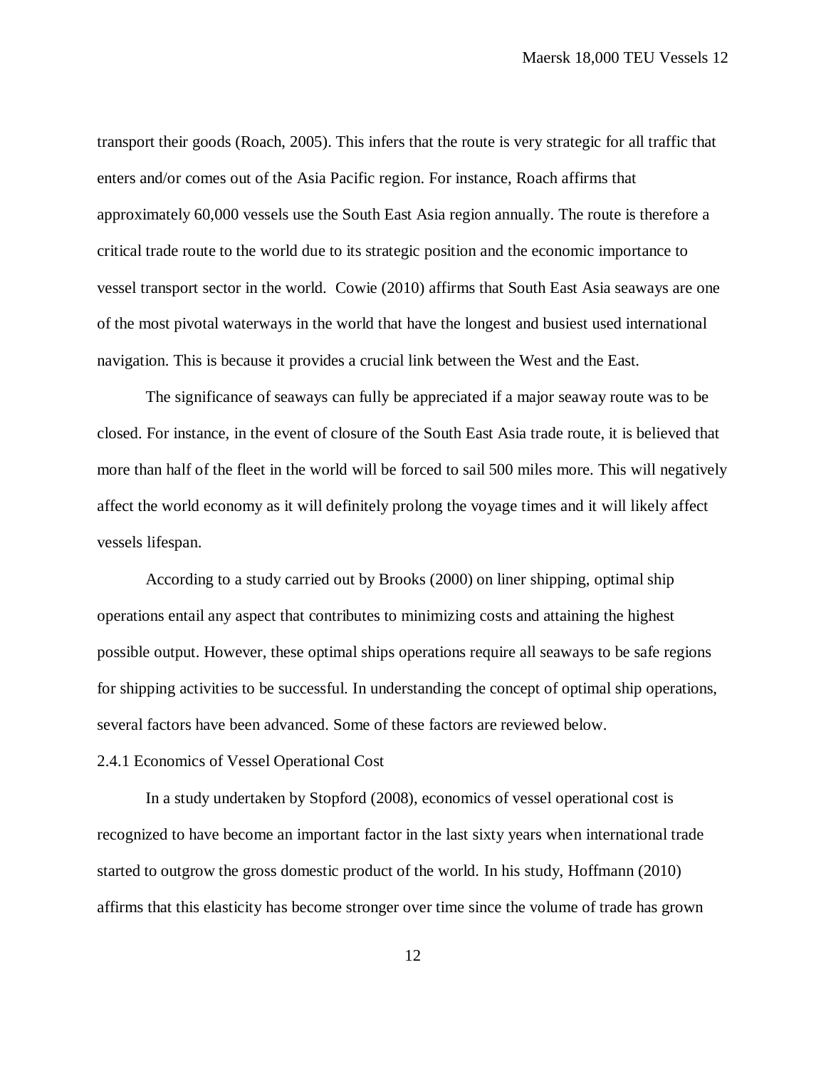transport their goods (Roach, 2005). This infers that the route is very strategic for all traffic that enters and/or comes out of the Asia Pacific region. For instance, Roach affirms that approximately 60,000 vessels use the South East Asia region annually. The route is therefore a critical trade route to the world due to its strategic position and the economic importance to vessel transport sector in the world. Cowie (2010) affirms that South East Asia seaways are one of the most pivotal waterways in the world that have the longest and busiest used international navigation. This is because it provides a crucial link between the West and the East.

The significance of seaways can fully be appreciated if a major seaway route was to be closed. For instance, in the event of closure of the South East Asia trade route, it is believed that more than half of the fleet in the world will be forced to sail 500 miles more. This will negatively affect the world economy as it will definitely prolong the voyage times and it will likely affect vessels lifespan.

According to a study carried out by Brooks (2000) on liner shipping, optimal ship operations entail any aspect that contributes to minimizing costs and attaining the highest possible output. However, these optimal ships operations require all seaways to be safe regions for shipping activities to be successful. In understanding the concept of optimal ship operations, several factors have been advanced. Some of these factors are reviewed below.

#### 2.4.1 Economics of Vessel Operational Cost

In a study undertaken by Stopford (2008), economics of vessel operational cost is recognized to have become an important factor in the last sixty years when international trade started to outgrow the gross domestic product of the world. In his study, Hoffmann (2010) affirms that this elasticity has become stronger over time since the volume of trade has grown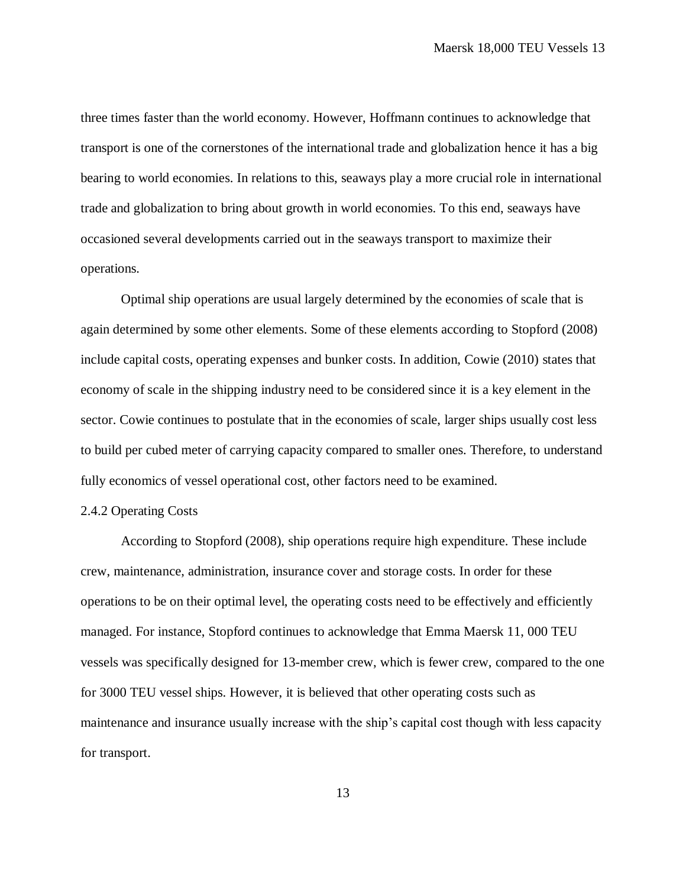three times faster than the world economy. However, Hoffmann continues to acknowledge that transport is one of the cornerstones of the international trade and globalization hence it has a big bearing to world economies. In relations to this, seaways play a more crucial role in international trade and globalization to bring about growth in world economies. To this end, seaways have occasioned several developments carried out in the seaways transport to maximize their operations.

Optimal ship operations are usual largely determined by the economies of scale that is again determined by some other elements. Some of these elements according to Stopford (2008) include capital costs, operating expenses and bunker costs. In addition, Cowie (2010) states that economy of scale in the shipping industry need to be considered since it is a key element in the sector. Cowie continues to postulate that in the economies of scale, larger ships usually cost less to build per cubed meter of carrying capacity compared to smaller ones. Therefore, to understand fully economics of vessel operational cost, other factors need to be examined.

### 2.4.2 Operating Costs

According to Stopford (2008), ship operations require high expenditure. These include crew, maintenance, administration, insurance cover and storage costs. In order for these operations to be on their optimal level, the operating costs need to be effectively and efficiently managed. For instance, Stopford continues to acknowledge that Emma Maersk 11, 000 TEU vessels was specifically designed for 13-member crew, which is fewer crew, compared to the one for 3000 TEU vessel ships. However, it is believed that other operating costs such as maintenance and insurance usually increase with the ship's capital cost though with less capacity for transport.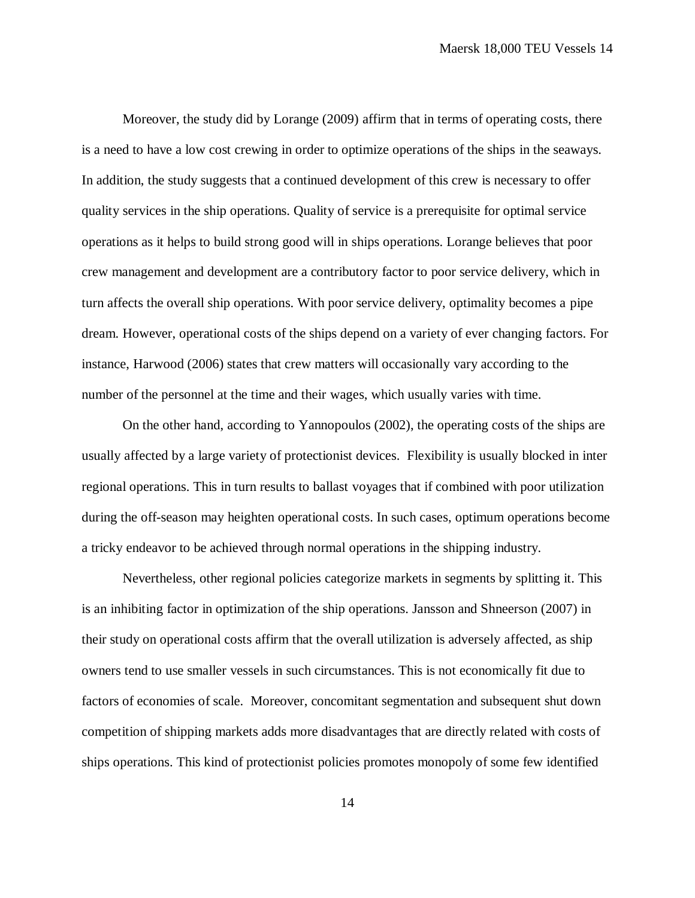Moreover, the study did by Lorange (2009) affirm that in terms of operating costs, there is a need to have a low cost crewing in order to optimize operations of the ships in the seaways. In addition, the study suggests that a continued development of this crew is necessary to offer quality services in the ship operations. Quality of service is a prerequisite for optimal service operations as it helps to build strong good will in ships operations. Lorange believes that poor crew management and development are a contributory factor to poor service delivery, which in turn affects the overall ship operations. With poor service delivery, optimality becomes a pipe dream. However, operational costs of the ships depend on a variety of ever changing factors. For instance, Harwood (2006) states that crew matters will occasionally vary according to the number of the personnel at the time and their wages, which usually varies with time.

On the other hand, according to Yannopoulos (2002), the operating costs of the ships are usually affected by a large variety of protectionist devices. Flexibility is usually blocked in inter regional operations. This in turn results to ballast voyages that if combined with poor utilization during the off-season may heighten operational costs. In such cases, optimum operations become a tricky endeavor to be achieved through normal operations in the shipping industry.

Nevertheless, other regional policies categorize markets in segments by splitting it. This is an inhibiting factor in optimization of the ship operations. Jansson and Shneerson (2007) in their study on operational costs affirm that the overall utilization is adversely affected, as ship owners tend to use smaller vessels in such circumstances. This is not economically fit due to factors of economies of scale. Moreover, concomitant segmentation and subsequent shut down competition of shipping markets adds more disadvantages that are directly related with costs of ships operations. This kind of protectionist policies promotes monopoly of some few identified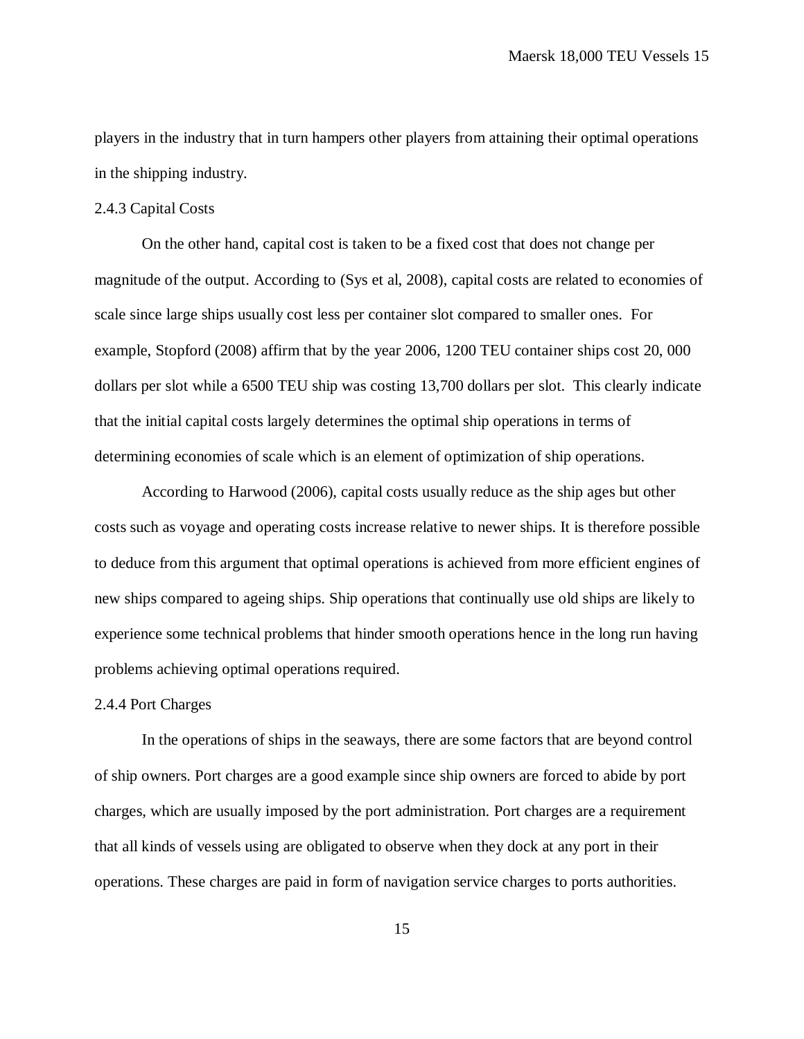players in the industry that in turn hampers other players from attaining their optimal operations in the shipping industry.

2.4.3 Capital Costs

On the other hand, capital cost is taken to be a fixed cost that does not change per magnitude of the output. According to (Sys et al, 2008), capital costs are related to economies of scale since large ships usually cost less per container slot compared to smaller ones. For example, Stopford (2008) affirm that by the year 2006, 1200 TEU container ships cost 20, 000 dollars per slot while a 6500 TEU ship was costing 13,700 dollars per slot. This clearly indicate that the initial capital costs largely determines the optimal ship operations in terms of determining economies of scale which is an element of optimization of ship operations.

According to Harwood (2006), capital costs usually reduce as the ship ages but other costs such as voyage and operating costs increase relative to newer ships. It is therefore possible to deduce from this argument that optimal operations is achieved from more efficient engines of new ships compared to ageing ships. Ship operations that continually use old ships are likely to experience some technical problems that hinder smooth operations hence in the long run having problems achieving optimal operations required.

2.4.4 Port Charges

In the operations of ships in the seaways, there are some factors that are beyond control of ship owners. Port charges are a good example since ship owners are forced to abide by port charges, which are usually imposed by the port administration. Port charges are a requirement that all kinds of vessels using are obligated to observe when they dock at any port in their operations. These charges are paid in form of navigation service charges to ports authorities.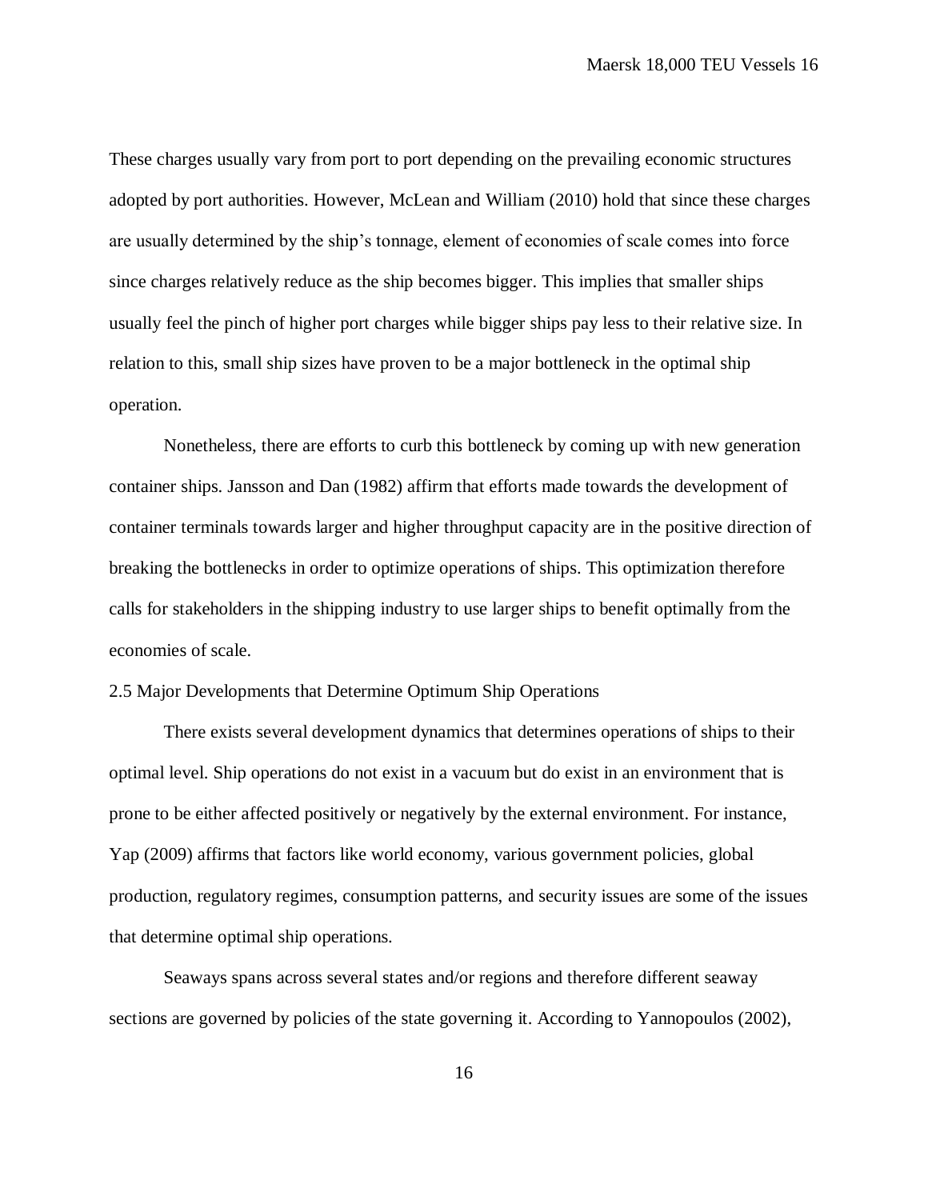These charges usually vary from port to port depending on the prevailing economic structures adopted by port authorities. However, McLean and William (2010) hold that since these charges are usually determined by the ship's tonnage, element of economies of scale comes into force since charges relatively reduce as the ship becomes bigger. This implies that smaller ships usually feel the pinch of higher port charges while bigger ships pay less to their relative size. In relation to this, small ship sizes have proven to be a major bottleneck in the optimal ship operation.

Nonetheless, there are efforts to curb this bottleneck by coming up with new generation container ships. Jansson and Dan (1982) affirm that efforts made towards the development of container terminals towards larger and higher throughput capacity are in the positive direction of breaking the bottlenecks in order to optimize operations of ships. This optimization therefore calls for stakeholders in the shipping industry to use larger ships to benefit optimally from the economies of scale.

### 2.5 Major Developments that Determine Optimum Ship Operations

There exists several development dynamics that determines operations of ships to their optimal level. Ship operations do not exist in a vacuum but do exist in an environment that is prone to be either affected positively or negatively by the external environment. For instance, Yap (2009) affirms that factors like world economy, various government policies, global production, regulatory regimes, consumption patterns, and security issues are some of the issues that determine optimal ship operations.

Seaways spans across several states and/or regions and therefore different seaway sections are governed by policies of the state governing it. According to Yannopoulos (2002),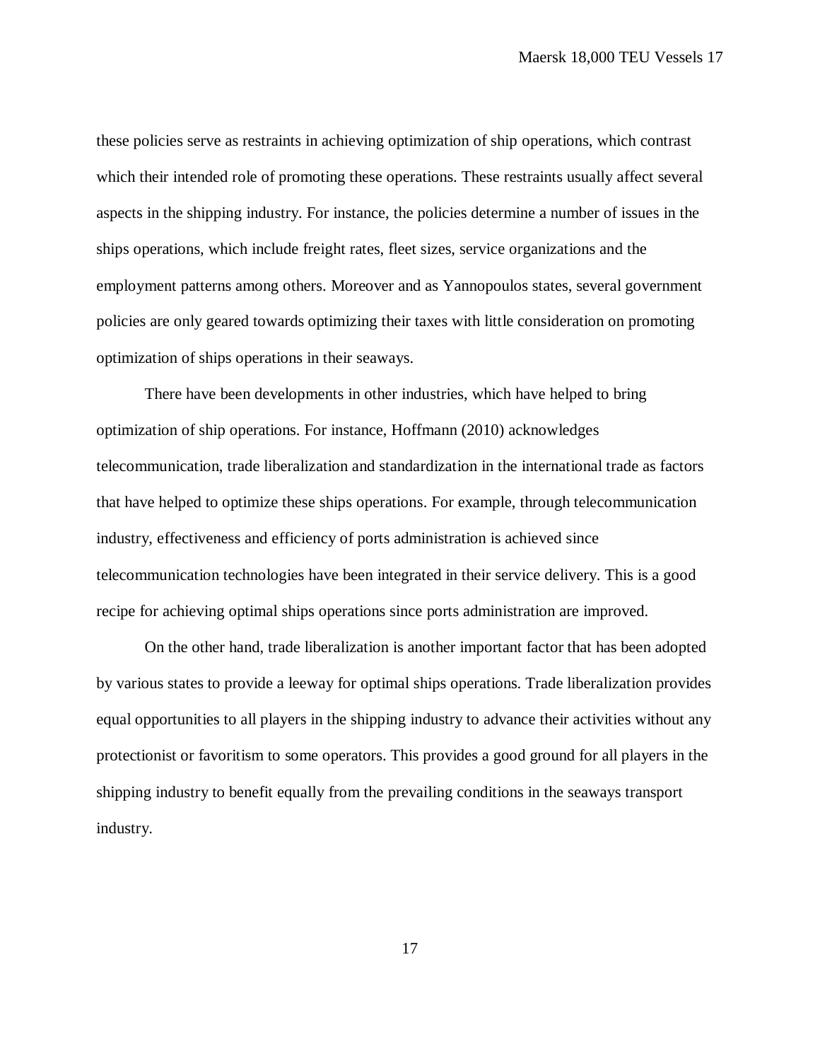these policies serve as restraints in achieving optimization of ship operations, which contrast which their intended role of promoting these operations. These restraints usually affect several aspects in the shipping industry. For instance, the policies determine a number of issues in the ships operations, which include freight rates, fleet sizes, service organizations and the employment patterns among others. Moreover and as Yannopoulos states, several government policies are only geared towards optimizing their taxes with little consideration on promoting optimization of ships operations in their seaways.

There have been developments in other industries, which have helped to bring optimization of ship operations. For instance, Hoffmann (2010) acknowledges telecommunication, trade liberalization and standardization in the international trade as factors that have helped to optimize these ships operations. For example, through telecommunication industry, effectiveness and efficiency of ports administration is achieved since telecommunication technologies have been integrated in their service delivery. This is a good recipe for achieving optimal ships operations since ports administration are improved.

On the other hand, trade liberalization is another important factor that has been adopted by various states to provide a leeway for optimal ships operations. Trade liberalization provides equal opportunities to all players in the shipping industry to advance their activities without any protectionist or favoritism to some operators. This provides a good ground for all players in the shipping industry to benefit equally from the prevailing conditions in the seaways transport industry.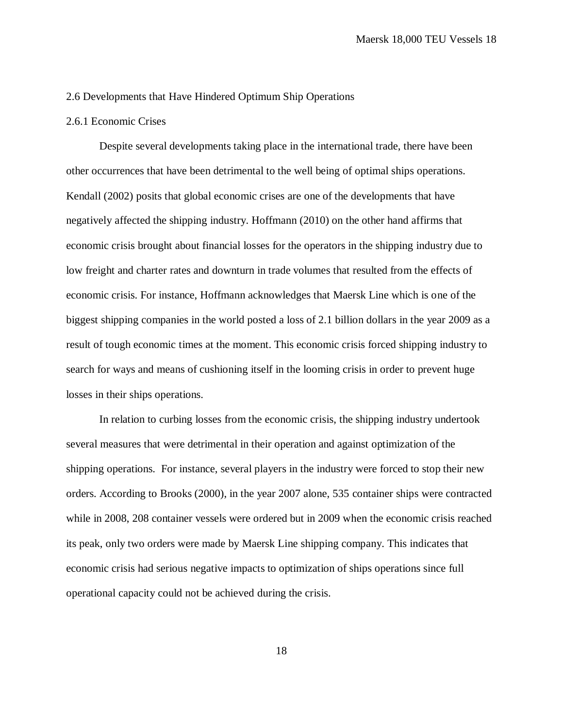## 2.6 Developments that Have Hindered Optimum Ship Operations

### 2.6.1 Economic Crises

Despite several developments taking place in the international trade, there have been other occurrences that have been detrimental to the well being of optimal ships operations. Kendall (2002) posits that global economic crises are one of the developments that have negatively affected the shipping industry. Hoffmann (2010) on the other hand affirms that economic crisis brought about financial losses for the operators in the shipping industry due to low freight and charter rates and downturn in trade volumes that resulted from the effects of economic crisis. For instance, Hoffmann acknowledges that Maersk Line which is one of the biggest shipping companies in the world posted a loss of 2.1 billion dollars in the year 2009 as a result of tough economic times at the moment. This economic crisis forced shipping industry to search for ways and means of cushioning itself in the looming crisis in order to prevent huge losses in their ships operations.

In relation to curbing losses from the economic crisis, the shipping industry undertook several measures that were detrimental in their operation and against optimization of the shipping operations.  For instance, several players in the industry were forced to stop their new orders. According to Brooks (2000), in the year 2007 alone, 535 container ships were contracted while in 2008, 208 container vessels were ordered but in 2009 when the economic crisis reached its peak, only two orders were made by Maersk Line shipping company. This indicates that economic crisis had serious negative impacts to optimization of ships operations since full operational capacity could not be achieved during the crisis.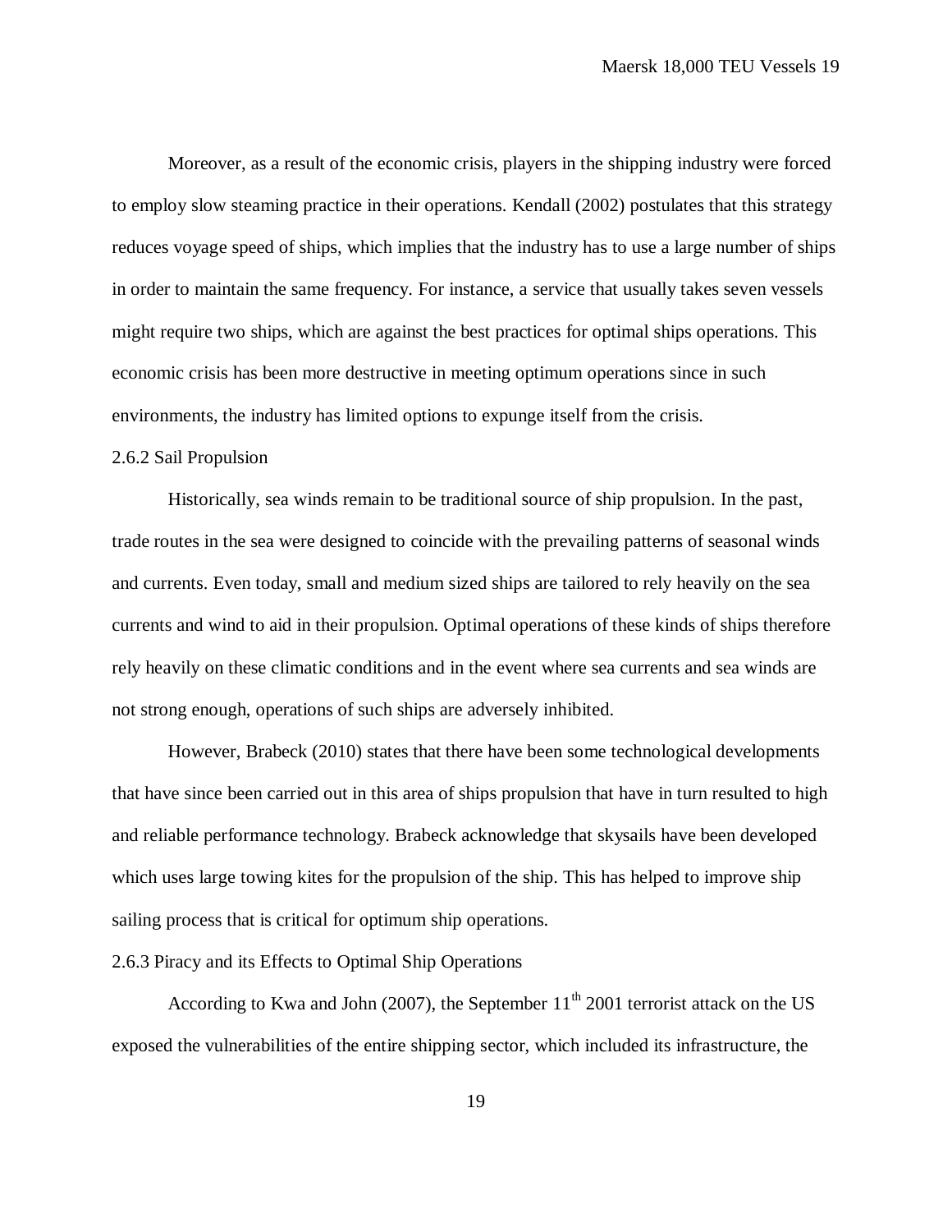Moreover, as a result of the economic crisis, players in the shipping industry were forced to employ slow steaming practice in their operations. Kendall (2002) postulates that this strategy reduces voyage speed of ships, which implies that the industry has to use a large number of ships in order to maintain the same frequency. For instance, a service that usually takes seven vessels might require two ships, which are against the best practices for optimal ships operations. This economic crisis has been more destructive in meeting optimum operations since in such environments, the industry has limited options to expunge itself from the crisis.

### 2.6.2 Sail Propulsion

Historically, sea winds remain to be traditional source of ship propulsion. In the past, trade routes in the sea were designed to coincide with the prevailing patterns of seasonal winds and currents. Even today, small and medium sized ships are tailored to rely heavily on the sea currents and wind to aid in their propulsion. Optimal operations of these kinds of ships therefore rely heavily on these climatic conditions and in the event where sea currents and sea winds are not strong enough, operations of such ships are adversely inhibited.

However, Brabeck (2010) states that there have been some technological developments that have since been carried out in this area of ships propulsion that have in turn resulted to high and reliable performance technology. Brabeck acknowledge that skysails have been developed which uses large towing kites for the propulsion of the ship. This has helped to improve ship sailing process that is critical for optimum ship operations.

### 2.6.3 Piracy and its Effects to Optimal Ship Operations

According to Kwa and John (2007), the September 11th 2001 terrorist attack on the US exposed the vulnerabilities of the entire shipping sector, which included its infrastructure, the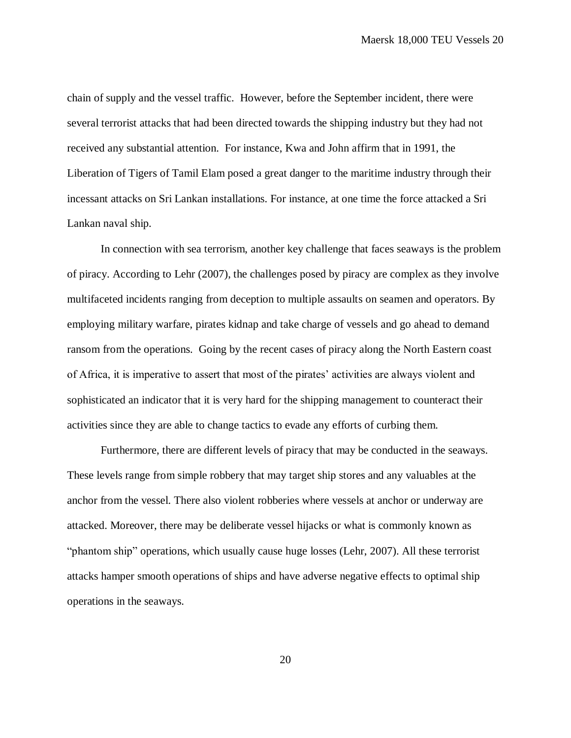chain of supply and the vessel traffic. However, before the September incident, there were several terrorist attacks that had been directed towards the shipping industry but they had not received any substantial attention. For instance, Kwa and John affirm that in 1991, the Liberation of Tigers of Tamil Elam posed a great danger to the maritime industry through their incessant attacks on Sri Lankan installations. For instance, at one time the force attacked a Sri Lankan naval ship.

In connection with sea terrorism, another key challenge that faces seaways is the problem of piracy. According to Lehr (2007), the challenges posed by piracy are complex as they involve multifaceted incidents ranging from deception to multiple assaults on seamen and operators. By employing military warfare, pirates kidnap and take charge of vessels and go ahead to demand ransom from the operations. Going by the recent cases of piracy along the North Eastern coast of Africa, it is imperative to assert that most of the pirates' activities are always violent and sophisticated an indicator that it is very hard for the shipping management to counteract their activities since they are able to change tactics to evade any efforts of curbing them.

Furthermore, there are different levels of piracy that may be conducted in the seaways. These levels range from simple robbery that may target ship stores and any valuables at the anchor from the vessel. There also violent robberies where vessels at anchor or underway are attacked. Moreover, there may be deliberate vessel hijacks or what is commonly known as "phantom ship" operations, which usually cause huge losses (Lehr, 2007). All these terrorist attacks hamper smooth operations of ships and have adverse negative effects to optimal ship operations in the seaways.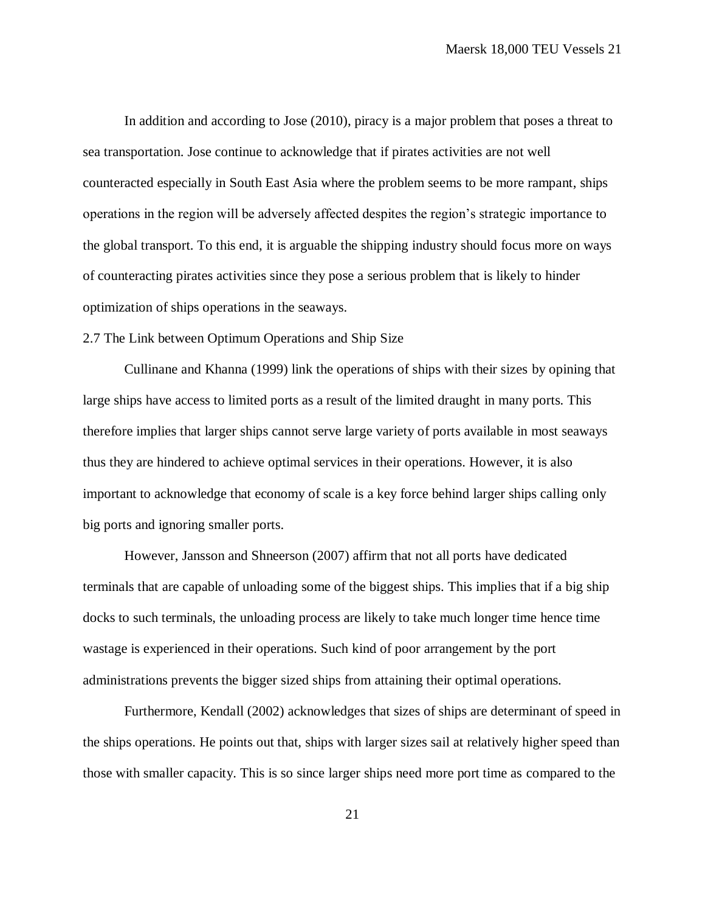In addition and according to Jose (2010), piracy is a major problem that poses a threat to sea transportation. Jose continue to acknowledge that if pirates activities are not well counteracted especially in South East Asia where the problem seems to be more rampant, ships operations in the region will be adversely affected despites the region's strategic importance to the global transport. To this end, it is arguable the shipping industry should focus more on ways of counteracting pirates activities since they pose a serious problem that is likely to hinder optimization of ships operations in the seaways.

## 2.7 The Link between Optimum Operations and Ship Size

Cullinane and Khanna (1999) link the operations of ships with their sizes by opining that large ships have access to limited ports as a result of the limited draught in many ports. This therefore implies that larger ships cannot serve large variety of ports available in most seaways thus they are hindered to achieve optimal services in their operations. However, it is also important to acknowledge that economy of scale is a key force behind larger ships calling only big ports and ignoring smaller ports.

However, Jansson and Shneerson (2007) affirm that not all ports have dedicated terminals that are capable of unloading some of the biggest ships. This implies that if a big ship docks to such terminals, the unloading process are likely to take much longer time hence time wastage is experienced in their operations. Such kind of poor arrangement by the port administrations prevents the bigger sized ships from attaining their optimal operations.

Furthermore, Kendall (2002) acknowledges that sizes of ships are determinant of speed in the ships operations. He points out that, ships with larger sizes sail at relatively higher speed than those with smaller capacity. This is so since larger ships need more port time as compared to the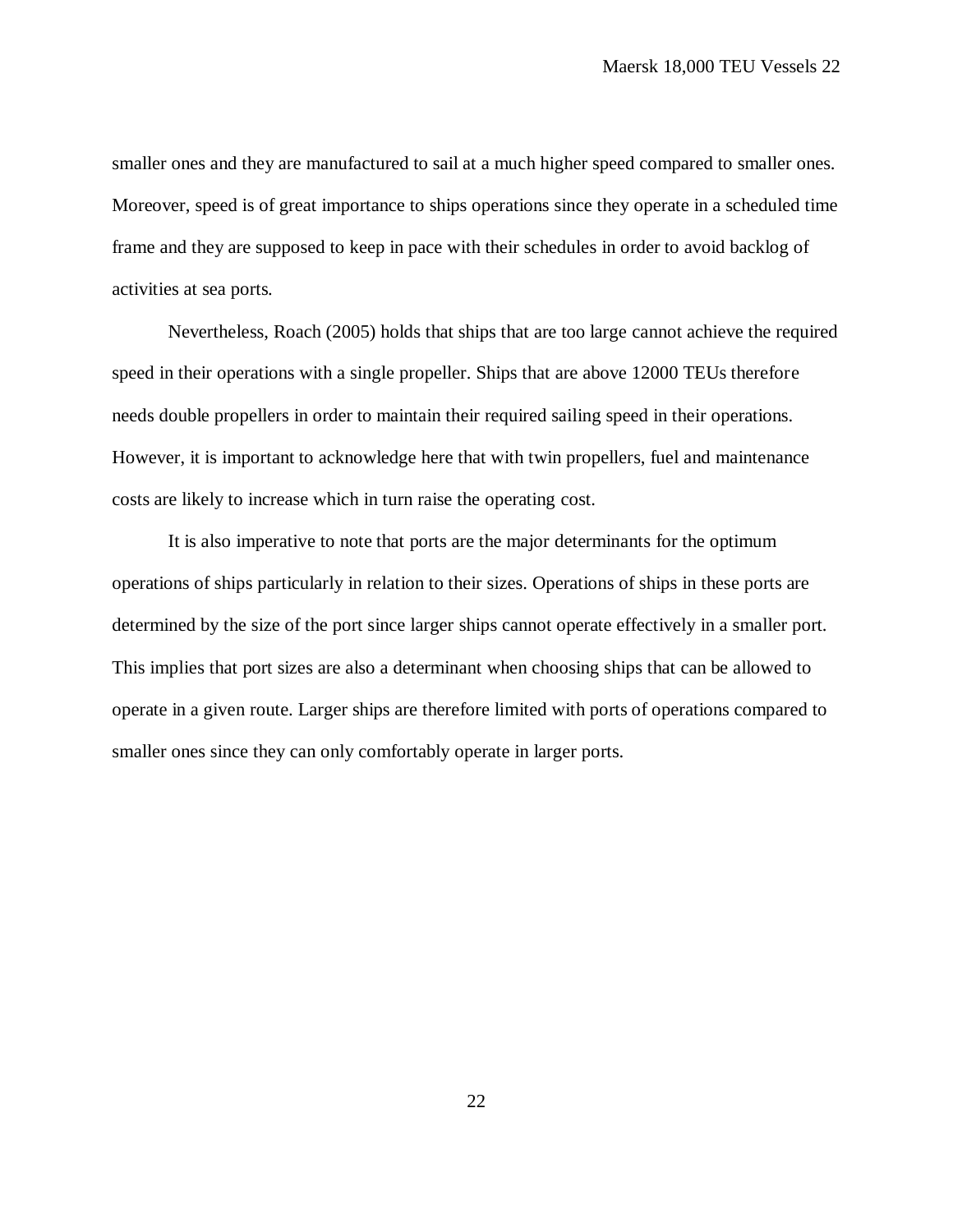smaller ones and they are manufactured to sail at a much higher speed compared to smaller ones. Moreover, speed is of great importance to ships operations since they operate in a scheduled time frame and they are supposed to keep in pace with their schedules in order to avoid backlog of activities at sea ports.

Nevertheless, Roach (2005) holds that ships that are too large cannot achieve the required speed in their operations with a single propeller. Ships that are above 12000 TEUs therefore needs double propellers in order to maintain their required sailing speed in their operations. However, it is important to acknowledge here that with twin propellers, fuel and maintenance costs are likely to increase which in turn raise the operating cost.

It is also imperative to note that ports are the major determinants for the optimum operations of ships particularly in relation to their sizes. Operations of ships in these ports are determined by the size of the port since larger ships cannot operate effectively in a smaller port. This implies that port sizes are also a determinant when choosing ships that can be allowed to operate in a given route. Larger ships are therefore limited with ports of operations compared to smaller ones since they can only comfortably operate in larger ports.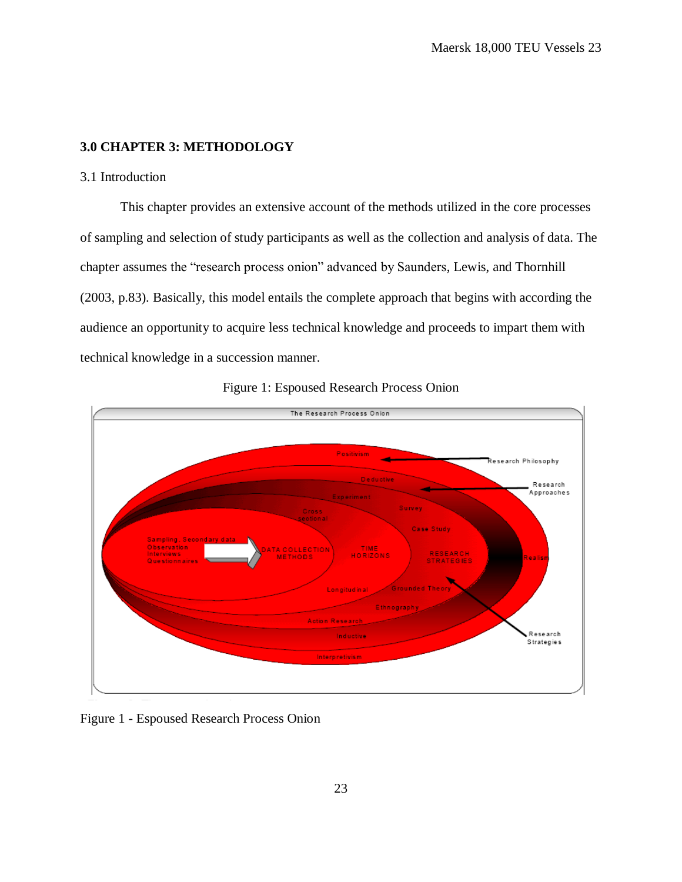## 3.0 CHAPTER 3: METHODOLOGY

### 3.1 Introduction

This chapter provides an extensive account of the methods utilized in the core processes of sampling and selection of study participants as well as the collection and analysis of data. The chapter assumes the "research process onion" advanced by Saunders, Lewis, and Thornhill (2003, p.83). Basically, this model entails the complete approach that begins with according the audience an opportunity to acquire less technical knowledge and proceeds to impart them with technical knowledge in a succession manner.

Figure 1: Espoused Research Process Onion

Figure 1 - Espoused Research Process Onion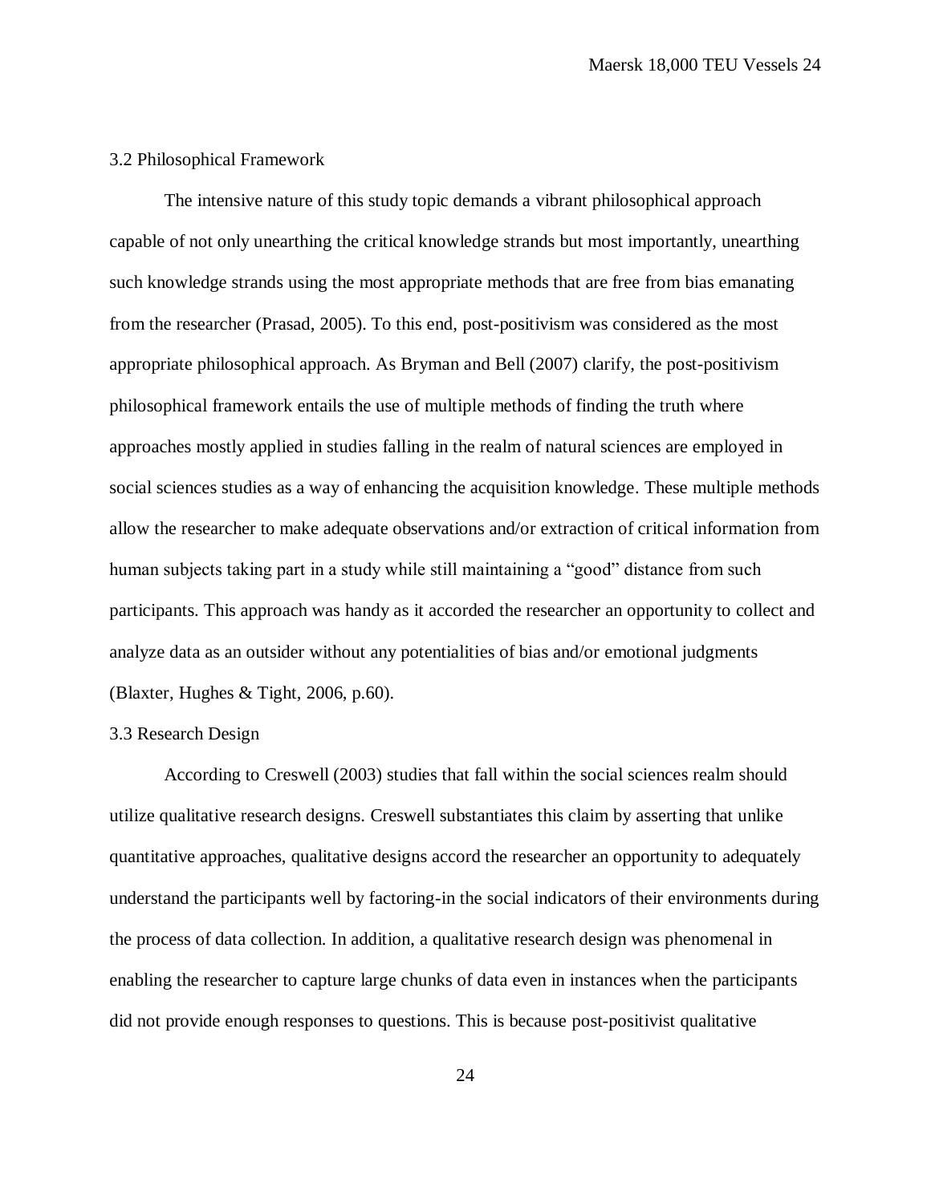### 3.2 Philosophical Framework

The intensive nature of this study topic demands a vibrant philosophical approach capable of not only unearthing the critical knowledge strands but most importantly, unearthing such knowledge strands using the most appropriate methods that are free from bias emanating from the researcher (Prasad, 2005). To this end, post-positivism was considered as the most appropriate philosophical approach. As Bryman and Bell (2007) clarify, the post-positivism philosophical framework entails the use of multiple methods of finding the truth where approaches mostly applied in studies falling in the realm of natural sciences are employed in social sciences studies as a way of enhancing the acquisition knowledge. These multiple methods allow the researcher to make adequate observations and/or extraction of critical information from human subjects taking part in a study while still maintaining a "good" distance from such participants. This approach was handy as it accorded the researcher an opportunity to collect and analyze data as an outsider without any potentialities of bias and/or emotional judgments (Blaxter, Hughes & Tight, 2006, p.60).

### 3.3 Research Design

According to Creswell (2003) studies that fall within the social sciences realm should utilize qualitative research designs. Creswell substantiates this claim by asserting that unlike quantitative approaches, qualitative designs accord the researcher an opportunity to adequately understand the participants well by factoring-in the social indicators of their environments during the process of data collection. In addition, a qualitative research design was phenomenal in enabling the researcher to capture large chunks of data even in instances when the participants did not provide enough responses to questions. This is because post-positivist qualitative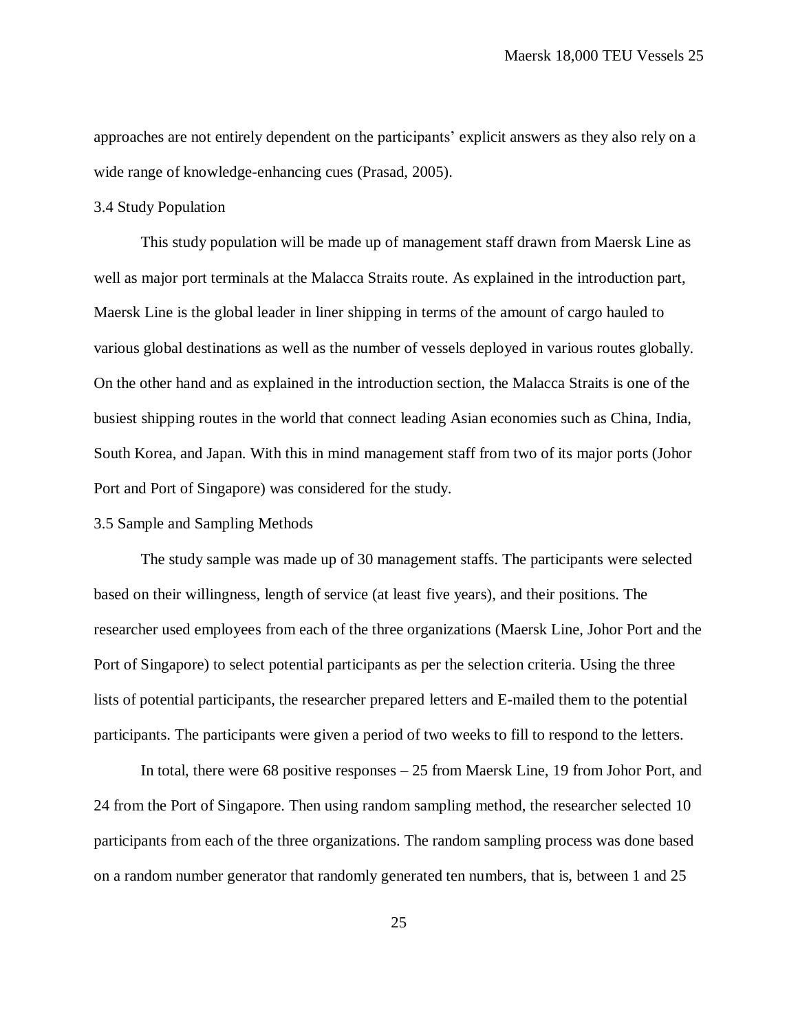approaches are not entirely dependent on the participants' explicit answers as they also rely on a wide range of knowledge-enhancing cues (Prasad, 2005).

### 3.4 Study Population

This study population will be made up of management staff drawn from Maersk Line as well as major port terminals at the Malacca Straits route. As explained in the introduction part, Maersk Line is the global leader in liner shipping in terms of the amount of cargo hauled to various global destinations as well as the number of vessels deployed in various routes globally. On the other hand and as explained in the introduction section, the Malacca Straits is one of the busiest shipping routes in the world that connect leading Asian economies such as China, India, South Korea, and Japan. With this in mind management staff from two of its major ports (Johor Port and Port of Singapore) was considered for the study.

### 3.5 Sample and Sampling Methods

The study sample was made up of 30 management staffs. The participants were selected based on their willingness, length of service (at least five years), and their positions. The researcher used employees from each of the three organizations (Maersk Line, Johor Port and the Port of Singapore) to select potential participants as per the selection criteria. Using the three lists of potential participants, the researcher prepared letters and E-mailed them to the potential participants. The participants were given a period of two weeks to fill to respond to the letters.

In total, there were 68 positive responses – 25 from Maersk Line, 19 from Johor Port, and 24 from the Port of Singapore. Then using random sampling method, the researcher selected 10 participants from each of the three organizations. The random sampling process was done based on a random number generator that randomly generated ten numbers, that is, between 1 and 25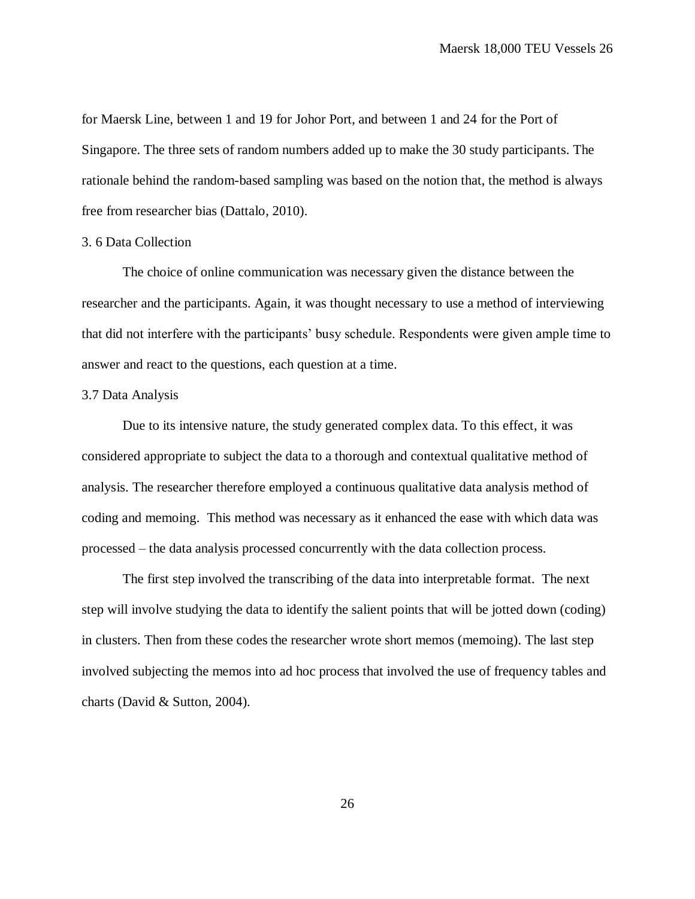for Maersk Line, between 1 and 19 for Johor Port, and between 1 and 24 for the Port of Singapore. The three sets of random numbers added up to make the 30 study participants. The rationale behind the random-based sampling was based on the notion that, the method is always free from researcher bias (Dattalo, 2010).

### 3. 6 Data Collection

The choice of online communication was necessary given the distance between the researcher and the participants. Again, it was thought necessary to use a method of interviewing that did not interfere with the participants' busy schedule. Respondents were given ample time to answer and react to the questions, each question at a time.

### 3.7 Data Analysis

Due to its intensive nature, the study generated complex data. To this effect, it was considered appropriate to subject the data to a thorough and contextual qualitative method of analysis. The researcher therefore employed a continuous qualitative data analysis method of coding and memoing. This method was necessary as it enhanced the ease with which data was processed – the data analysis processed concurrently with the data collection process.

The first step involved the transcribing of the data into interpretable format. The next step will involve studying the data to identify the salient points that will be jotted down (coding) in clusters. Then from these codes the researcher wrote short memos (memoing). The last step involved subjecting the memos into ad hoc process that involved the use of frequency tables and charts (David & Sutton, 2004).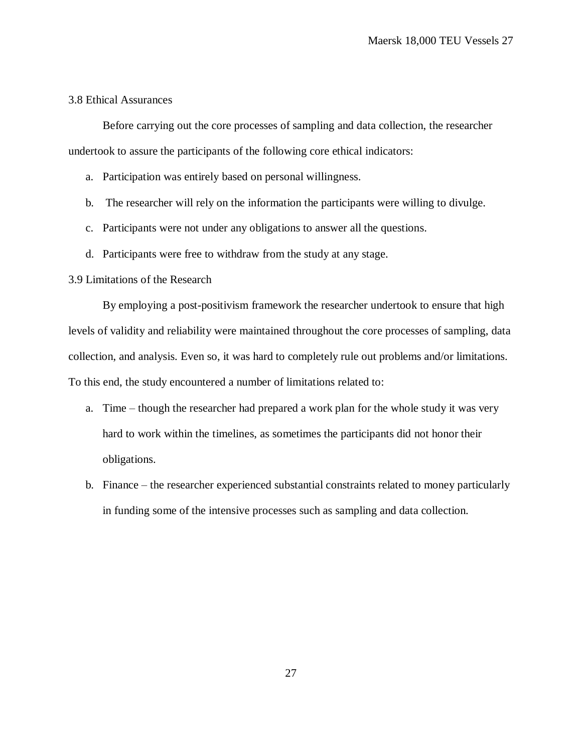### 3.8 Ethical Assurances

Before carrying out the core processes of sampling and data collection, the researcher undertook to assure the participants of the following core ethical indicators:

a. Participation was entirely based on personal willingness.
b. The researcher will rely on the information the participants were willing to divulge.
c. Participants were not under any obligations to answer all the questions.
d. Participants were free to withdraw from the study at any stage.

### 3.9 Limitations of the Research

By employing a post-positivism framework the researcher undertook to ensure that high levels of validity and reliability were maintained throughout the core processes of sampling, data collection, and analysis. Even so, it was hard to completely rule out problems and/or limitations. To this end, the study encountered a number of limitations related to:

a. Time – though the researcher had prepared a work plan for the whole study it was very hard to work within the timelines, as sometimes the participants did not honor their obligations.
b. Finance – the researcher experienced substantial constraints related to money particularly in funding some of the intensive processes such as sampling and data collection.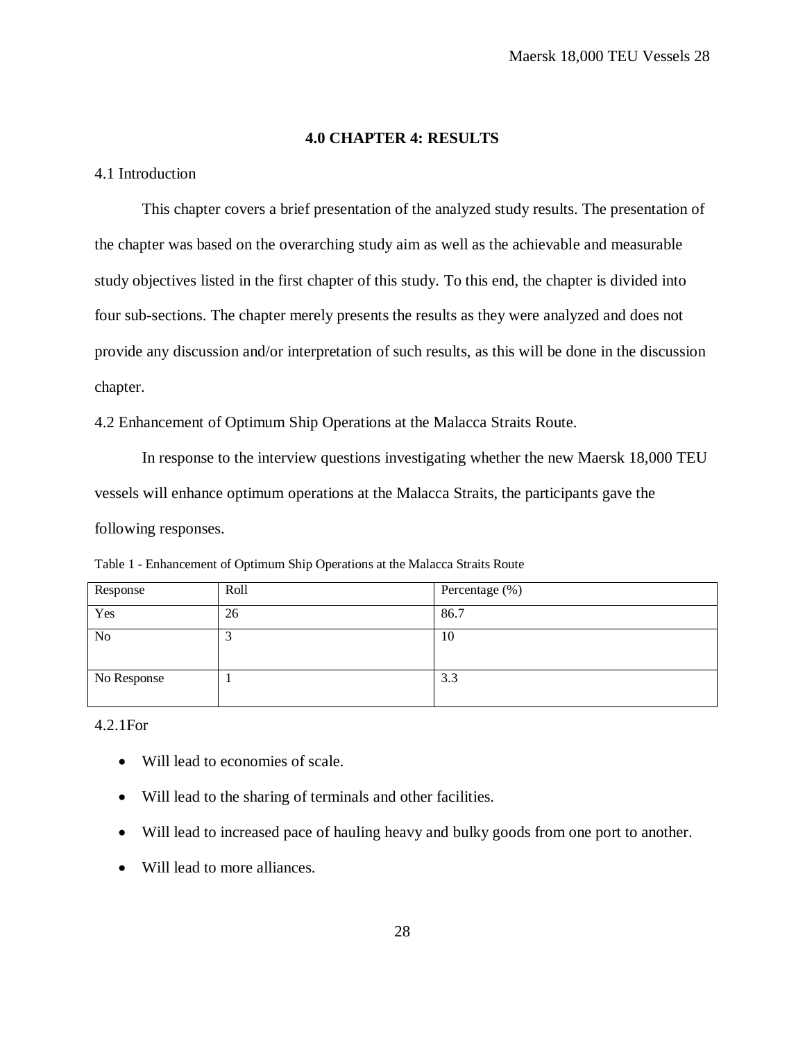# 4.0 CHAPTER 4: RESULTS

## 4.1 Introduction

This chapter covers a brief presentation of the analyzed study results. The presentation of the chapter was based on the overarching study aim as well as the achievable and measurable study objectives listed in the first chapter of this study. To this end, the chapter is divided into four sub-sections. The chapter merely presents the results as they were analyzed and does not provide any discussion and/or interpretation of such results, as this will be done in the discussion chapter.

## 4.2 Enhancement of Optimum Ship Operations at the Malacca Straits Route.

In response to the interview questions investigating whether the new Maersk 18,000 TEU vessels will enhance optimum operations at the Malacca Straits, the participants gave the following responses.

Table 1 - Enhancement of Optimum Ship Operations at the Malacca Straits Route

| Response | Roll | Percentage (%) |
|---|---|---|
| Yes | 26 | 86.7 |
| No | 3 | 10 |
| No Response | 1 | 3.3 |

### 4.2.1For

- Will lead to economies of scale.
- Will lead to the sharing of terminals and other facilities.
- Will lead to increased pace of hauling heavy and bulky goods from one port to another.
- Will lead to more alliances.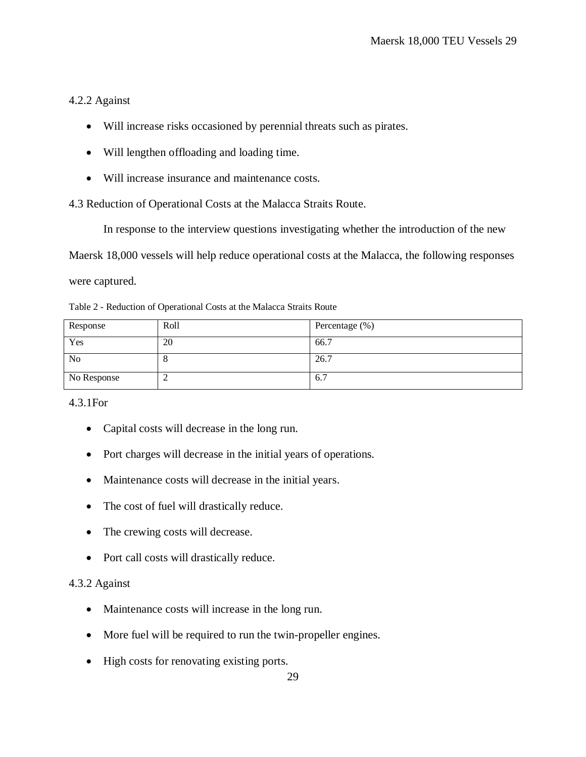### 4.2.2 Against

- Will increase risks occasioned by perennial threats such as pirates.
- Will lengthen offloading and loading time.
- Will increase insurance and maintenance costs.

## 4.3 Reduction of Operational Costs at the Malacca Straits Route.

In response to the interview questions investigating whether the introduction of the new Maersk 18,000 vessels will help reduce operational costs at the Malacca, the following responses were captured.

Table 2 - Reduction of Operational Costs at the Malacca Straits Route

| Response | Roll | Percentage (%) |
|---|---|---|
| Yes | 20 | 66.7 |
| No | 8 | 26.7 |
| No Response | 2 | 6.7 |

### 4.3.1For

- Capital costs will decrease in the long run.
- Port charges will decrease in the initial years of operations.
- Maintenance costs will decrease in the initial years.
- The cost of fuel will drastically reduce.
- The crewing costs will decrease.
- Port call costs will drastically reduce.

### 4.3.2 Against

- Maintenance costs will increase in the long run.
- More fuel will be required to run the twin-propeller engines.
- High costs for renovating existing ports.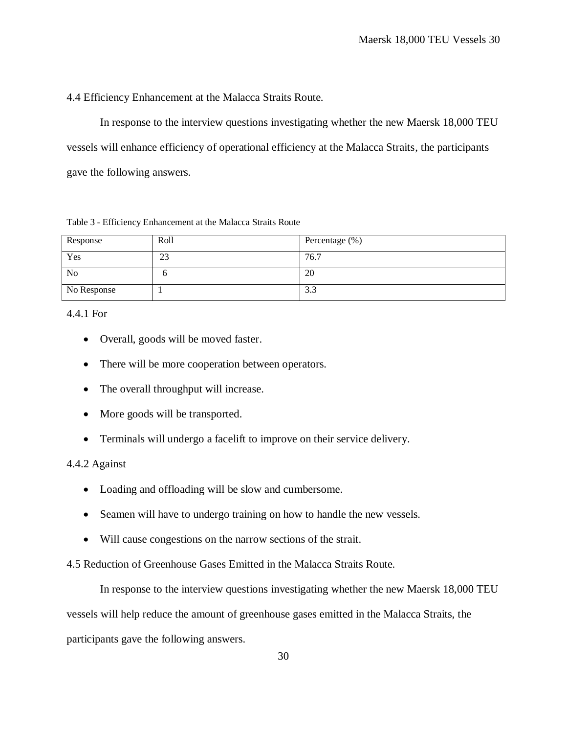## 4.4 Efficiency Enhancement at the Malacca Straits Route.

In response to the interview questions investigating whether the new Maersk 18,000 TEU vessels will enhance efficiency of operational efficiency at the Malacca Straits, the participants gave the following answers.

Table 3 - Efficiency Enhancement at the Malacca Straits Route

| Response | Roll | Percentage (%) |
|---|---|---|
| Yes | 23 | 76.7 |
| No | 6 | 20 |
| No Response | 1 | 3.3 |

### 4.4.1 For

- Overall, goods will be moved faster.
- There will be more cooperation between operators.
- The overall throughput will increase.
- More goods will be transported.
- Terminals will undergo a facelift to improve on their service delivery.

### 4.4.2 Against

- Loading and offloading will be slow and cumbersome.
- Seamen will have to undergo training on how to handle the new vessels.
- Will cause congestions on the narrow sections of the strait.

## 4.5 Reduction of Greenhouse Gases Emitted in the Malacca Straits Route.

In response to the interview questions investigating whether the new Maersk 18,000 TEU vessels will help reduce the amount of greenhouse gases emitted in the Malacca Straits, the participants gave the following answers.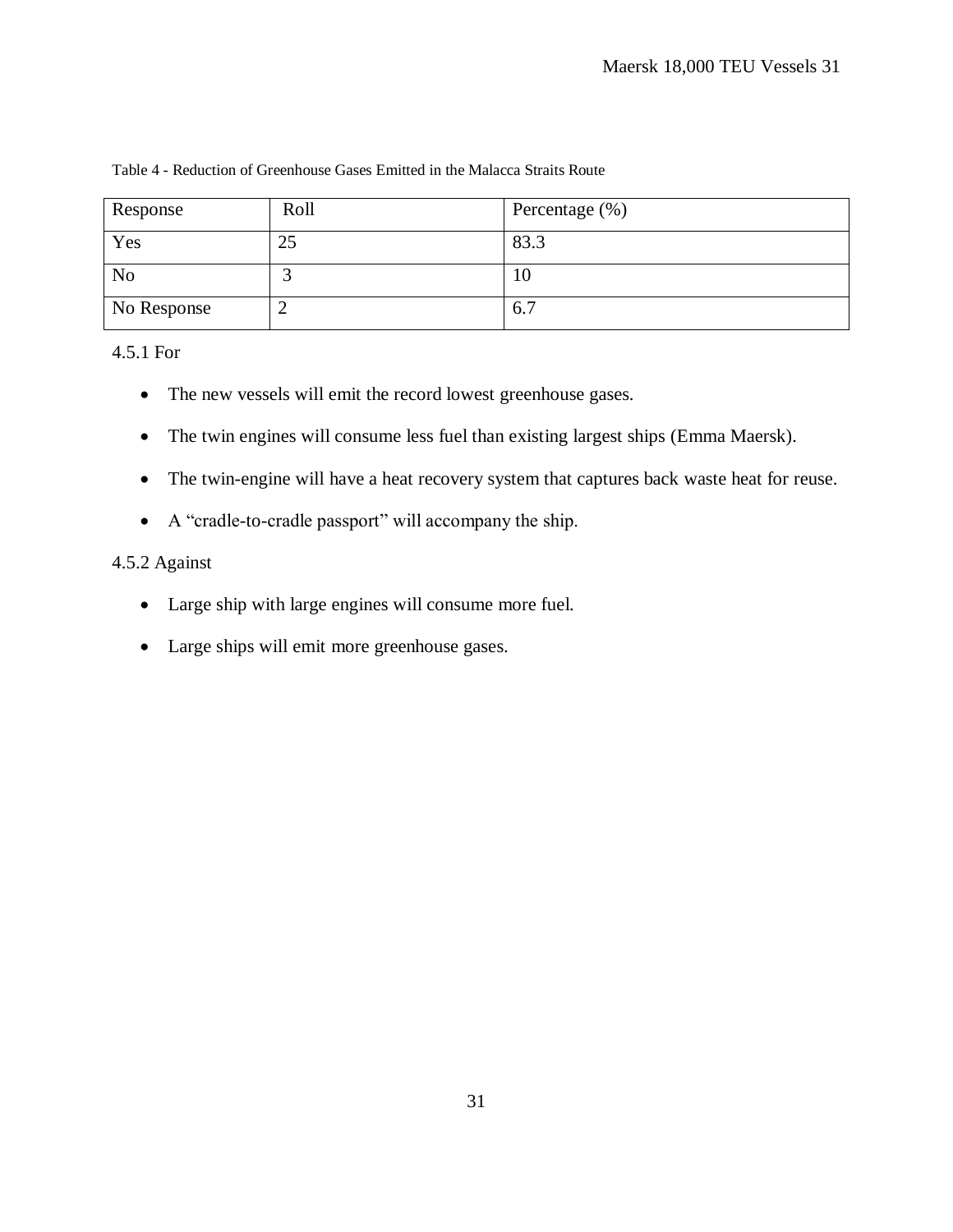Table 4 - Reduction of Greenhouse Gases Emitted in the Malacca Straits Route

| Response | Roll | Percentage (%) |
| --- | --- | --- |
| Yes | 25 | 83.3 |
| No | 3 | 10 |
| No Response | 2 | 6.7 |

4.5.1 For

- The new vessels will emit the record lowest greenhouse gases.
- The twin engines will consume less fuel than existing largest ships (Emma Maersk).
- The twin-engine will have a heat recovery system that captures back waste heat for reuse.
- A “cradle-to-cradle passport” will accompany the ship.

4.5.2 Against

- Large ship with large engines will consume more fuel.
- Large ships will emit more greenhouse gases.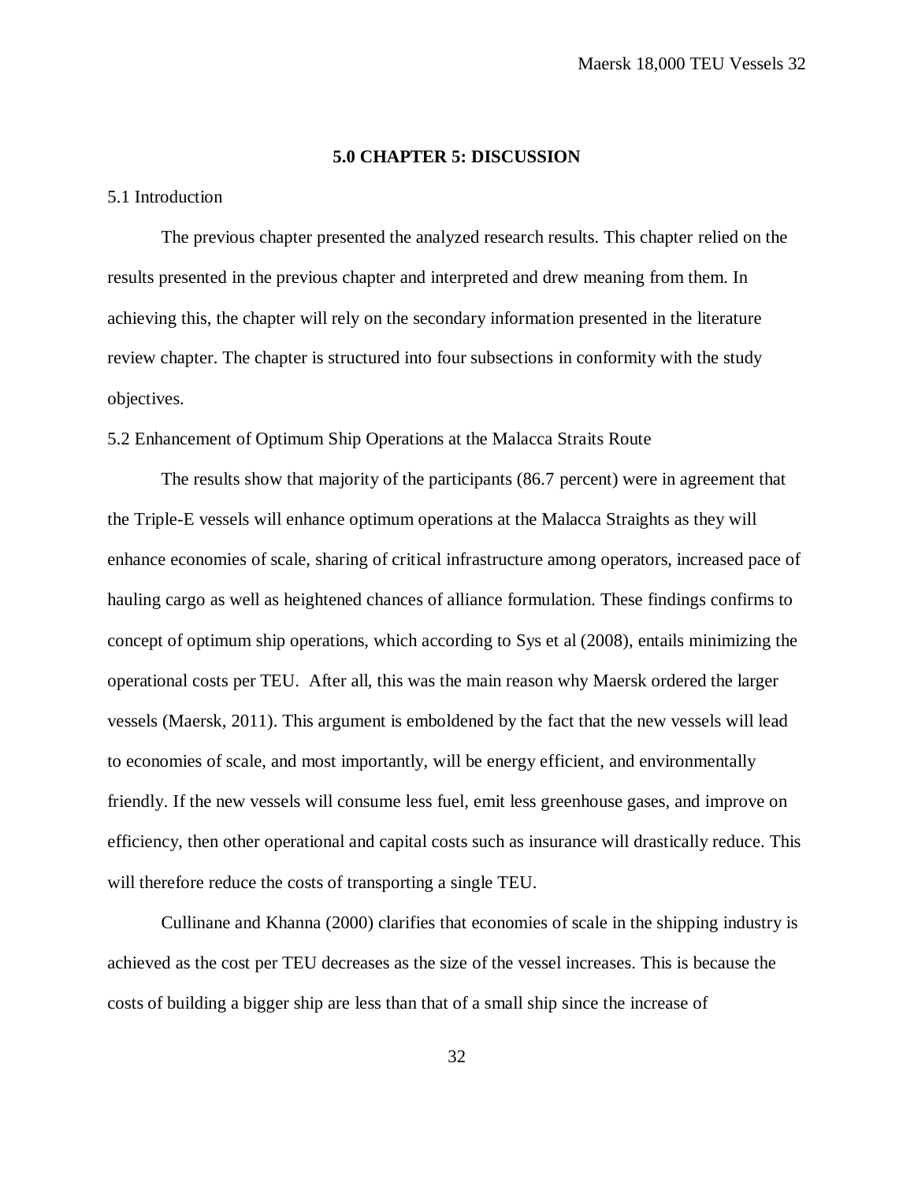## 5.0 CHAPTER 5: DISCUSSION

### 5.1 Introduction

The previous chapter presented the analyzed research results. This chapter relied on the results presented in the previous chapter and interpreted and drew meaning from them. In achieving this, the chapter will rely on the secondary information presented in the literature review chapter. The chapter is structured into four subsections in conformity with the study objectives.

### 5.2 Enhancement of Optimum Ship Operations at the Malacca Straits Route

The results show that majority of the participants (86.7 percent) were in agreement that the Triple-E vessels will enhance optimum operations at the Malacca Straights as they will enhance economies of scale, sharing of critical infrastructure among operators, increased pace of hauling cargo as well as heightened chances of alliance formulation. These findings confirms to concept of optimum ship operations, which according to Sys et al (2008), entails minimizing the operational costs per TEU. After all, this was the main reason why Maersk ordered the larger vessels (Maersk, 2011). This argument is emboldened by the fact that the new vessels will lead to economies of scale, and most importantly, will be energy efficient, and environmentally friendly. If the new vessels will consume less fuel, emit less greenhouse gases, and improve on efficiency, then other operational and capital costs such as insurance will drastically reduce. This will therefore reduce the costs of transporting a single TEU.

Cullinane and Khanna (2000) clarifies that economies of scale in the shipping industry is achieved as the cost per TEU decreases as the size of the vessel increases. This is because the costs of building a bigger ship are less than that of a small ship since the increase of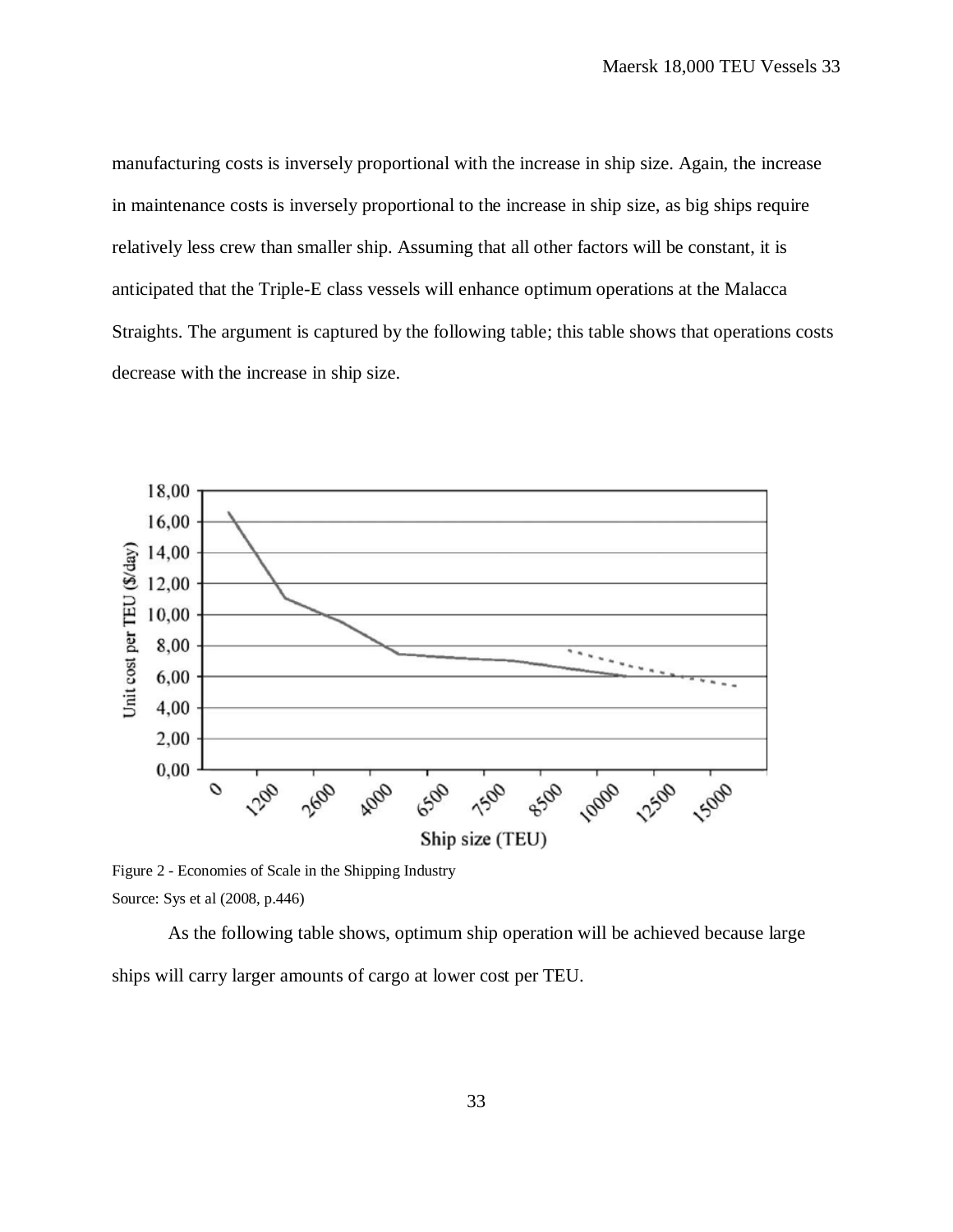manufacturing costs is inversely proportional with the increase in ship size. Again, the increase in maintenance costs is inversely proportional to the increase in ship size, as big ships require relatively less crew than smaller ship. Assuming that all other factors will be constant, it is anticipated that the Triple-E class vessels will enhance optimum operations at the Malacca Straights. The argument is captured by the following table; this table shows that operations costs decrease with the increase in ship size.

Figure 2 - Economies of Scale in the Shipping Industry

Source: Sys et al (2008, p.446)

As the following table shows, optimum ship operation will be achieved because large ships will carry larger amounts of cargo at lower cost per TEU.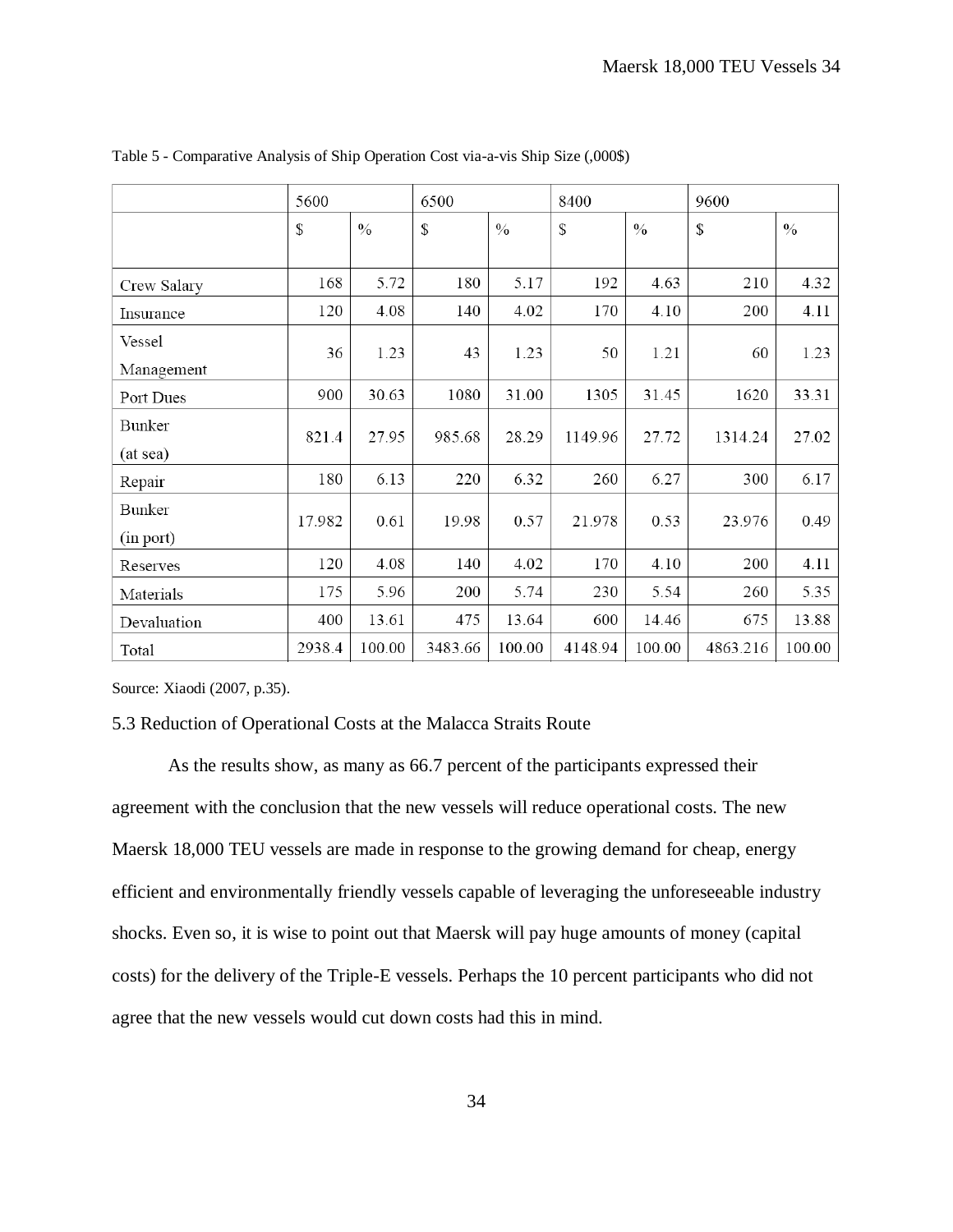Table 5 - Comparative Analysis of Ship Operation Cost via-a-vis Ship Size (,000$)

| | 5600 | | 6500 | | 8400 | | 9600 | |
|---|---|---|---|---|---|---|---|---|
| | $ | % | $ | % | $ | % | $ | % |
| Crew Salary | 168 | 5.72 | 180 | 5.17 | 192 | 4.63 | 210 | 4.32 |
| Insurance | 120 | 4.08 | 140 | 4.02 | 170 | 4.10 | 200 | 4.11 |
| Vessel Management | 36 | 1.23 | 43 | 1.23 | 50 | 1.21 | 60 | 1.23 |
| Port Dues | 900 | 30.63 | 1080 | 31.00 | 1305 | 31.45 | 1620 | 33.31 |
| Bunker (at sea) | 821.4 | 27.95 | 985.68 | 28.29 | 1149.96 | 27.72 | 1314.24 | 27.02 |
| Repair | 180 | 6.13 | 220 | 6.32 | 260 | 6.27 | 300 | 6.17 |
| Bunker (in port) | 17.982 | 0.61 | 19.98 | 0.57 | 21.978 | 0.53 | 23.976 | 0.49 |
| Reserves | 120 | 4.08 | 140 | 4.02 | 170 | 4.10 | 200 | 4.11 |
| Materials | 175 | 5.96 | 200 | 5.74 | 230 | 5.54 | 260 | 5.35 |
| Devaluation | 400 | 13.61 | 475 | 13.64 | 600 | 14.46 | 675 | 13.88 |
| Total | 2938.4 | 100.00 | 3483.66 | 100.00 | 4148.94 | 100.00 | 4863.216 | 100.00 |

Source: Xiaodi (2007, p.35).

### 5.3 Reduction of Operational Costs at the Malacca Straits Route

As the results show, as many as 66.7 percent of the participants expressed their agreement with the conclusion that the new vessels will reduce operational costs. The new Maersk 18,000 TEU vessels are made in response to the growing demand for cheap, energy efficient and environmentally friendly vessels capable of leveraging the unforeseeable industry shocks. Even so, it is wise to point out that Maersk will pay huge amounts of money (capital costs) for the delivery of the Triple-E vessels. Perhaps the 10 percent participants who did not agree that the new vessels would cut down costs had this in mind.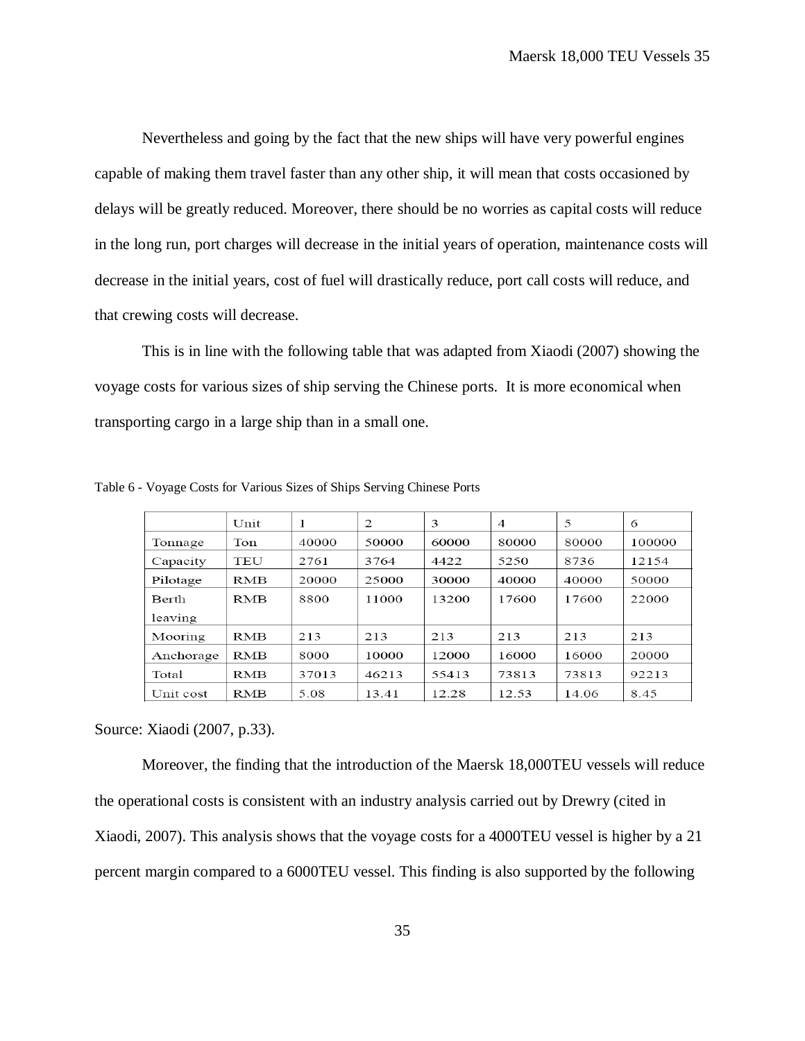Nevertheless and going by the fact that the new ships will have very powerful engines capable of making them travel faster than any other ship, it will mean that costs occasioned by delays will be greatly reduced. Moreover, there should be no worries as capital costs will reduce in the long run, port charges will decrease in the initial years of operation, maintenance costs will decrease in the initial years, cost of fuel will drastically reduce, port call costs will reduce, and that crewing costs will decrease.

This is in line with the following table that was adapted from Xiaodi (2007) showing the voyage costs for various sizes of ship serving the Chinese ports. It is more economical when transporting cargo in a large ship than in a small one.

Table 6 - Voyage Costs for Various Sizes of Ships Serving Chinese Ports

| | Unit | 1 | 2 | 3 | 4 | 5 | 6 |
|---|---|---|---|---|---|---|---|
| Tonnage | Ton | 40000 | 50000 | 60000 | 80000 | 80000 | 100000 |
| Capacity | TEU | 2761 | 3764 | 4422 | 5250 | 8736 | 12154 |
| Pilotage | RMB | 20000 | 25000 | 30000 | 40000 | 40000 | 50000 |
| Berth leaving | RMB | 8800 | 11000 | 13200 | 17600 | 17600 | 22000 |
| Mooring | RMB | 213 | 213 | 213 | 213 | 213 | 213 |
| Anchorage | RMB | 8000 | 10000 | 12000 | 16000 | 16000 | 20000 |
| Total | RMB | 37013 | 46213 | 55413 | 73813 | 73813 | 92213 |
| Unit cost | RMB | 5.08 | 13.41 | 12.28 | 12.53 | 14.06 | 8.45 |

Source: Xiaodi (2007, p.33).

Moreover, the finding that the introduction of the Maersk 18,000TEU vessels will reduce the operational costs is consistent with an industry analysis carried out by Drewry (cited in Xiaodi, 2007). This analysis shows that the voyage costs for a 4000TEU vessel is higher by a 21 percent margin compared to a 6000TEU vessel. This finding is also supported by the following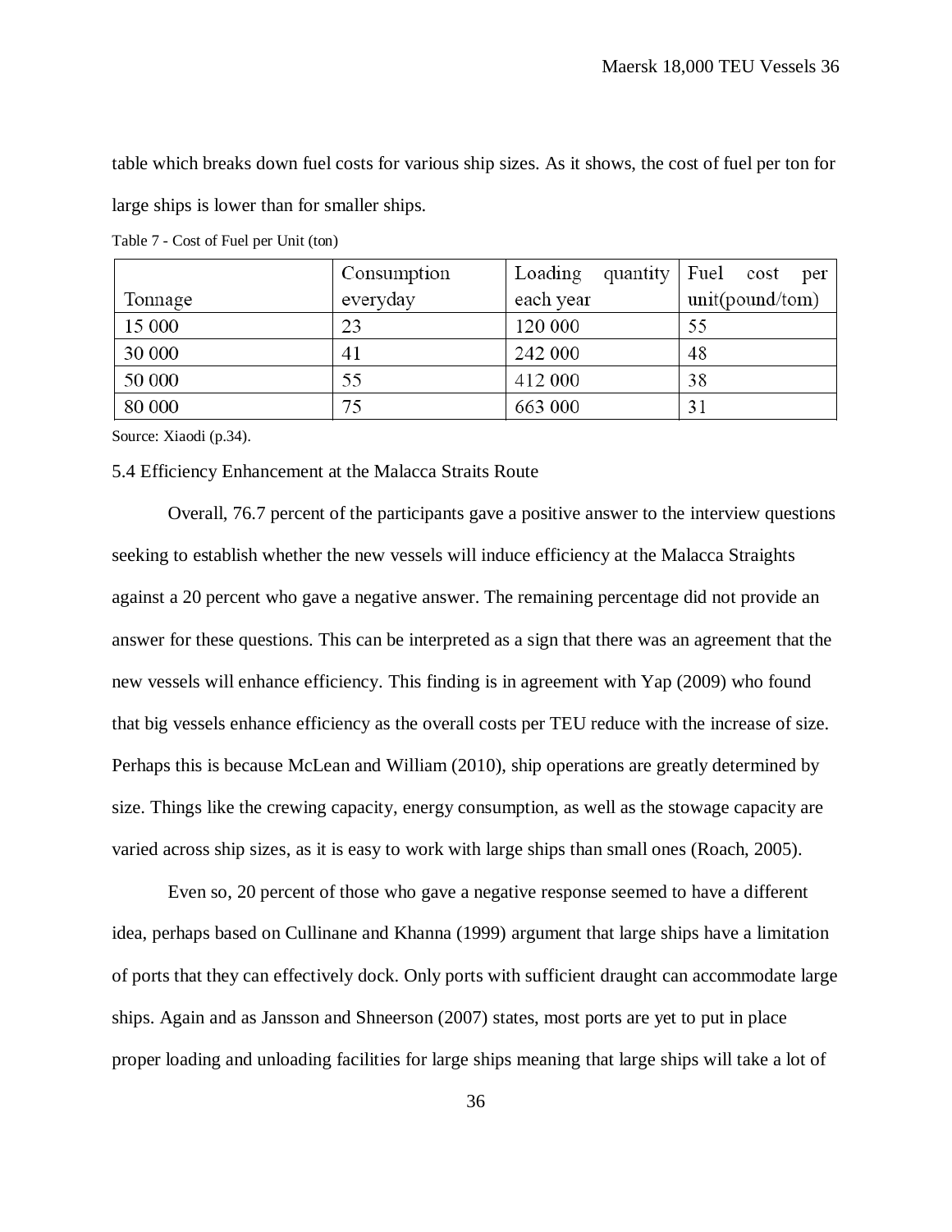table which breaks down fuel costs for various ship sizes. As it shows, the cost of fuel per ton for large ships is lower than for smaller ships.

Table 7 - Cost of Fuel per Unit (ton)

| Tonnage | Consumption everyday | Loading quantity each year | Fuel cost per unit(pound/tom) |
|---|---|---|---|
| 15 000 | 23 | 120 000 | 55 |
| 30 000 | 41 | 242 000 | 48 |
| 50 000 | 55 | 412 000 | 38 |
| 80 000 | 75 | 663 000 | 31 |

Source: Xiaodi (p.34).

### 5.4 Efficiency Enhancement at the Malacca Straits Route

Overall, 76.7 percent of the participants gave a positive answer to the interview questions seeking to establish whether the new vessels will induce efficiency at the Malacca Straights against a 20 percent who gave a negative answer. The remaining percentage did not provide an answer for these questions. This can be interpreted as a sign that there was an agreement that the new vessels will enhance efficiency. This finding is in agreement with Yap (2009) who found that big vessels enhance efficiency as the overall costs per TEU reduce with the increase of size. Perhaps this is because McLean and William (2010), ship operations are greatly determined by size. Things like the crewing capacity, energy consumption, as well as the stowage capacity are varied across ship sizes, as it is easy to work with large ships than small ones (Roach, 2005).

Even so, 20 percent of those who gave a negative response seemed to have a different idea, perhaps based on Cullinane and Khanna (1999) argument that large ships have a limitation of ports that they can effectively dock. Only ports with sufficient draught can accommodate large ships. Again and as Jansson and Shneerson (2007) states, most ports are yet to put in place proper loading and unloading facilities for large ships meaning that large ships will take a lot of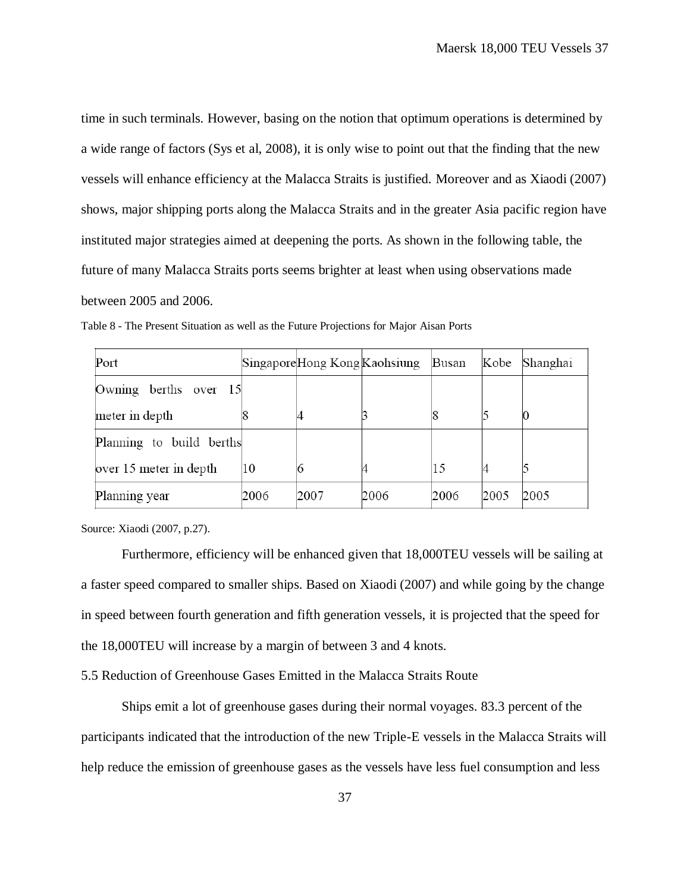time in such terminals. However, basing on the notion that optimum operations is determined by a wide range of factors (Sys et al, 2008), it is only wise to point out that the finding that the new vessels will enhance efficiency at the Malacca Straits is justified. Moreover and as Xiaodi (2007) shows, major shipping ports along the Malacca Straits and in the greater Asia pacific region have instituted major strategies aimed at deepening the ports. As shown in the following table, the future of many Malacca Straits ports seems brighter at least when using observations made between 2005 and 2006.

Table 8 - The Present Situation as well as the Future Projections for Major Aisan Ports

| Port | Singapore | Hong Kong | Kaohsiung | Busan | Kobe | Shanghai |
|---|---|---|---|---|---|---|
| Owning berths over 15 meter in depth | 8 | 4 | 3 | 8 | 5 | 0 |
| Planning to build berths over 15 meter in depth | 10 | 6 | 4 | 15 | 4 | 5 |
| Planning year | 2006 | 2007 | 2006 | 2006 | 2005 | 2005 |

Source: Xiaodi (2007, p.27).

Furthermore, efficiency will be enhanced given that 18,000TEU vessels will be sailing at a faster speed compared to smaller ships. Based on Xiaodi (2007) and while going by the change in speed between fourth generation and fifth generation vessels, it is projected that the speed for the 18,000TEU will increase by a margin of between 3 and 4 knots.

### 5.5 Reduction of Greenhouse Gases Emitted in the Malacca Straits Route

Ships emit a lot of greenhouse gases during their normal voyages. 83.3 percent of the participants indicated that the introduction of the new Triple-E vessels in the Malacca Straits will help reduce the emission of greenhouse gases as the vessels have less fuel consumption and less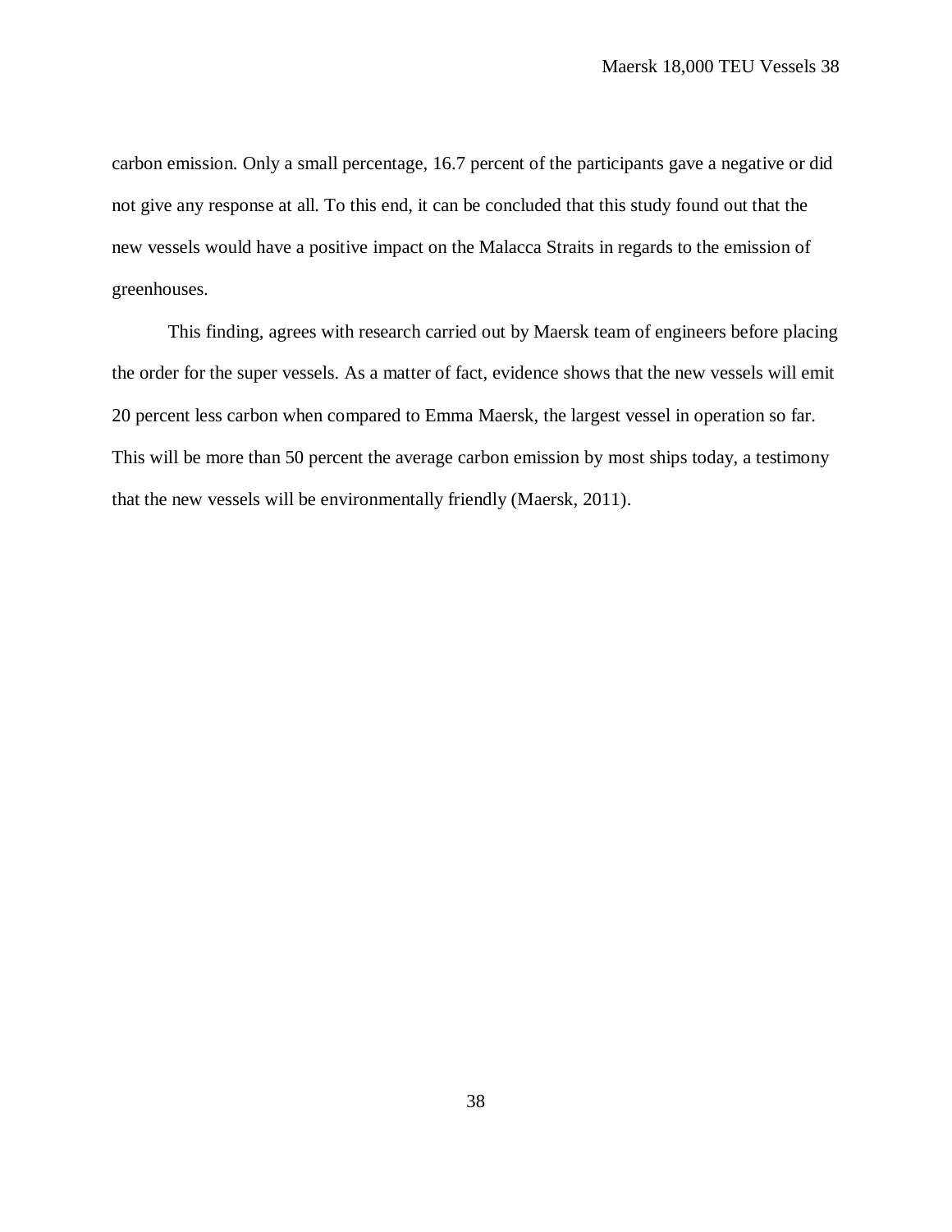carbon emission. Only a small percentage, 16.7 percent of the participants gave a negative or did not give any response at all. To this end, it can be concluded that this study found out that the new vessels would have a positive impact on the Malacca Straits in regards to the emission of greenhouses.

This finding, agrees with research carried out by Maersk team of engineers before placing the order for the super vessels. As a matter of fact, evidence shows that the new vessels will emit 20 percent less carbon when compared to Emma Maersk, the largest vessel in operation so far. This will be more than 50 percent the average carbon emission by most ships today, a testimony that the new vessels will be environmentally friendly (Maersk, 2011).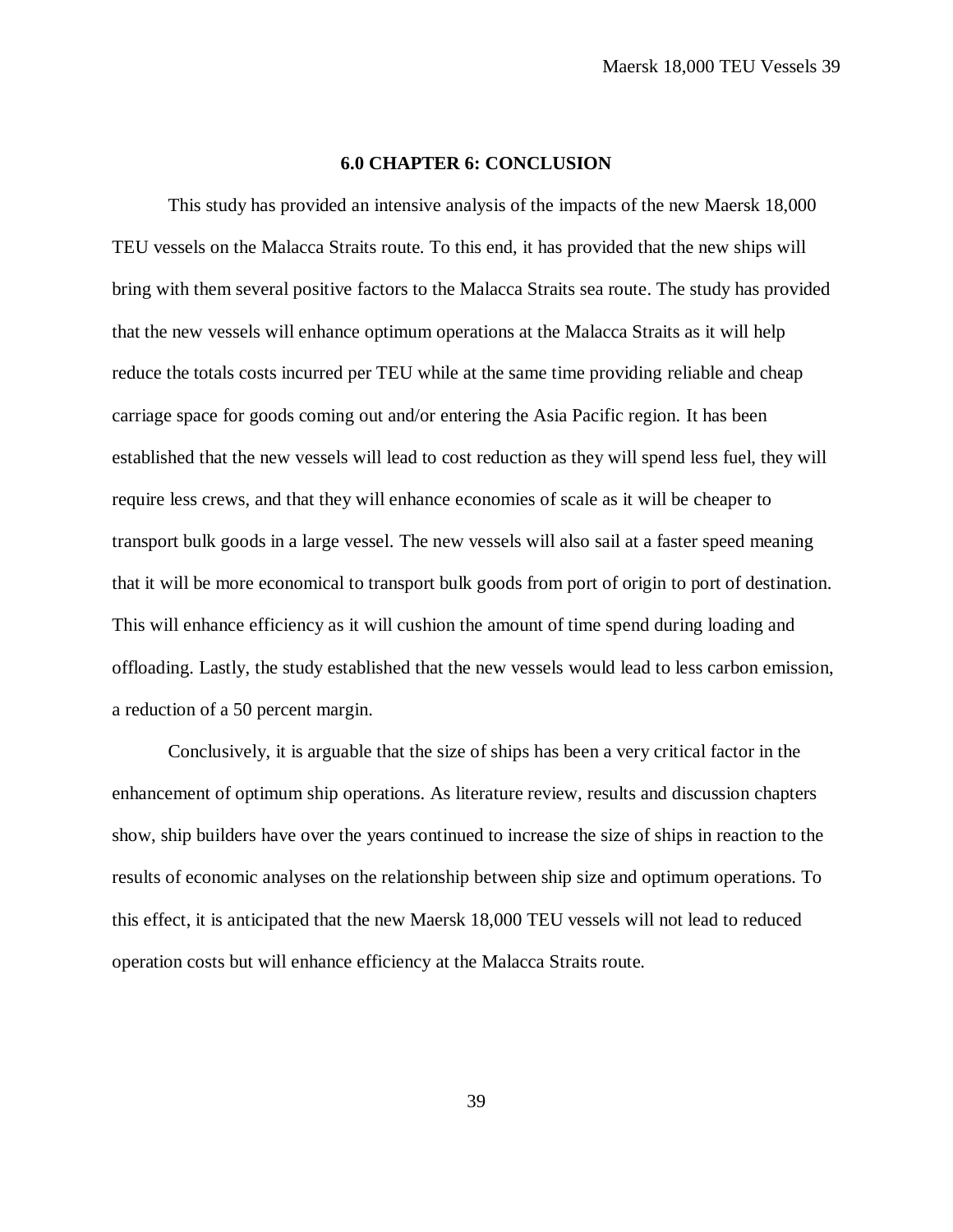## 6.0 CHAPTER 6: CONCLUSION

This study has provided an intensive analysis of the impacts of the new Maersk 18,000 TEU vessels on the Malacca Straits route. To this end, it has provided that the new ships will bring with them several positive factors to the Malacca Straits sea route. The study has provided that the new vessels will enhance optimum operations at the Malacca Straits as it will help reduce the totals costs incurred per TEU while at the same time providing reliable and cheap carriage space for goods coming out and/or entering the Asia Pacific region. It has been established that the new vessels will lead to cost reduction as they will spend less fuel, they will require less crews, and that they will enhance economies of scale as it will be cheaper to transport bulk goods in a large vessel. The new vessels will also sail at a faster speed meaning that it will be more economical to transport bulk goods from port of origin to port of destination. This will enhance efficiency as it will cushion the amount of time spend during loading and offloading. Lastly, the study established that the new vessels would lead to less carbon emission, a reduction of a 50 percent margin.

Conclusively, it is arguable that the size of ships has been a very critical factor in the enhancement of optimum ship operations. As literature review, results and discussion chapters show, ship builders have over the years continued to increase the size of ships in reaction to the results of economic analyses on the relationship between ship size and optimum operations. To this effect, it is anticipated that the new Maersk 18,000 TEU vessels will not lead to reduced operation costs but will enhance efficiency at the Malacca Straits route.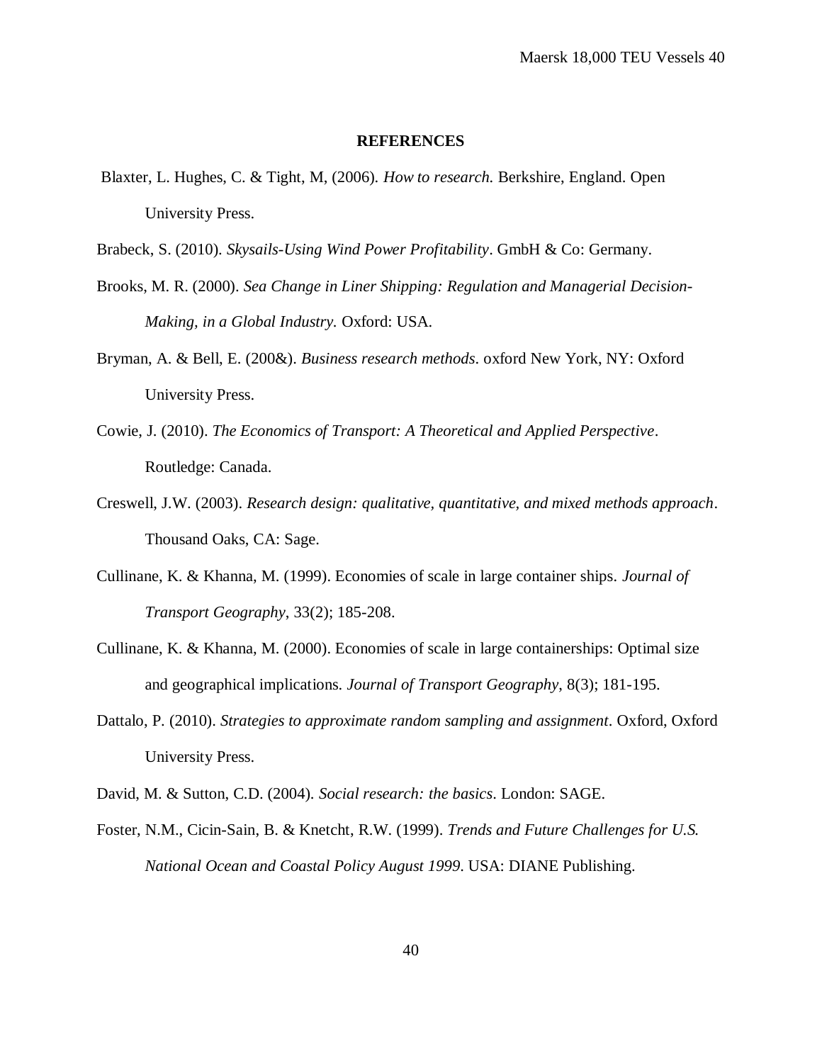## REFERENCES

Blaxter, L. Hughes, C. & Tight, M, (2006). *How to research.* Berkshire, England. Open University Press.

Brabeck, S. (2010). *Skysails-Using Wind Power Profitability*. GmbH & Co: Germany.

Brooks, M. R. (2000). *Sea Change in Liner Shipping: Regulation and Managerial Decision-Making, in a Global Industry.* Oxford: USA.

Bryman, A. & Bell, E. (200&). *Business research methods*. oxford New York, NY: Oxford University Press.

Cowie, J. (2010). *The Economics of Transport: A Theoretical and Applied Perspective*. Routledge: Canada.

Creswell, J.W. (2003). *Research design: qualitative, quantitative, and mixed methods approach*. Thousand Oaks, CA: Sage.

Cullinane, K. & Khanna, M. (1999). Economies of scale in large container ships. *Journal of Transport Geography*, 33(2); 185-208.

Cullinane, K. & Khanna, M. (2000). Economies of scale in large containerships: Optimal size and geographical implications. *Journal of Transport Geography*, 8(3); 181-195.

Dattalo, P. (2010). *Strategies to approximate random sampling and assignment*. Oxford, Oxford University Press.

David, M. & Sutton, C.D. (2004). *Social research: the basics*. London: SAGE.

Foster, N.M., Cicin-Sain, B. & Knetcht, R.W. (1999). *Trends and Future Challenges for U.S. National Ocean and Coastal Policy August 1999*. USA: DIANE Publishing.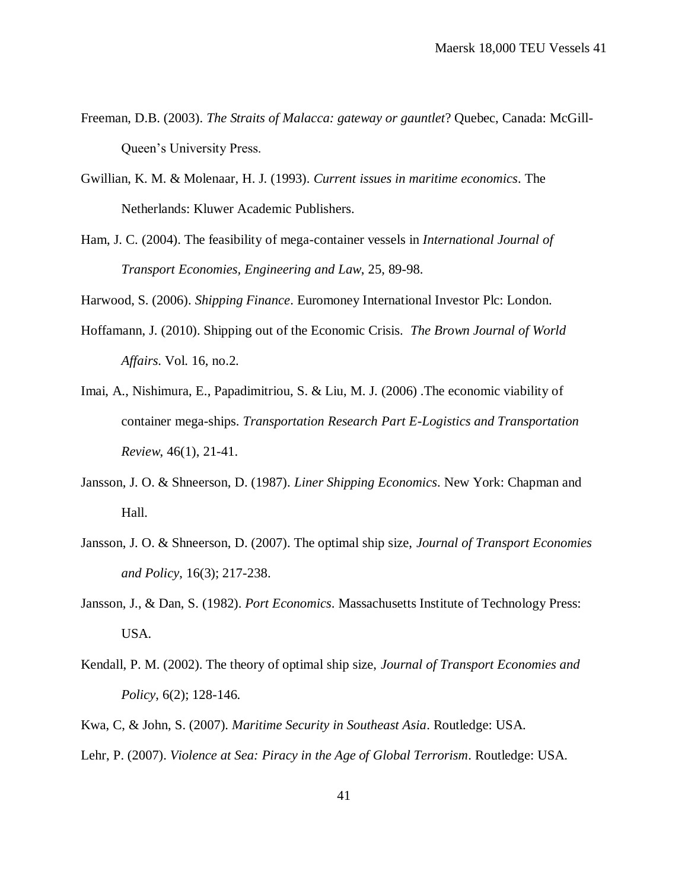Freeman, D.B. (2003). *The Straits of Malacca: gateway or gauntlet*? Quebec, Canada: McGill-Queen's University Press.

Gwillian, K. M. & Molenaar, H. J. (1993). *Current issues in maritime economics*. The Netherlands: Kluwer Academic Publishers.

Ham, J. C. (2004). The feasibility of mega-container vessels in *International Journal of Transport Economies, Engineering and Law*, 25, 89-98.

Harwood, S. (2006). *Shipping Finance*. Euromoney International Investor Plc: London.

Hoffamann, J. (2010). Shipping out of the Economic Crisis. *The Brown Journal of World Affairs*. Vol. 16, no.2.

Imai, A., Nishimura, E., Papadimitriou, S. & Liu, M. J. (2006) .The economic viability of container mega-ships. *Transportation Research Part E-Logistics and Transportation Review*, 46(1), 21-41.

Jansson, J. O. & Shneerson, D. (1987). *Liner Shipping Economics*. New York: Chapman and Hall.

Jansson, J. O. & Shneerson, D. (2007). The optimal ship size, *Journal of Transport Economies and Policy*, 16(3); 217-238.

Jansson, J., & Dan, S. (1982). *Port Economics*. Massachusetts Institute of Technology Press: USA.

Kendall, P. M. (2002). The theory of optimal ship size, *Journal of Transport Economies and Policy*, 6(2); 128-146.

Kwa, C, & John, S. (2007). *Maritime Security in Southeast Asia*. Routledge: USA.

Lehr, P. (2007). *Violence at Sea: Piracy in the Age of Global Terrorism*. Routledge: USA.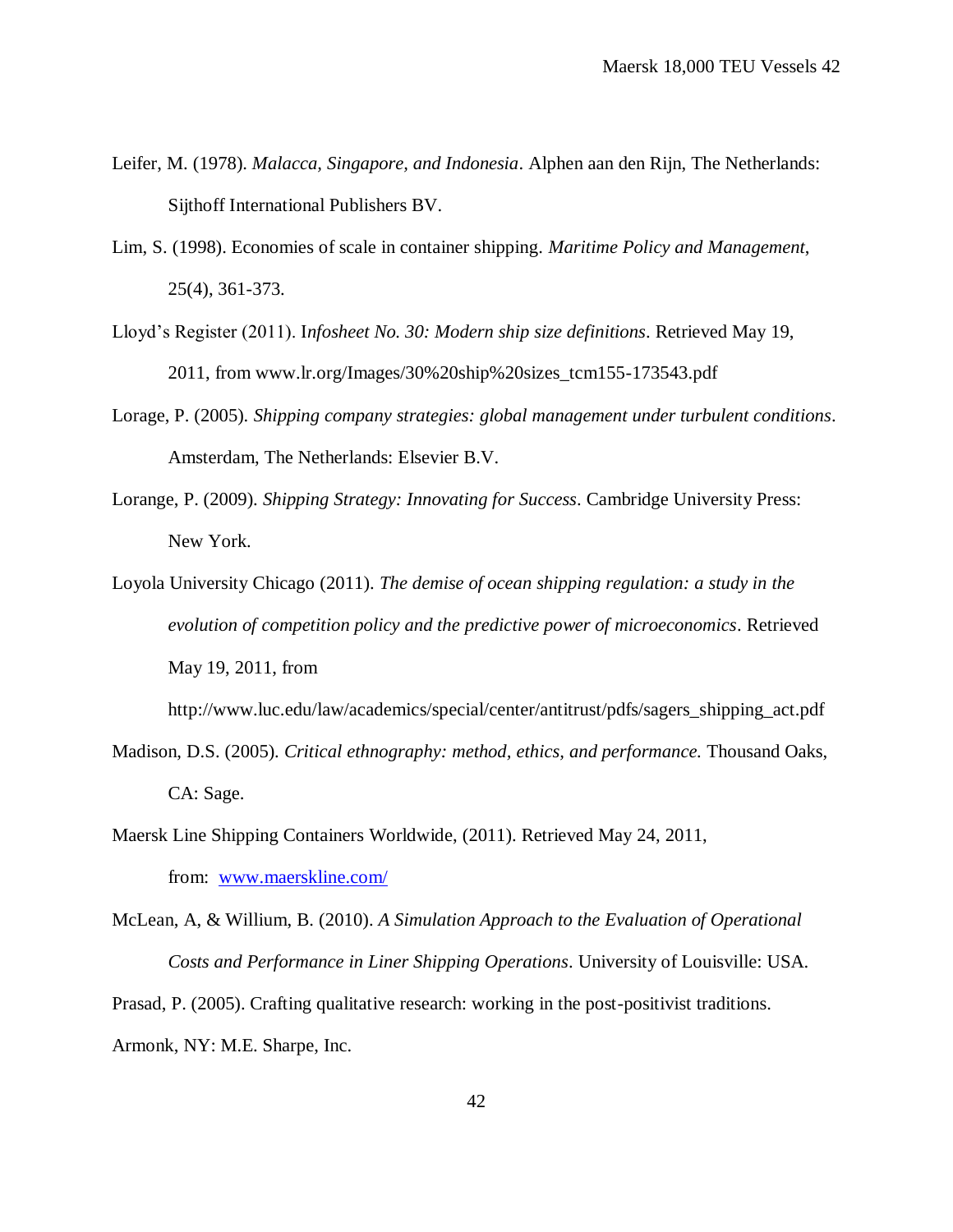Leifer, M. (1978). *Malacca, Singapore, and Indonesia*. Alphen aan den Rijn, The Netherlands: Sijthoff International Publishers BV.

Lim, S. (1998). Economies of scale in container shipping. *Maritime Policy and Management*, 25(4), 361-373.

Lloyd's Register (2011). I*nfosheet No. 30: Modern ship size definitions*. Retrieved May 19, 2011, from www.lr.org/Images/30%20ship%20sizes_tcm155-173543.pdf

Lorage, P. (2005). *Shipping company strategies: global management under turbulent conditions*. Amsterdam, The Netherlands: Elsevier B.V.

Lorange, P. (2009). *Shipping Strategy: Innovating for Success*. Cambridge University Press: New York.

Loyola University Chicago (2011). *The demise of ocean shipping regulation: a study in the evolution of competition policy and the predictive power of microeconomics*. Retrieved May 19, 2011, from http://www.luc.edu/law/academics/special/center/antitrust/pdfs/sagers_shipping_act.pdf

Madison, D.S. (2005). *Critical ethnography: method, ethics, and performance.* Thousand Oaks, CA: Sage.

Maersk Line Shipping Containers Worldwide, (2011). Retrieved May 24, 2011, from: [www.maerskline.com/](www.maerskline.com/)

McLean, A, & Willium, B. (2010). *A Simulation Approach to the Evaluation of Operational Costs and Performance in Liner Shipping Operations*. University of Louisville: USA.

Prasad, P. (2005). Crafting qualitative research: working in the post-positivist traditions. Armonk, NY: M.E. Sharpe, Inc.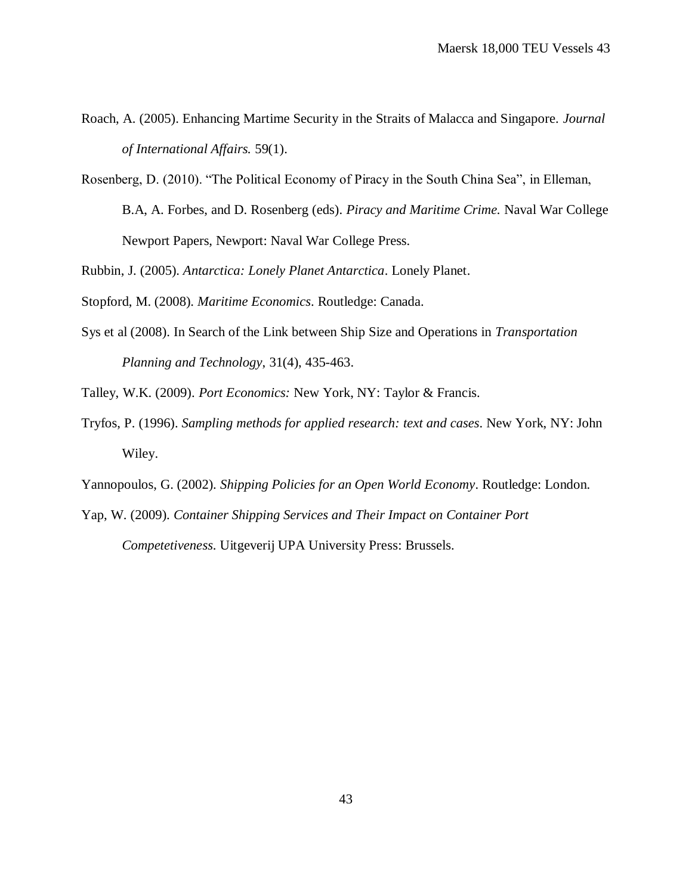Roach, A. (2005). Enhancing Martime Security in the Straits of Malacca and Singapore. *Journal of International Affairs.* 59(1).

Rosenberg, D. (2010). "The Political Economy of Piracy in the South China Sea", in Elleman, B.A, A. Forbes, and D. Rosenberg (eds). *Piracy and Maritime Crime.* Naval War College Newport Papers, Newport: Naval War College Press.

Rubbin, J. (2005). *Antarctica: Lonely Planet Antarctica*. Lonely Planet.

Stopford, M. (2008). *Maritime Economics*. Routledge: Canada.

Sys et al (2008). In Search of the Link between Ship Size and Operations in *Transportation Planning and Technology*, 31(4), 435-463.

Talley, W.K. (2009). *Port Economics:* New York, NY: Taylor & Francis.

Tryfos, P. (1996). *Sampling methods for applied research: text and cases*. New York, NY: John Wiley.

Yannopoulos, G. (2002). *Shipping Policies for an Open World Economy*. Routledge: London.

Yap, W. (2009). *Container Shipping Services and Their Impact on Container Port Competetiveness.* Uitgeverij UPA University Press: Brussels.